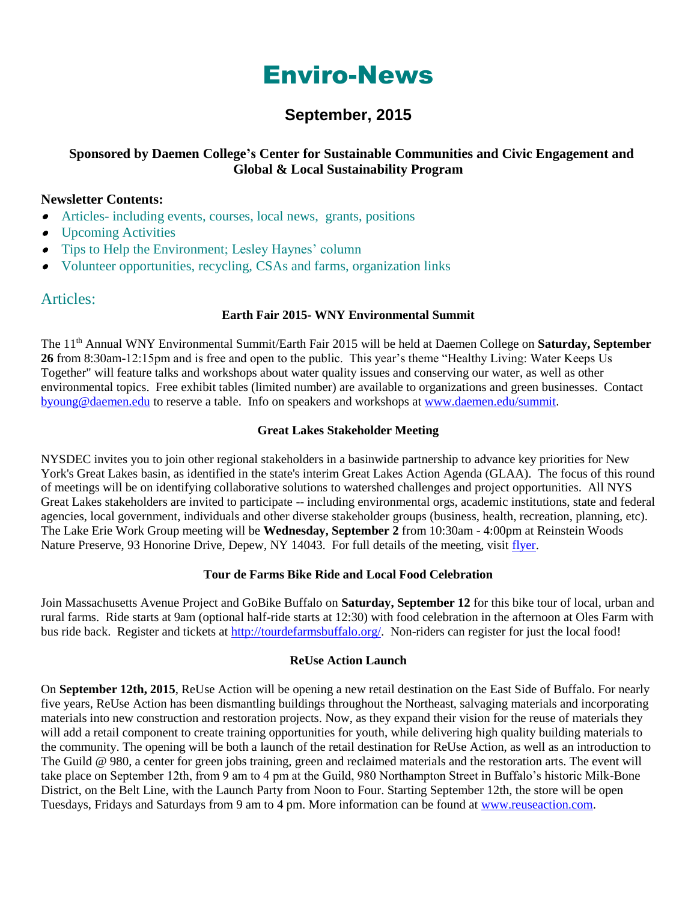# Enviro-News

## September, 2015

**Sponsored by Daemen College's Center for Sustainable Communities and Civic Engagement and Global & Local Sustainability Program**

**Newsletter Contents:**

- Articles- including events, courses, local news, grants, positions
- Upcoming Activities
- Tips to Help the Environment; Lesley Haynes' column
- Volunteer opportunities, recycling, CSAs and farms, organization links

## Articles:

### Earth Fair 2015- WNY Environmental Summit

The 11th Annual WNY Environmental Summit/Earth Fair 2015 will be held at Daemen College on **Saturday, September 26** from 8:30am-12:15pm and is free and open to the public. This year's theme "Healthy Living: Water Keeps Us Together" will feature talks and workshops about water quality issues and conserving our water, as well as other environmental topics. Free exhibit tables (limited number) are available to organizations and green businesses. Contact byoung@daemen.edu to reserve a table. Info on speakers and workshops at www.daemen.edu/summit.

### Great Lakes Stakeholder Meeting

NYSDEC invites you to join other regional stakeholders in a basinwide partnership to advance key priorities for New York's Great Lakes basin, as identified in the state's interim Great Lakes Action Agenda (GLAA). The focus of this round of meetings will be on identifying collaborative solutions to watershed challenges and project opportunities. All NYS Great Lakes stakeholders are invited to participate -- including environmental orgs, academic institutions, state and federal agencies, local government, individuals and other diverse stakeholder groups (business, health, recreation, planning, etc). The Lake Erie Work Group meeting will be **Wednesday, September 2** from 10:30am - 4:00pm at Reinstein Woods Nature Preserve, 93 Honorine Drive, Depew, NY 14043. For full details of the meeting, visit flyer.

### Tour de Farms Bike Ride and Local Food Celebration

Join Massachusetts Avenue Project and GoBike Buffalo on **Saturday, September 12** for this bike tour of local, urban and rural farms. Ride starts at 9am (optional half-ride starts at 12:30) with food celebration in the afternoon at Oles Farm with bus ride back. Register and tickets at http://tourdefarmsbuffalo.org/. Non-riders can register for just the local food!

### ReUse Action Launch

On **September 12th, 2015**, ReUse Action will be opening a new retail destination on the East Side of Buffalo. For nearly five years, ReUse Action has been dismantling buildings throughout the Northeast, salvaging materials and incorporating materials into new construction and restoration projects. Now, as they expand their vision for the reuse of materials they will add a retail component to create training opportunities for youth, while delivering high quality building materials to the community. The opening will be both a launch of the retail destination for ReUse Action, as well as an introduction to The Guild @ 980, a center for green jobs training, green and reclaimed materials and the restoration arts. The event will take place on September 12th, from 9 am to 4 pm at the Guild, 980 Northampton Street in Buffalo's historic Milk-Bone District, on the Belt Line, with the Launch Party from Noon to Four. Starting September 12th, the store will be open Tuesdays, Fridays and Saturdays from 9 am to 4 pm. More information can be found at www.reuseaction.com.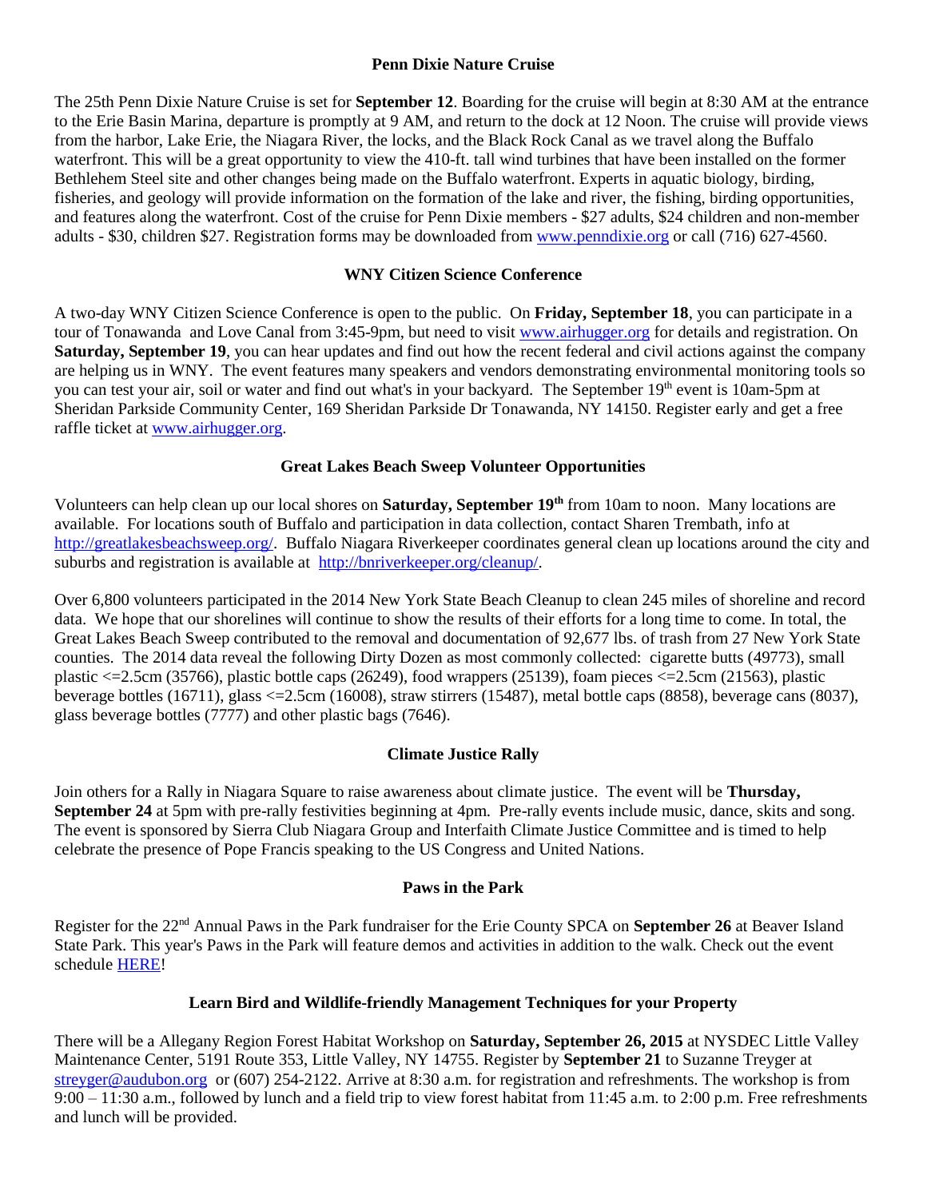### Penn Dixie Nature Cruise

The 25th Penn Dixie Nature Cruise is set for **September 12**. Boarding for the cruise will begin at 8:30 AM at the entrance to the Erie Basin Marina, departure is promptly at 9 AM, and return to the dock at 12 Noon. The cruise will provide views from the harbor, Lake Erie, the Niagara River, the locks, and the Black Rock Canal as we travel along the Buffalo waterfront. This will be a great opportunity to view the 410-ft. tall wind turbines that have been installed on the former Bethlehem Steel site and other changes being made on the Buffalo waterfront. Experts in aquatic biology, birding, fisheries, and geology will provide information on the formation of the lake and river, the fishing, birding opportunities, and features along the waterfront. Cost of the cruise for Penn Dixie members - $27 adults, $24 children and non-member adults - $30, children $27. Registration forms may be downloaded from www.penndixie.org or call (716) 627-4560.

### WNY Citizen Science Conference

A two-day WNY Citizen Science Conference is open to the public. On **Friday, September 18**, you can participate in a tour of Tonawanda and Love Canal from 3:45-9pm, but need to visit www.airhugger.org for details and registration. On **Saturday, September 19**, you can hear updates and find out how the recent federal and civil actions against the company are helping us in WNY. The event features many speakers and vendors demonstrating environmental monitoring tools so you can test your air, soil or water and find out what's in your backyard. The September 19th event is 10am-5pm at Sheridan Parkside Community Center, 169 Sheridan Parkside Dr Tonawanda, NY 14150. Register early and get a free raffle ticket at www.airhugger.org.

### Great Lakes Beach Sweep Volunteer Opportunities

Volunteers can help clean up our local shores on **Saturday, September 19th** from 10am to noon. Many locations are available. For locations south of Buffalo and participation in data collection, contact Sharen Trembath, info at http://greatlakesbeachsweep.org/. Buffalo Niagara Riverkeeper coordinates general clean up locations around the city and suburbs and registration is available at http://bnriverkeeper.org/cleanup/.

Over 6,800 volunteers participated in the 2014 New York State Beach Cleanup to clean 245 miles of shoreline and record data. We hope that our shorelines will continue to show the results of their efforts for a long time to come. In total, the Great Lakes Beach Sweep contributed to the removal and documentation of 92,677 lbs. of trash from 27 New York State counties. The 2014 data reveal the following Dirty Dozen as most commonly collected: cigarette butts (49773), small plastic <=2.5cm (35766), plastic bottle caps (26249), food wrappers (25139), foam pieces <=2.5cm (21563), plastic beverage bottles (16711), glass <=2.5cm (16008), straw stirrers (15487), metal bottle caps (8858), beverage cans (8037), glass beverage bottles (7777) and other plastic bags (7646).

### Climate Justice Rally

Join others for a Rally in Niagara Square to raise awareness about climate justice. The event will be **Thursday, September 24** at 5pm with pre-rally festivities beginning at 4pm. Pre-rally events include music, dance, skits and song. The event is sponsored by Sierra Club Niagara Group and Interfaith Climate Justice Committee and is timed to help celebrate the presence of Pope Francis speaking to the US Congress and United Nations.

### Paws in the Park

Register for the 22nd Annual Paws in the Park fundraiser for the Erie County SPCA on **September 26** at Beaver Island State Park. This year's Paws in the Park will feature demos and activities in addition to the walk. Check out the event schedule HERE!

### Learn Bird and Wildlife-friendly Management Techniques for your Property

There will be a Allegany Region Forest Habitat Workshop on **Saturday, September 26, 2015** at NYSDEC Little Valley Maintenance Center, 5191 Route 353, Little Valley, NY 14755. Register by **September 21** to Suzanne Treyger at streyger@audubon.org or (607) 254-2122. Arrive at 8:30 a.m. for registration and refreshments. The workshop is from 9:00 – 11:30 a.m., followed by lunch and a field trip to view forest habitat from 11:45 a.m. to 2:00 p.m. Free refreshments and lunch will be provided.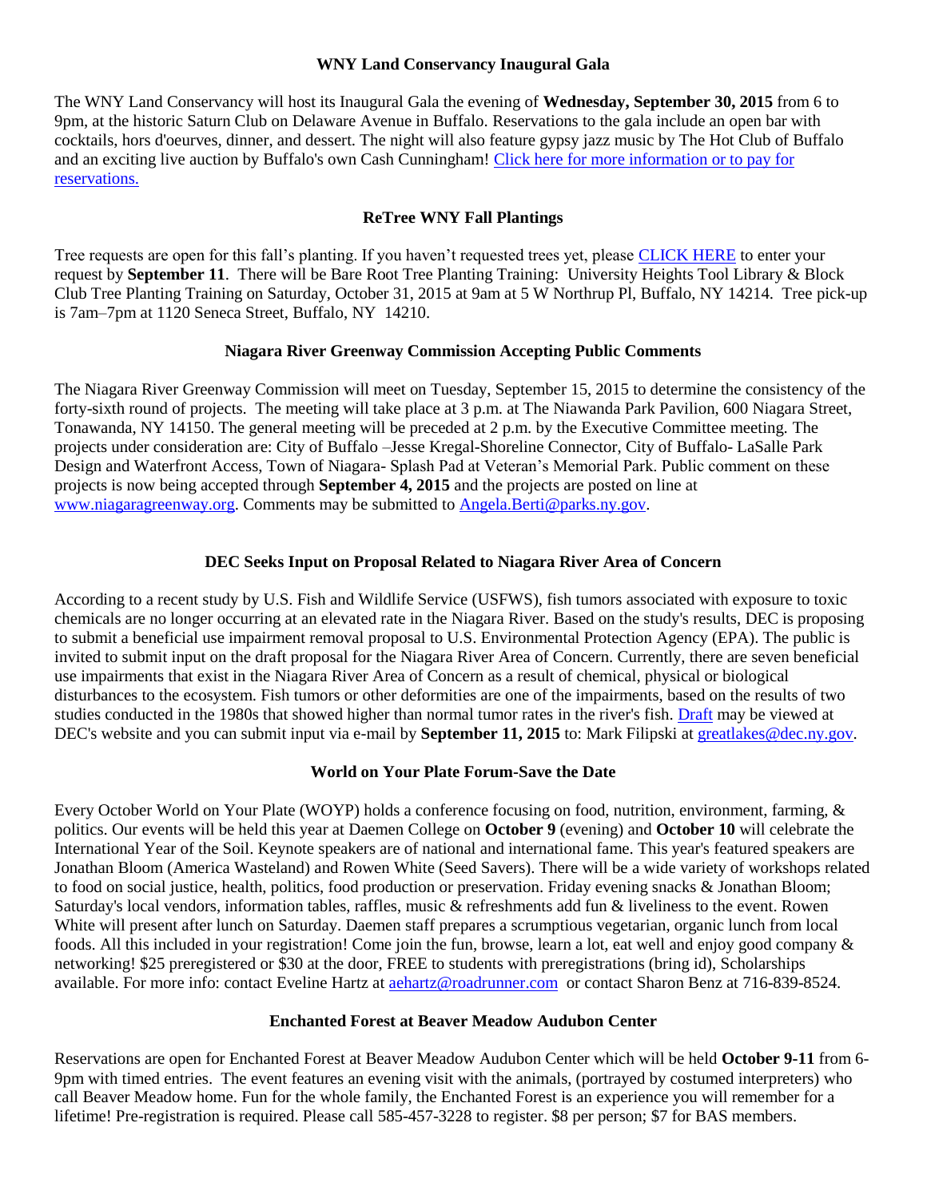## WNY Land Conservancy Inaugural Gala

The WNY Land Conservancy will host its Inaugural Gala the evening of **Wednesday, September 30, 2015** from 6 to 9pm, at the historic Saturn Club on Delaware Avenue in Buffalo. Reservations to the gala include an open bar with cocktails, hors d'oeurves, dinner, and dessert. The night will also feature gypsy jazz music by The Hot Club of Buffalo and an exciting live auction by Buffalo's own Cash Cunningham! Click here for more information or to pay for reservations.

## ReTree WNY Fall Plantings

Tree requests are open for this fall's planting. If you haven't requested trees yet, please CLICK HERE to enter your request by **September 11**. There will be Bare Root Tree Planting Training: University Heights Tool Library & Block Club Tree Planting Training on Saturday, October 31, 2015 at 9am at 5 W Northrup Pl, Buffalo, NY 14214. Tree pick-up is 7am–7pm at 1120 Seneca Street, Buffalo, NY 14210.

## Niagara River Greenway Commission Accepting Public Comments

The Niagara River Greenway Commission will meet on Tuesday, September 15, 2015 to determine the consistency of the forty-sixth round of projects. The meeting will take place at 3 p.m. at The Niawanda Park Pavilion, 600 Niagara Street, Tonawanda, NY 14150. The general meeting will be preceded at 2 p.m. by the Executive Committee meeting. The projects under consideration are: City of Buffalo –Jesse Kregal-Shoreline Connector, City of Buffalo- LaSalle Park Design and Waterfront Access, Town of Niagara- Splash Pad at Veteran's Memorial Park. Public comment on these projects is now being accepted through **September 4, 2015** and the projects are posted on line at www.niagaragreenway.org. Comments may be submitted to Angela.Berti@parks.ny.gov.

## DEC Seeks Input on Proposal Related to Niagara River Area of Concern

According to a recent study by U.S. Fish and Wildlife Service (USFWS), fish tumors associated with exposure to toxic chemicals are no longer occurring at an elevated rate in the Niagara River. Based on the study's results, DEC is proposing to submit a beneficial use impairment removal proposal to U.S. Environmental Protection Agency (EPA). The public is invited to submit input on the draft proposal for the Niagara River Area of Concern. Currently, there are seven beneficial use impairments that exist in the Niagara River Area of Concern as a result of chemical, physical or biological disturbances to the ecosystem. Fish tumors or other deformities are one of the impairments, based on the results of two studies conducted in the 1980s that showed higher than normal tumor rates in the river's fish. Draft may be viewed at DEC's website and you can submit input via e-mail by **September 11, 2015** to: Mark Filipski at greatlakes@dec.ny.gov.

## World on Your Plate Forum-Save the Date

Every October World on Your Plate (WOYP) holds a conference focusing on food, nutrition, environment, farming, & politics. Our events will be held this year at Daemen College on **October 9** (evening) and **October 10** will celebrate the International Year of the Soil. Keynote speakers are of national and international fame. This year's featured speakers are Jonathan Bloom (America Wasteland) and Rowen White (Seed Savers). There will be a wide variety of workshops related to food on social justice, health, politics, food production or preservation. Friday evening snacks & Jonathan Bloom; Saturday's local vendors, information tables, raffles, music & refreshments add fun & liveliness to the event. Rowen White will present after lunch on Saturday. Daemen staff prepares a scrumptious vegetarian, organic lunch from local foods. All this included in your registration! Come join the fun, browse, learn a lot, eat well and enjoy good company & networking! $25 preregistered or $30 at the door, FREE to students with preregistrations (bring id), Scholarships available. For more info: contact Eveline Hartz at aehartz@roadrunner.com or contact Sharon Benz at 716-839-8524.

## Enchanted Forest at Beaver Meadow Audubon Center

Reservations are open for Enchanted Forest at Beaver Meadow Audubon Center which will be held **October 9-11** from 6-9pm with timed entries. The event features an evening visit with the animals, (portrayed by costumed interpreters) who call Beaver Meadow home. Fun for the whole family, the Enchanted Forest is an experience you will remember for a lifetime! Pre-registration is required. Please call 585-457-3228 to register. $8 per person; $7 for BAS members.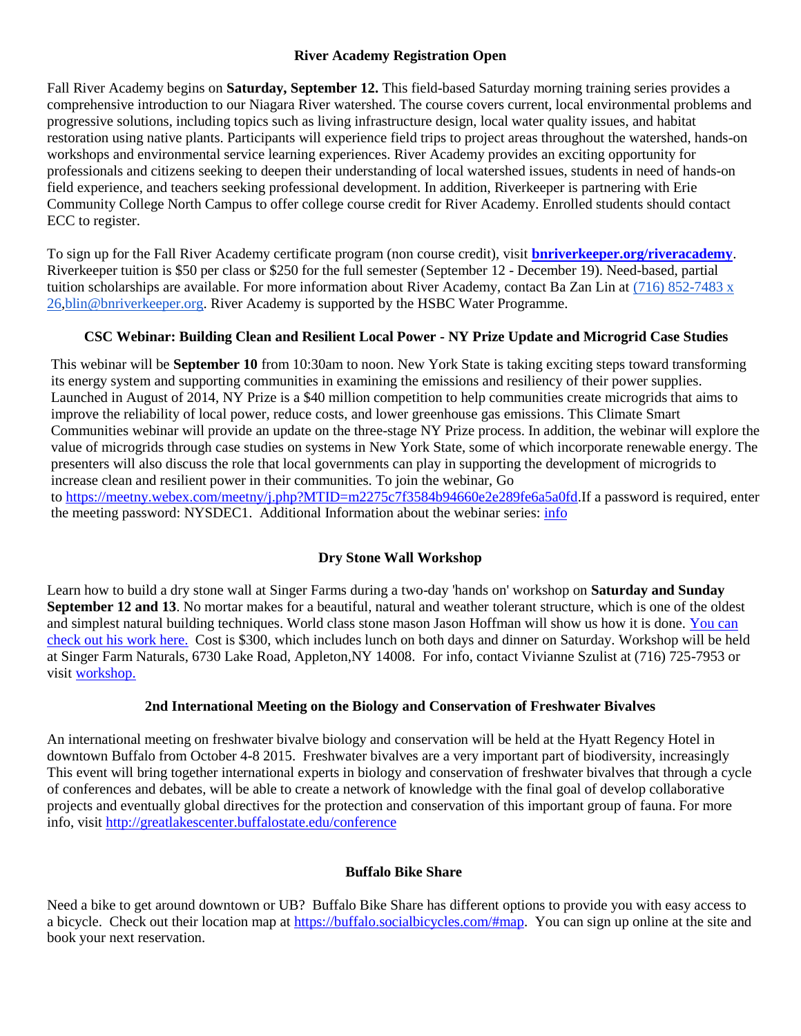### River Academy Registration Open

Fall River Academy begins on **Saturday, September 12.** This field-based Saturday morning training series provides a comprehensive introduction to our Niagara River watershed. The course covers current, local environmental problems and progressive solutions, including topics such as living infrastructure design, local water quality issues, and habitat restoration using native plants. Participants will experience field trips to project areas throughout the watershed, hands-on workshops and environmental service learning experiences. River Academy provides an exciting opportunity for professionals and citizens seeking to deepen their understanding of local watershed issues, students in need of hands-on field experience, and teachers seeking professional development. In addition, Riverkeeper is partnering with Erie Community College North Campus to offer college course credit for River Academy. Enrolled students should contact ECC to register.

To sign up for the Fall River Academy certificate program (non course credit), visit **bnriverkeeper.org/riveracademy**. Riverkeeper tuition is $50 per class or $250 for the full semester (September 12 - December 19). Need-based, partial tuition scholarships are available. For more information about River Academy, contact Ba Zan Lin at (716) 852-7483 x 26,blin@bnriverkeeper.org. River Academy is supported by the HSBC Water Programme.

### CSC Webinar: Building Clean and Resilient Local Power - NY Prize Update and Microgrid Case Studies

This webinar will be **September 10** from 10:30am to noon. New York State is taking exciting steps toward transforming its energy system and supporting communities in examining the emissions and resiliency of their power supplies. Launched in August of 2014, NY Prize is a $40 million competition to help communities create microgrids that aims to improve the reliability of local power, reduce costs, and lower greenhouse gas emissions. This Climate Smart Communities webinar will provide an update on the three-stage NY Prize process. In addition, the webinar will explore the value of microgrids through case studies on systems in New York State, some of which incorporate renewable energy. The presenters will also discuss the role that local governments can play in supporting the development of microgrids to increase clean and resilient power in their communities. To join the webinar, Go to https://meetny.webex.com/meetny/j.php?MTID=m2275c7f3584b94660e2e289fe6a5a0fd.If a password is required, enter the meeting password: NYSDEC1. Additional Information about the webinar series: info

### Dry Stone Wall Workshop

Learn how to build a dry stone wall at Singer Farms during a two-day 'hands on' workshop on **Saturday and Sunday September 12 and 13**. No mortar makes for a beautiful, natural and weather tolerant structure, which is one of the oldest and simplest natural building techniques. World class stone mason Jason Hoffman will show us how it is done. You can check out his work here. Cost is $300, which includes lunch on both days and dinner on Saturday. Workshop will be held at Singer Farm Naturals, 6730 Lake Road, Appleton,NY 14008. For info, contact Vivianne Szulist at (716) 725-7953 or visit workshop.

### 2nd International Meeting on the Biology and Conservation of Freshwater Bivalves

An international meeting on freshwater bivalve biology and conservation will be held at the Hyatt Regency Hotel in downtown Buffalo from October 4-8 2015. Freshwater bivalves are a very important part of biodiversity, increasingly This event will bring together international experts in biology and conservation of freshwater bivalves that through a cycle of conferences and debates, will be able to create a network of knowledge with the final goal of develop collaborative projects and eventually global directives for the protection and conservation of this important group of fauna. For more info, visit http://greatlakescenter.buffalostate.edu/conference

### Buffalo Bike Share

Need a bike to get around downtown or UB? Buffalo Bike Share has different options to provide you with easy access to a bicycle. Check out their location map at https://buffalo.socialbicycles.com/#map. You can sign up online at the site and book your next reservation.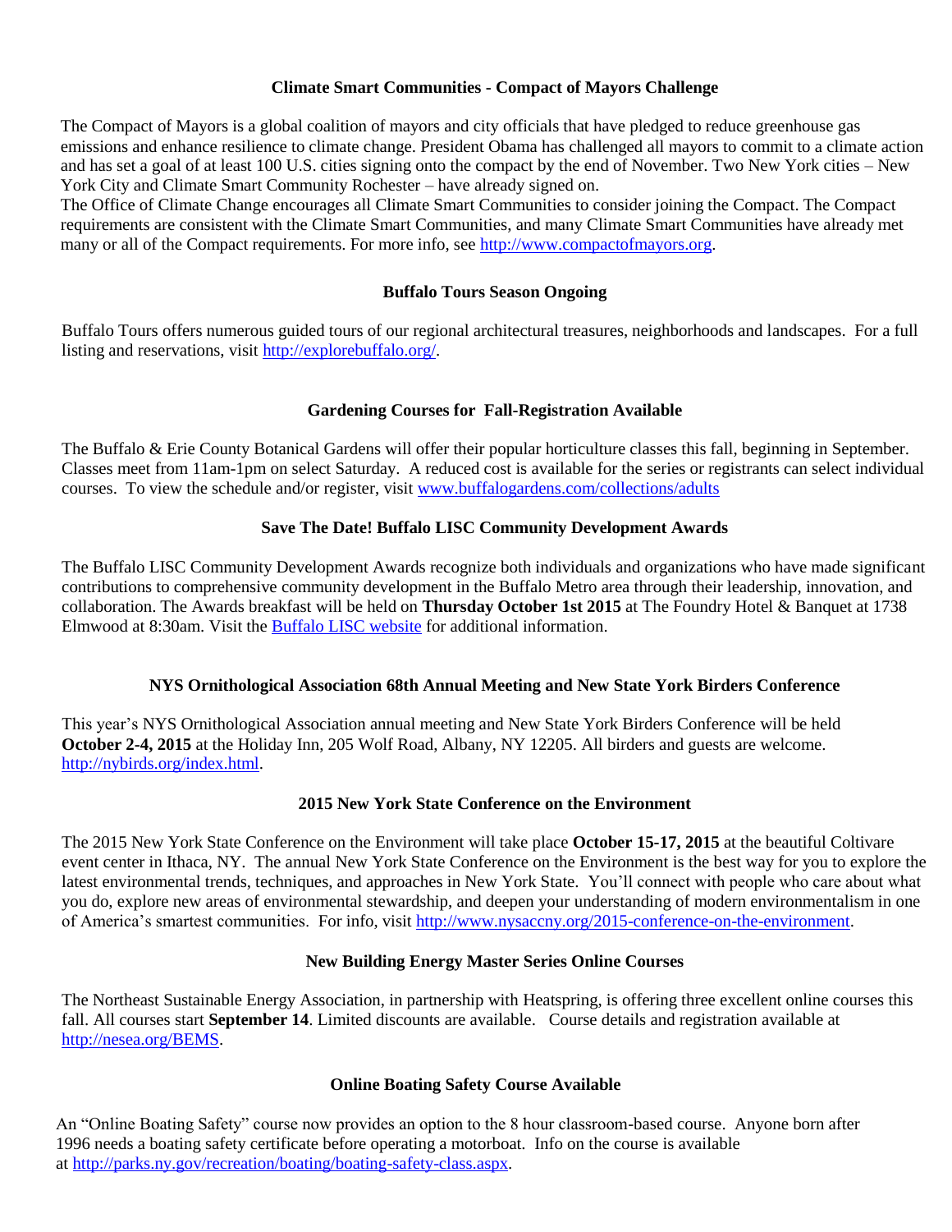### Climate Smart Communities - Compact of Mayors Challenge

The Compact of Mayors is a global coalition of mayors and city officials that have pledged to reduce greenhouse gas emissions and enhance resilience to climate change. President Obama has challenged all mayors to commit to a climate action and has set a goal of at least 100 U.S. cities signing onto the compact by the end of November. Two New York cities – New York City and Climate Smart Community Rochester – have already signed on.
The Office of Climate Change encourages all Climate Smart Communities to consider joining the Compact. The Compact requirements are consistent with the Climate Smart Communities, and many Climate Smart Communities have already met many or all of the Compact requirements. For more info, see [http://www.compactofmayors.org](http://www.compactofmayors.org).

### Buffalo Tours Season Ongoing

Buffalo Tours offers numerous guided tours of our regional architectural treasures, neighborhoods and landscapes. For a full listing and reservations, visit [http://explorebuffalo.org/](http://explorebuffalo.org/).

### Gardening Courses for Fall-Registration Available

The Buffalo & Erie County Botanical Gardens will offer their popular horticulture classes this fall, beginning in September. Classes meet from 11am-1pm on select Saturday. A reduced cost is available for the series or registrants can select individual courses. To view the schedule and/or register, visit [www.buffalogardens.com/collections/adults](www.buffalogardens.com/collections/adults)

### Save The Date! Buffalo LISC Community Development Awards

The Buffalo LISC Community Development Awards recognize both individuals and organizations who have made significant contributions to comprehensive community development in the Buffalo Metro area through their leadership, innovation, and collaboration. The Awards breakfast will be held on **Thursday October 1st 2015** at The Foundry Hotel & Banquet at 1738 Elmwood at 8:30am. Visit the Buffalo LISC website for additional information.

### NYS Ornithological Association 68th Annual Meeting and New State York Birders Conference

This year's NYS Ornithological Association annual meeting and New State York Birders Conference will be held **October 2-4, 2015** at the Holiday Inn, 205 Wolf Road, Albany, NY 12205. All birders and guests are welcome. [http://nybirds.org/index.html](http://nybirds.org/index.html).

### 2015 New York State Conference on the Environment

The 2015 New York State Conference on the Environment will take place **October 15-17, 2015** at the beautiful Coltivare event center in Ithaca, NY. The annual New York State Conference on the Environment is the best way for you to explore the latest environmental trends, techniques, and approaches in New York State. You'll connect with people who care about what you do, explore new areas of environmental stewardship, and deepen your understanding of modern environmentalism in one of America's smartest communities. For info, visit [http://www.nysaccny.org/2015-conference-on-the-environment](http://www.nysaccny.org/2015-conference-on-the-environment).

### New Building Energy Master Series Online Courses

The Northeast Sustainable Energy Association, in partnership with Heatspring, is offering three excellent online courses this fall. All courses start **September 14**. Limited discounts are available. Course details and registration available at [http://nesea.org/BEMS](http://nesea.org/BEMS).

### Online Boating Safety Course Available

An "Online Boating Safety" course now provides an option to the 8 hour classroom-based course. Anyone born after 1996 needs a boating safety certificate before operating a motorboat. Info on the course is available at [http://parks.ny.gov/recreation/boating/boating-safety-class.aspx](http://parks.ny.gov/recreation/boating/boating-safety-class.aspx).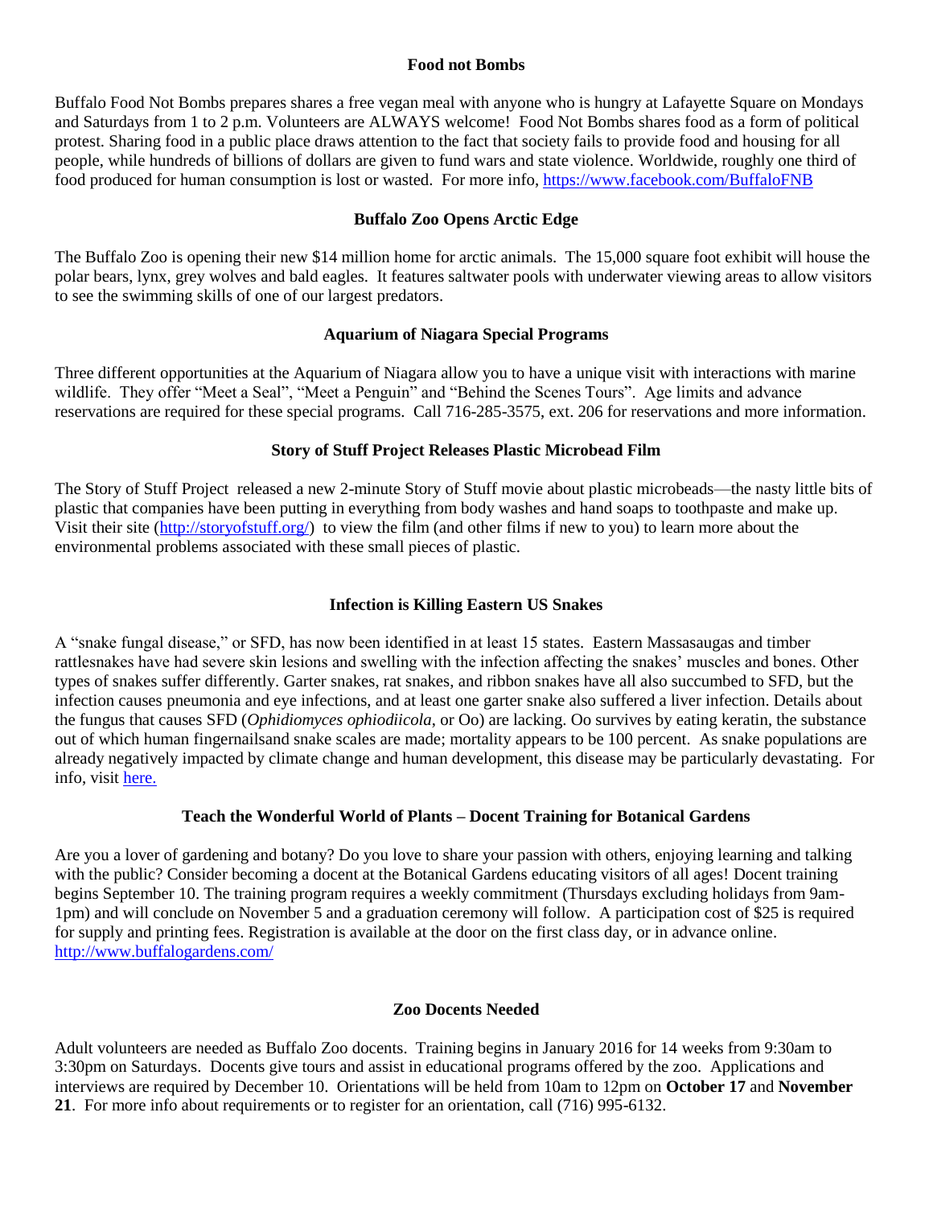### Food not Bombs

Buffalo Food Not Bombs prepares shares a free vegan meal with anyone who is hungry at Lafayette Square on Mondays and Saturdays from 1 to 2 p.m. Volunteers are ALWAYS welcome! Food Not Bombs shares food as a form of political protest. Sharing food in a public place draws attention to the fact that society fails to provide food and housing for all people, while hundreds of billions of dollars are given to fund wars and state violence. Worldwide, roughly one third of food produced for human consumption is lost or wasted. For more info, https://www.facebook.com/BuffaloFNB

### Buffalo Zoo Opens Arctic Edge

The Buffalo Zoo is opening their new $14 million home for arctic animals. The 15,000 square foot exhibit will house the polar bears, lynx, grey wolves and bald eagles. It features saltwater pools with underwater viewing areas to allow visitors to see the swimming skills of one of our largest predators.

### Aquarium of Niagara Special Programs

Three different opportunities at the Aquarium of Niagara allow you to have a unique visit with interactions with marine wildlife. They offer "Meet a Seal", "Meet a Penguin" and "Behind the Scenes Tours". Age limits and advance reservations are required for these special programs. Call 716-285-3575, ext. 206 for reservations and more information.

### Story of Stuff Project Releases Plastic Microbead Film

The Story of Stuff Project released a new 2-minute Story of Stuff movie about plastic microbeads—the nasty little bits of plastic that companies have been putting in everything from body washes and hand soaps to toothpaste and make up. Visit their site (http://storyofstuff.org/) to view the film (and other films if new to you) to learn more about the environmental problems associated with these small pieces of plastic.

### Infection is Killing Eastern US Snakes

A "snake fungal disease," or SFD, has now been identified in at least 15 states. Eastern Massasaugas and timber rattlesnakes have had severe skin lesions and swelling with the infection affecting the snakes' muscles and bones. Other types of snakes suffer differently. Garter snakes, rat snakes, and ribbon snakes have all also succumbed to SFD, but the infection causes pneumonia and eye infections, and at least one garter snake also suffered a liver infection. Details about the fungus that causes SFD (*Ophidiomyces ophiodiicola*, or Oo) are lacking. Oo survives by eating keratin, the substance out of which human fingernailsand snake scales are made; mortality appears to be 100 percent. As snake populations are already negatively impacted by climate change and human development, this disease may be particularly devastating. For info, visit here.

### Teach the Wonderful World of Plants – Docent Training for Botanical Gardens

Are you a lover of gardening and botany? Do you love to share your passion with others, enjoying learning and talking with the public? Consider becoming a docent at the Botanical Gardens educating visitors of all ages! Docent training begins September 10. The training program requires a weekly commitment (Thursdays excluding holidays from 9am-1pm) and will conclude on November 5 and a graduation ceremony will follow. A participation cost of $25 is required for supply and printing fees. Registration is available at the door on the first class day, or in advance online. http://www.buffalogardens.com/

### Zoo Docents Needed

Adult volunteers are needed as Buffalo Zoo docents. Training begins in January 2016 for 14 weeks from 9:30am to 3:30pm on Saturdays. Docents give tours and assist in educational programs offered by the zoo. Applications and interviews are required by December 10. Orientations will be held from 10am to 12pm on **October 17** and **November 21**. For more info about requirements or to register for an orientation, call (716) 995-6132.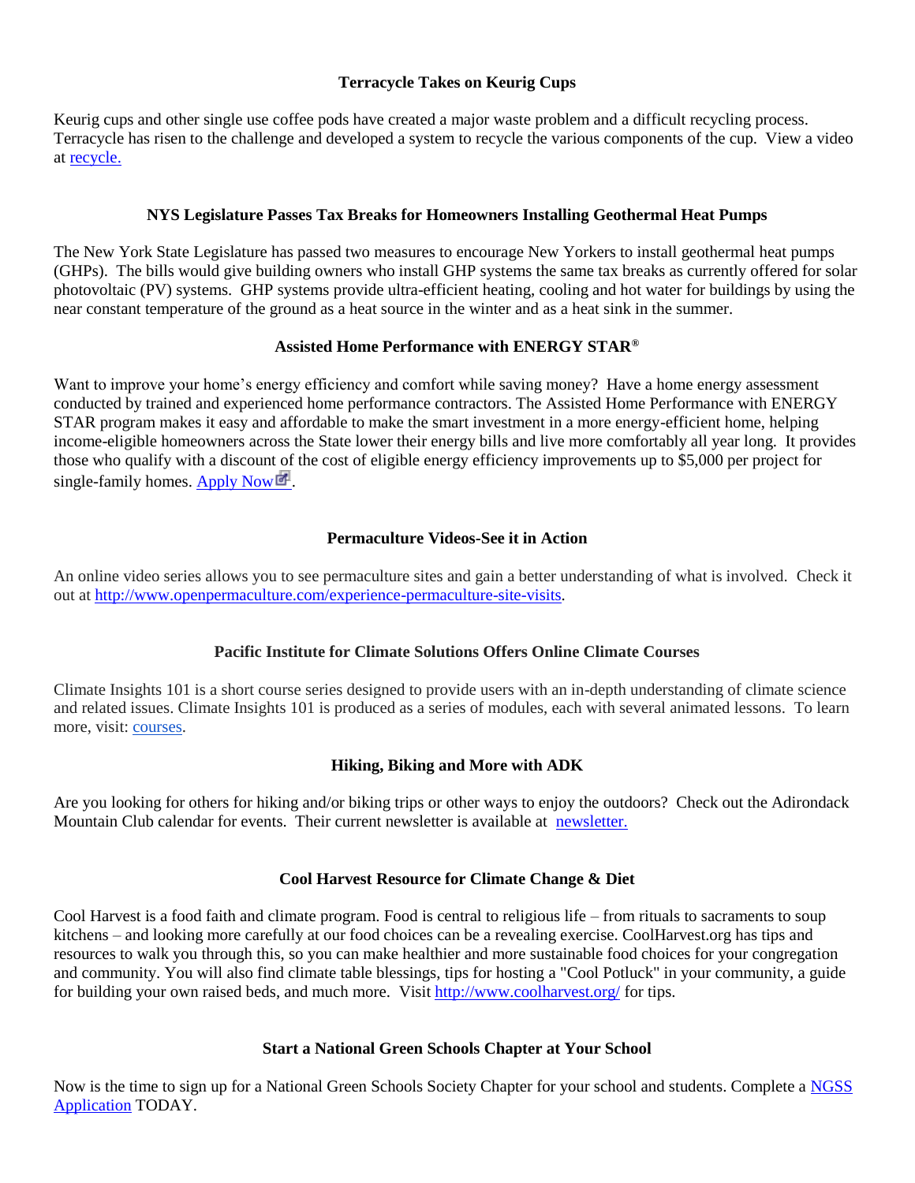### Terracycle Takes on Keurig Cups

Keurig cups and other single use coffee pods have created a major waste problem and a difficult recycling process. Terracycle has risen to the challenge and developed a system to recycle the various components of the cup. View a video at recycle.

### NYS Legislature Passes Tax Breaks for Homeowners Installing Geothermal Heat Pumps

The New York State Legislature has passed two measures to encourage New Yorkers to install geothermal heat pumps (GHPs). The bills would give building owners who install GHP systems the same tax breaks as currently offered for solar photovoltaic (PV) systems. GHP systems provide ultra-efficient heating, cooling and hot water for buildings by using the near constant temperature of the ground as a heat source in the winter and as a heat sink in the summer.

### Assisted Home Performance with ENERGY STAR®

Want to improve your home's energy efficiency and comfort while saving money? Have a home energy assessment conducted by trained and experienced home performance contractors. The Assisted Home Performance with ENERGY STAR program makes it easy and affordable to make the smart investment in a more energy-efficient home, helping income-eligible homeowners across the State lower their energy bills and live more comfortably all year long. It provides those who qualify with a discount of the cost of eligible energy efficiency improvements up to $5,000 per project for single-family homes. Apply Now.

### Permaculture Videos-See it in Action

An online video series allows you to see permaculture sites and gain a better understanding of what is involved. Check it out at http://www.openpermaculture.com/experience-permaculture-site-visits.

### Pacific Institute for Climate Solutions Offers Online Climate Courses

Climate Insights 101 is a short course series designed to provide users with an in-depth understanding of climate science and related issues. Climate Insights 101 is produced as a series of modules, each with several animated lessons. To learn more, visit: courses.

### Hiking, Biking and More with ADK

Are you looking for others for hiking and/or biking trips or other ways to enjoy the outdoors? Check out the Adirondack Mountain Club calendar for events. Their current newsletter is available at newsletter.

### Cool Harvest Resource for Climate Change & Diet

Cool Harvest is a food faith and climate program. Food is central to religious life – from rituals to sacraments to soup kitchens – and looking more carefully at our food choices can be a revealing exercise. CoolHarvest.org has tips and resources to walk you through this, so you can make healthier and more sustainable food choices for your congregation and community. You will also find climate table blessings, tips for hosting a "Cool Potluck" in your community, a guide for building your own raised beds, and much more. Visit http://www.coolharvest.org/ for tips.

### Start a National Green Schools Chapter at Your School

Now is the time to sign up for a National Green Schools Society Chapter for your school and students. Complete a NGSS Application TODAY.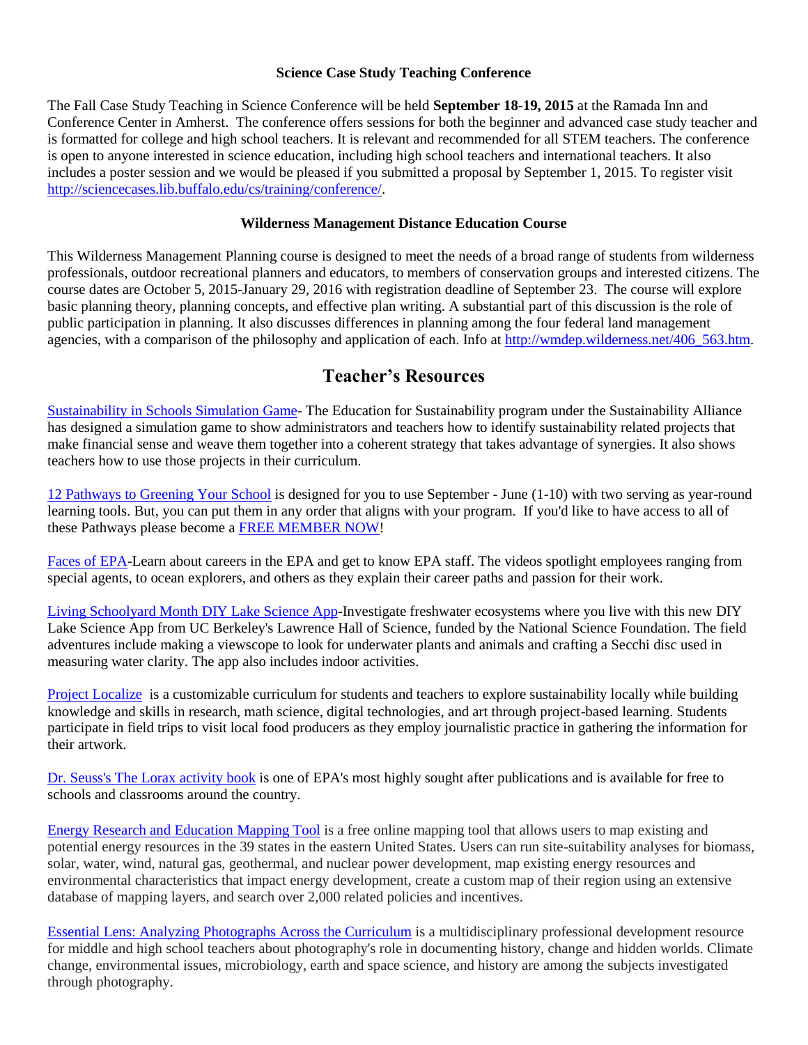### Science Case Study Teaching Conference

The Fall Case Study Teaching in Science Conference will be held **September 18-19, 2015** at the Ramada Inn and Conference Center in Amherst. The conference offers sessions for both the beginner and advanced case study teacher and is formatted for college and high school teachers. It is relevant and recommended for all STEM teachers. The conference is open to anyone interested in science education, including high school teachers and international teachers. It also includes a poster session and we would be pleased if you submitted a proposal by September 1, 2015. To register visit http://sciencecases.lib.buffalo.edu/cs/training/conference/.

### Wilderness Management Distance Education Course

This Wilderness Management Planning course is designed to meet the needs of a broad range of students from wilderness professionals, outdoor recreational planners and educators, to members of conservation groups and interested citizens. The course dates are October 5, 2015-January 29, 2016 with registration deadline of September 23. The course will explore basic planning theory, planning concepts, and effective plan writing. A substantial part of this discussion is the role of public participation in planning. It also discusses differences in planning among the four federal land management agencies, with a comparison of the philosophy and application of each. Info at http://wmdep.wilderness.net/406_563.htm.

## Teacher's Resources

Sustainability in Schools Simulation Game- The Education for Sustainability program under the Sustainability Alliance has designed a simulation game to show administrators and teachers how to identify sustainability related projects that make financial sense and weave them together into a coherent strategy that takes advantage of synergies. It also shows teachers how to use those projects in their curriculum.

12 Pathways to Greening Your School is designed for you to use September - June (1-10) with two serving as year-round learning tools. But, you can put them in any order that aligns with your program. If you'd like to have access to all of these Pathways please become a FREE MEMBER NOW!

Faces of EPA-Learn about careers in the EPA and get to know EPA staff. The videos spotlight employees ranging from special agents, to ocean explorers, and others as they explain their career paths and passion for their work.

Living Schoolyard Month DIY Lake Science App-Investigate freshwater ecosystems where you live with this new DIY Lake Science App from UC Berkeley's Lawrence Hall of Science, funded by the National Science Foundation. The field adventures include making a viewscope to look for underwater plants and animals and crafting a Secchi disc used in measuring water clarity. The app also includes indoor activities.

Project Localize is a customizable curriculum for students and teachers to explore sustainability locally while building knowledge and skills in research, math science, digital technologies, and art through project-based learning. Students participate in field trips to visit local food producers as they employ journalistic practice in gathering the information for their artwork.

Dr. Seuss's The Lorax activity book is one of EPA's most highly sought after publications and is available for free to schools and classrooms around the country.

Energy Research and Education Mapping Tool is a free online mapping tool that allows users to map existing and potential energy resources in the 39 states in the eastern United States. Users can run site-suitability analyses for biomass, solar, water, wind, natural gas, geothermal, and nuclear power development, map existing energy resources and environmental characteristics that impact energy development, create a custom map of their region using an extensive database of mapping layers, and search over 2,000 related policies and incentives.

Essential Lens: Analyzing Photographs Across the Curriculum is a multidisciplinary professional development resource for middle and high school teachers about photography's role in documenting history, change and hidden worlds. Climate change, environmental issues, microbiology, earth and space science, and history are among the subjects investigated through photography.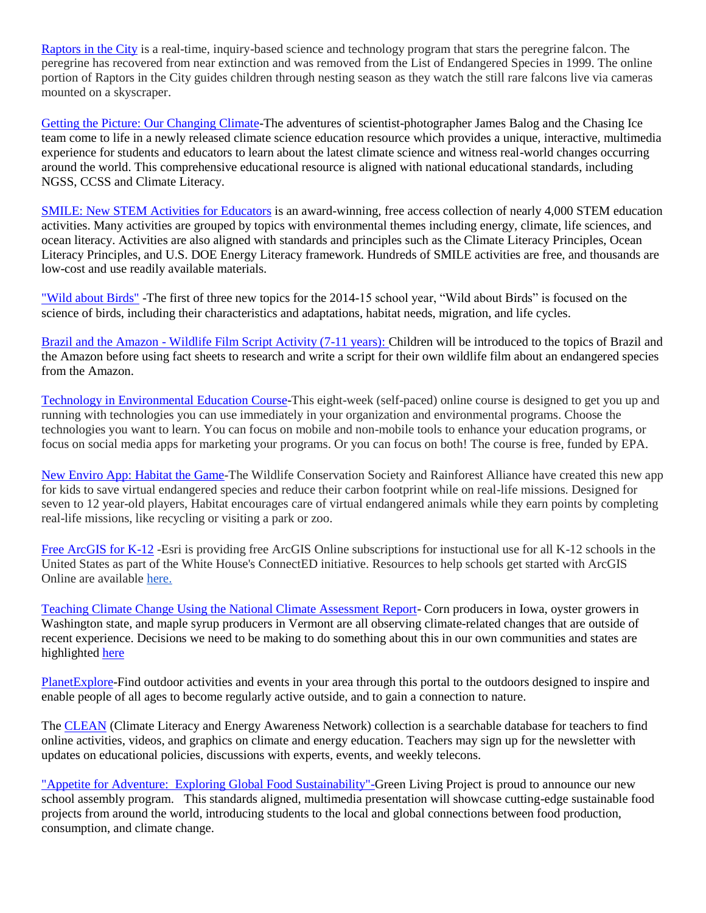Raptors in the City is a real-time, inquiry-based science and technology program that stars the peregrine falcon. The peregrine has recovered from near extinction and was removed from the List of Endangered Species in 1999. The online portion of Raptors in the City guides children through nesting season as they watch the still rare falcons live via cameras mounted on a skyscraper.

Getting the Picture: Our Changing Climate-The adventures of scientist-photographer James Balog and the Chasing Ice team come to life in a newly released climate science education resource which provides a unique, interactive, multimedia experience for students and educators to learn about the latest climate science and witness real-world changes occurring around the world. This comprehensive educational resource is aligned with national educational standards, including NGSS, CCSS and Climate Literacy.

SMILE: New STEM Activities for Educators is an award-winning, free access collection of nearly 4,000 STEM education activities. Many activities are grouped by topics with environmental themes including energy, climate, life sciences, and ocean literacy. Activities are also aligned with standards and principles such as the Climate Literacy Principles, Ocean Literacy Principles, and U.S. DOE Energy Literacy framework. Hundreds of SMILE activities are free, and thousands are low-cost and use readily available materials.

"Wild about Birds" -The first of three new topics for the 2014-15 school year, "Wild about Birds" is focused on the science of birds, including their characteristics and adaptations, habitat needs, migration, and life cycles.

Brazil and the Amazon - Wildlife Film Script Activity (7-11 years): Children will be introduced to the topics of Brazil and the Amazon before using fact sheets to research and write a script for their own wildlife film about an endangered species from the Amazon.

Technology in Environmental Education Course-This eight-week (self-paced) online course is designed to get you up and running with technologies you can use immediately in your organization and environmental programs. Choose the technologies you want to learn. You can focus on mobile and non-mobile tools to enhance your education programs, or focus on social media apps for marketing your programs. Or you can focus on both! The course is free, funded by EPA.

New Enviro App: Habitat the Game-The Wildlife Conservation Society and Rainforest Alliance have created this new app for kids to save virtual endangered species and reduce their carbon footprint while on real-life missions. Designed for seven to 12 year-old players, Habitat encourages care of virtual endangered animals while they earn points by completing real-life missions, like recycling or visiting a park or zoo.

Free ArcGIS for K-12 -Esri is providing free ArcGIS Online subscriptions for instuctional use for all K-12 schools in the United States as part of the White House's ConnectED initiative. Resources to help schools get started with ArcGIS Online are available here.

Teaching Climate Change Using the National Climate Assessment Report- Corn producers in Iowa, oyster growers in Washington state, and maple syrup producers in Vermont are all observing climate-related changes that are outside of recent experience. Decisions we need to be making to do something about this in our own communities and states are highlighted here

PlanetExplore-Find outdoor activities and events in your area through this portal to the outdoors designed to inspire and enable people of all ages to become regularly active outside, and to gain a connection to nature.

The CLEAN (Climate Literacy and Energy Awareness Network) collection is a searchable database for teachers to find online activities, videos, and graphics on climate and energy education. Teachers may sign up for the newsletter with updates on educational policies, discussions with experts, events, and weekly telecons.

"Appetite for Adventure: Exploring Global Food Sustainability"-Green Living Project is proud to announce our new school assembly program. This standards aligned, multimedia presentation will showcase cutting-edge sustainable food projects from around the world, introducing students to the local and global connections between food production, consumption, and climate change.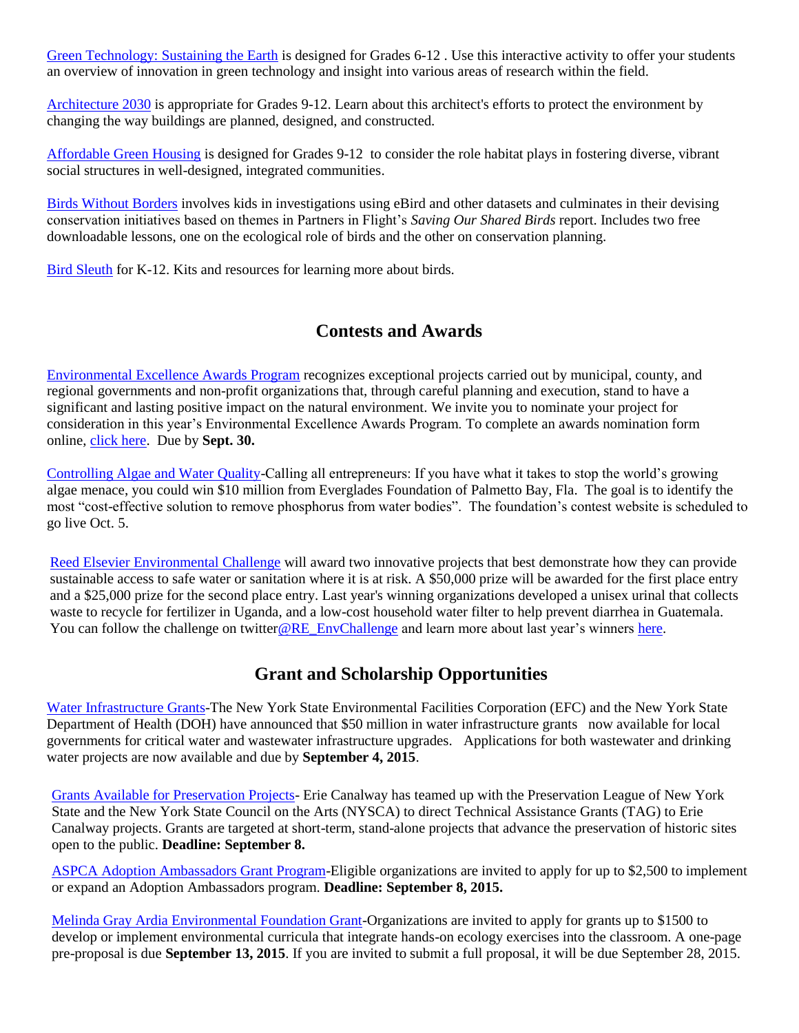Green Technology: Sustaining the Earth is designed for Grades 6-12 . Use this interactive activity to offer your students an overview of innovation in green technology and insight into various areas of research within the field.

Architecture 2030 is appropriate for Grades 9-12. Learn about this architect's efforts to protect the environment by changing the way buildings are planned, designed, and constructed.

Affordable Green Housing is designed for Grades 9-12 to consider the role habitat plays in fostering diverse, vibrant social structures in well-designed, integrated communities.

Birds Without Borders involves kids in investigations using eBird and other datasets and culminates in their devising conservation initiatives based on themes in Partners in Flight's *Saving Our Shared Birds* report. Includes two free downloadable lessons, one on the ecological role of birds and the other on conservation planning.

Bird Sleuth for K-12. Kits and resources for learning more about birds.

## Contests and Awards

Environmental Excellence Awards Program recognizes exceptional projects carried out by municipal, county, and regional governments and non-profit organizations that, through careful planning and execution, stand to have a significant and lasting positive impact on the natural environment. We invite you to nominate your project for consideration in this year's Environmental Excellence Awards Program. To complete an awards nomination form online, click here. Due by **Sept. 30.**

Controlling Algae and Water Quality-Calling all entrepreneurs: If you have what it takes to stop the world's growing algae menace, you could win $10 million from Everglades Foundation of Palmetto Bay, Fla. The goal is to identify the most "cost-effective solution to remove phosphorus from water bodies". The foundation's contest website is scheduled to go live Oct. 5.

Reed Elsevier Environmental Challenge will award two innovative projects that best demonstrate how they can provide sustainable access to safe water or sanitation where it is at risk. A $50,000 prize will be awarded for the first place entry and a $25,000 prize for the second place entry. Last year's winning organizations developed a unisex urinal that collects waste to recycle for fertilizer in Uganda, and a low-cost household water filter to help prevent diarrhea in Guatemala. You can follow the challenge on twitter@RE_EnvChallenge and learn more about last year's winners here.

## Grant and Scholarship Opportunities

Water Infrastructure Grants-The New York State Environmental Facilities Corporation (EFC) and the New York State Department of Health (DOH) have announced that $50 million in water infrastructure grants now available for local governments for critical water and wastewater infrastructure upgrades. Applications for both wastewater and drinking water projects are now available and due by **September 4, 2015**.

Grants Available for Preservation Projects- Erie Canalway has teamed up with the Preservation League of New York State and the New York State Council on the Arts (NYSCA) to direct Technical Assistance Grants (TAG) to Erie Canalway projects. Grants are targeted at short-term, stand-alone projects that advance the preservation of historic sites open to the public. **Deadline: September 8.**

ASPCA Adoption Ambassadors Grant Program-Eligible organizations are invited to apply for up to $2,500 to implement or expand an Adoption Ambassadors program. **Deadline: September 8, 2015.**

Melinda Gray Ardia Environmental Foundation Grant-Organizations are invited to apply for grants up to $1500 to develop or implement environmental curricula that integrate hands-on ecology exercises into the classroom. A one-page pre-proposal is due **September 13, 2015**. If you are invited to submit a full proposal, it will be due September 28, 2015.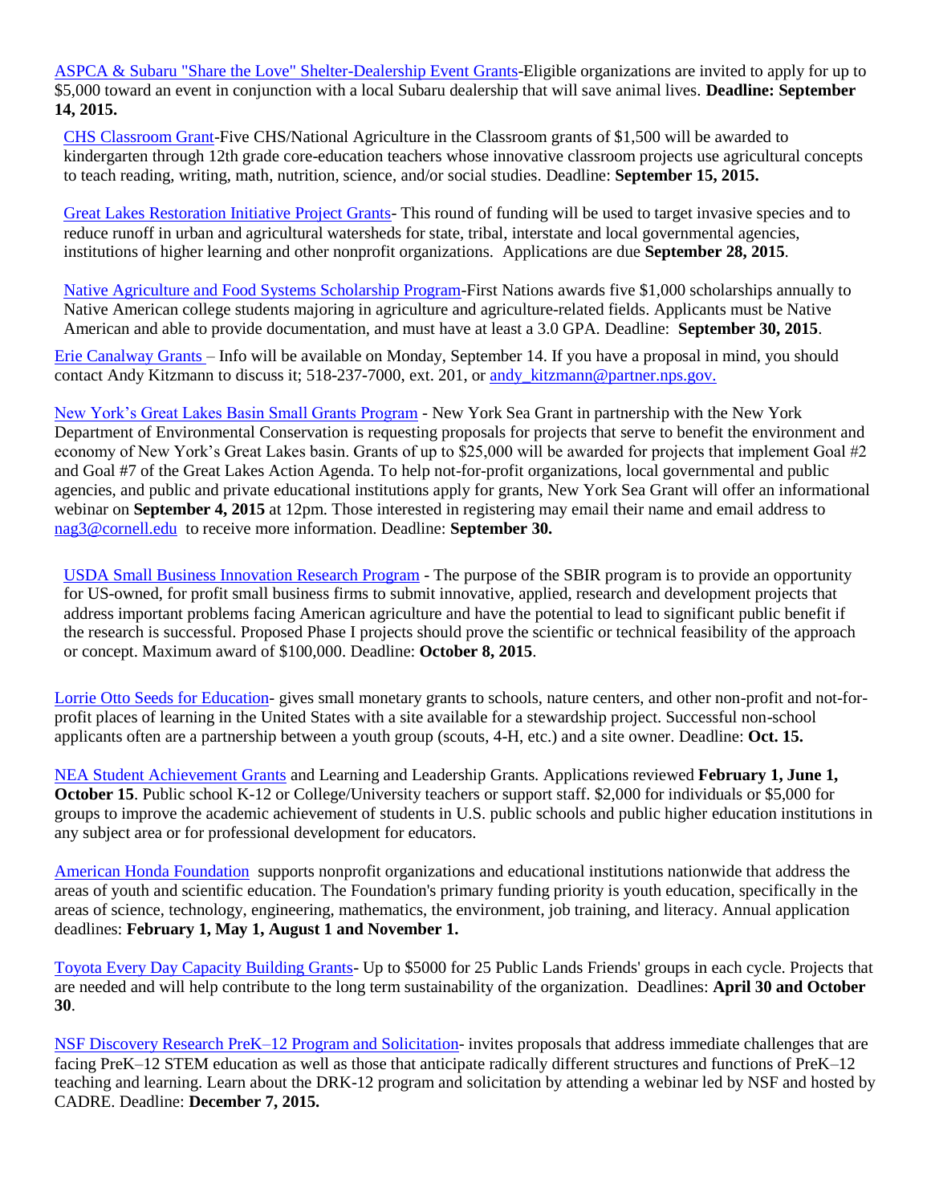ASPCA & Subaru "Share the Love" Shelter-Dealership Event Grants-Eligible organizations are invited to apply for up to $5,000 toward an event in conjunction with a local Subaru dealership that will save animal lives. **Deadline: September 14, 2015.**

CHS Classroom Grant-Five CHS/National Agriculture in the Classroom grants of $1,500 will be awarded to kindergarten through 12th grade core-education teachers whose innovative classroom projects use agricultural concepts to teach reading, writing, math, nutrition, science, and/or social studies. Deadline: **September 15, 2015.**

Great Lakes Restoration Initiative Project Grants- This round of funding will be used to target invasive species and to reduce runoff in urban and agricultural watersheds for state, tribal, interstate and local governmental agencies, institutions of higher learning and other nonprofit organizations. Applications are due **September 28, 2015**.

Native Agriculture and Food Systems Scholarship Program-First Nations awards five $1,000 scholarships annually to Native American college students majoring in agriculture and agriculture-related fields. Applicants must be Native American and able to provide documentation, and must have at least a 3.0 GPA. Deadline: **September 30, 2015**.

Erie Canalway Grants – Info will be available on Monday, September 14. If you have a proposal in mind, you should contact Andy Kitzmann to discuss it; 518-237-7000, ext. 201, or andy_kitzmann@partner.nps.gov.

New York's Great Lakes Basin Small Grants Program - New York Sea Grant in partnership with the New York Department of Environmental Conservation is requesting proposals for projects that serve to benefit the environment and economy of New York's Great Lakes basin. Grants of up to $25,000 will be awarded for projects that implement Goal #2 and Goal #7 of the Great Lakes Action Agenda. To help not-for-profit organizations, local governmental and public agencies, and public and private educational institutions apply for grants, New York Sea Grant will offer an informational webinar on **September 4, 2015** at 12pm. Those interested in registering may email their name and email address to nag3@cornell.edu to receive more information. Deadline: **September 30.**

USDA Small Business Innovation Research Program - The purpose of the SBIR program is to provide an opportunity for US-owned, for profit small business firms to submit innovative, applied, research and development projects that address important problems facing American agriculture and have the potential to lead to significant public benefit if the research is successful. Proposed Phase I projects should prove the scientific or technical feasibility of the approach or concept. Maximum award of $100,000. Deadline: **October 8, 2015**.

Lorrie Otto Seeds for Education- gives small monetary grants to schools, nature centers, and other non-profit and not-for-profit places of learning in the United States with a site available for a stewardship project. Successful non-school applicants often are a partnership between a youth group (scouts, 4-H, etc.) and a site owner. Deadline: **Oct. 15.**

NEA Student Achievement Grants and Learning and Leadership Grants. Applications reviewed **February 1, June 1, October 15**. Public school K-12 or College/University teachers or support staff. $2,000 for individuals or $5,000 for groups to improve the academic achievement of students in U.S. public schools and public higher education institutions in any subject area or for professional development for educators.

American Honda Foundation supports nonprofit organizations and educational institutions nationwide that address the areas of youth and scientific education. The Foundation's primary funding priority is youth education, specifically in the areas of science, technology, engineering, mathematics, the environment, job training, and literacy. Annual application deadlines: **February 1, May 1, August 1 and November 1.**

Toyota Every Day Capacity Building Grants- Up to $5000 for 25 Public Lands Friends' groups in each cycle. Projects that are needed and will help contribute to the long term sustainability of the organization. Deadlines: **April 30 and October 30**.

NSF Discovery Research PreK–12 Program and Solicitation- invites proposals that address immediate challenges that are facing PreK–12 STEM education as well as those that anticipate radically different structures and functions of PreK–12 teaching and learning. Learn about the DRK-12 program and solicitation by attending a webinar led by NSF and hosted by CADRE. Deadline: **December 7, 2015.**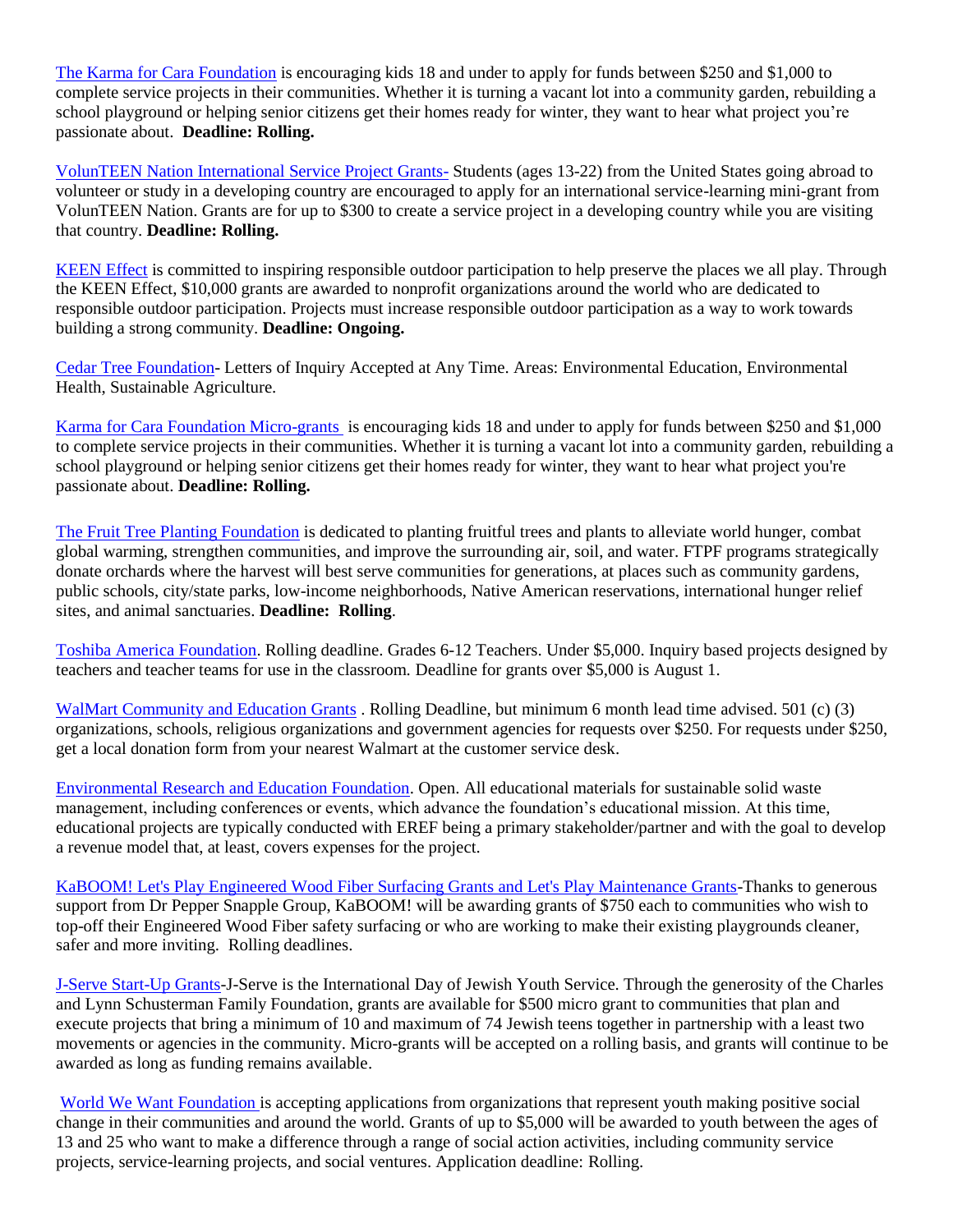The Karma for Cara Foundation is encouraging kids 18 and under to apply for funds between $250 and $1,000 to complete service projects in their communities. Whether it is turning a vacant lot into a community garden, rebuilding a school playground or helping senior citizens get their homes ready for winter, they want to hear what project you're passionate about. **Deadline: Rolling.**

VolunTEEN Nation International Service Project Grants- Students (ages 13-22) from the United States going abroad to volunteer or study in a developing country are encouraged to apply for an international service-learning mini-grant from VolunTEEN Nation. Grants are for up to $300 to create a service project in a developing country while you are visiting that country. **Deadline: Rolling.**

KEEN Effect is committed to inspiring responsible outdoor participation to help preserve the places we all play. Through the KEEN Effect, $10,000 grants are awarded to nonprofit organizations around the world who are dedicated to responsible outdoor participation. Projects must increase responsible outdoor participation as a way to work towards building a strong community. **Deadline: Ongoing.**

Cedar Tree Foundation- Letters of Inquiry Accepted at Any Time. Areas: Environmental Education, Environmental Health, Sustainable Agriculture.

Karma for Cara Foundation Micro-grants is encouraging kids 18 and under to apply for funds between $250 and $1,000 to complete service projects in their communities. Whether it is turning a vacant lot into a community garden, rebuilding a school playground or helping senior citizens get their homes ready for winter, they want to hear what project you're passionate about. **Deadline: Rolling.**

The Fruit Tree Planting Foundation is dedicated to planting fruitful trees and plants to alleviate world hunger, combat global warming, strengthen communities, and improve the surrounding air, soil, and water. FTPF programs strategically donate orchards where the harvest will best serve communities for generations, at places such as community gardens, public schools, city/state parks, low-income neighborhoods, Native American reservations, international hunger relief sites, and animal sanctuaries. **Deadline: Rolling**.

Toshiba America Foundation. Rolling deadline. Grades 6-12 Teachers. Under $5,000. Inquiry based projects designed by teachers and teacher teams for use in the classroom. Deadline for grants over $5,000 is August 1.

WalMart Community and Education Grants . Rolling Deadline, but minimum 6 month lead time advised. 501 (c) (3) organizations, schools, religious organizations and government agencies for requests over $250. For requests under $250, get a local donation form from your nearest Walmart at the customer service desk.

Environmental Research and Education Foundation. Open. All educational materials for sustainable solid waste management, including conferences or events, which advance the foundation's educational mission. At this time, educational projects are typically conducted with EREF being a primary stakeholder/partner and with the goal to develop a revenue model that, at least, covers expenses for the project.

KaBOOM! Let's Play Engineered Wood Fiber Surfacing Grants and Let's Play Maintenance Grants-Thanks to generous support from Dr Pepper Snapple Group, KaBOOM! will be awarding grants of $750 each to communities who wish to top-off their Engineered Wood Fiber safety surfacing or who are working to make their existing playgrounds cleaner, safer and more inviting. Rolling deadlines.

J-Serve Start-Up Grants-J-Serve is the International Day of Jewish Youth Service. Through the generosity of the Charles and Lynn Schusterman Family Foundation, grants are available for $500 micro grant to communities that plan and execute projects that bring a minimum of 10 and maximum of 74 Jewish teens together in partnership with a least two movements or agencies in the community. Micro-grants will be accepted on a rolling basis, and grants will continue to be awarded as long as funding remains available.

World We Want Foundation is accepting applications from organizations that represent youth making positive social change in their communities and around the world. Grants of up to $5,000 will be awarded to youth between the ages of 13 and 25 who want to make a difference through a range of social action activities, including community service projects, service-learning projects, and social ventures. Application deadline: Rolling.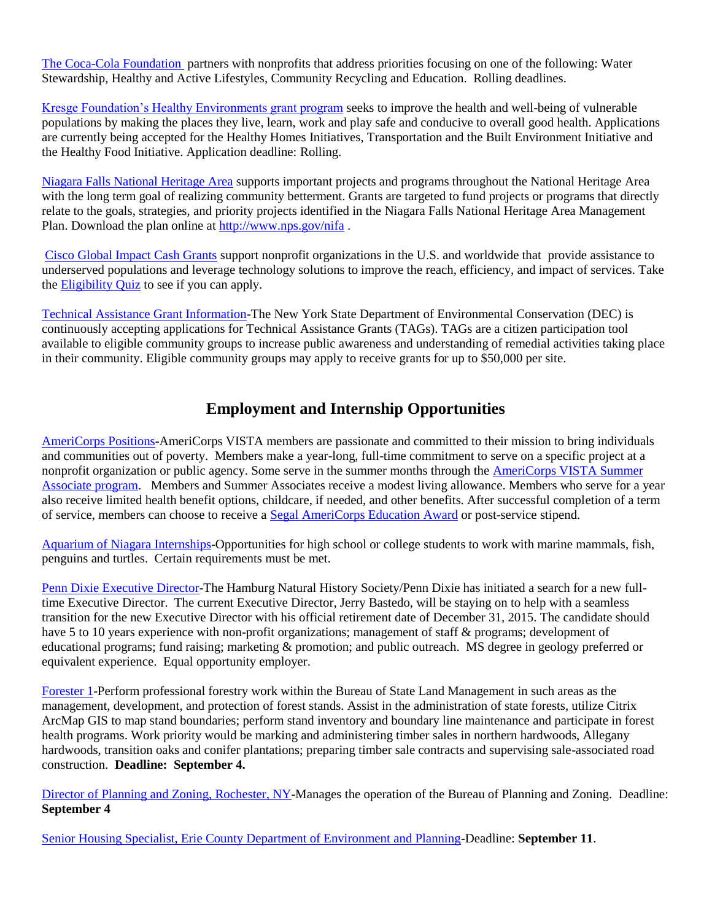The Coca-Cola Foundation partners with nonprofits that address priorities focusing on one of the following: Water Stewardship, Healthy and Active Lifestyles, Community Recycling and Education. Rolling deadlines.

Kresge Foundation's Healthy Environments grant program seeks to improve the health and well-being of vulnerable populations by making the places they live, learn, work and play safe and conducive to overall good health. Applications are currently being accepted for the Healthy Homes Initiatives, Transportation and the Built Environment Initiative and the Healthy Food Initiative. Application deadline: Rolling.

Niagara Falls National Heritage Area supports important projects and programs throughout the National Heritage Area with the long term goal of realizing community betterment. Grants are targeted to fund projects or programs that directly relate to the goals, strategies, and priority projects identified in the Niagara Falls National Heritage Area Management Plan. Download the plan online at http://www.nps.gov/nifa .

Cisco Global Impact Cash Grants support nonprofit organizations in the U.S. and worldwide that provide assistance to underserved populations and leverage technology solutions to improve the reach, efficiency, and impact of services. Take the Eligibility Quiz to see if you can apply.

Technical Assistance Grant Information-The New York State Department of Environmental Conservation (DEC) is continuously accepting applications for Technical Assistance Grants (TAGs). TAGs are a citizen participation tool available to eligible community groups to increase public awareness and understanding of remedial activities taking place in their community. Eligible community groups may apply to receive grants for up to $50,000 per site.

## Employment and Internship Opportunities

AmeriCorps Positions-AmeriCorps VISTA members are passionate and committed to their mission to bring individuals and communities out of poverty. Members make a year-long, full-time commitment to serve on a specific project at a nonprofit organization or public agency. Some serve in the summer months through the AmeriCorps VISTA Summer Associate program. Members and Summer Associates receive a modest living allowance. Members who serve for a year also receive limited health benefit options, childcare, if needed, and other benefits. After successful completion of a term of service, members can choose to receive a Segal AmeriCorps Education Award or post-service stipend.

Aquarium of Niagara Internships-Opportunities for high school or college students to work with marine mammals, fish, penguins and turtles. Certain requirements must be met.

Penn Dixie Executive Director-The Hamburg Natural History Society/Penn Dixie has initiated a search for a new full-time Executive Director. The current Executive Director, Jerry Bastedo, will be staying on to help with a seamless transition for the new Executive Director with his official retirement date of December 31, 2015. The candidate should have 5 to 10 years experience with non-profit organizations; management of staff & programs; development of educational programs; fund raising; marketing & promotion; and public outreach. MS degree in geology preferred or equivalent experience. Equal opportunity employer.

Forester 1-Perform professional forestry work within the Bureau of State Land Management in such areas as the management, development, and protection of forest stands. Assist in the administration of state forests, utilize Citrix ArcMap GIS to map stand boundaries; perform stand inventory and boundary line maintenance and participate in forest health programs. Work priority would be marking and administering timber sales in northern hardwoods, Allegany hardwoods, transition oaks and conifer plantations; preparing timber sale contracts and supervising sale-associated road construction. **Deadline: September 4.**

Director of Planning and Zoning, Rochester, NY-Manages the operation of the Bureau of Planning and Zoning. Deadline: **September 4**

Senior Housing Specialist, Erie County Department of Environment and Planning-Deadline: **September 11**.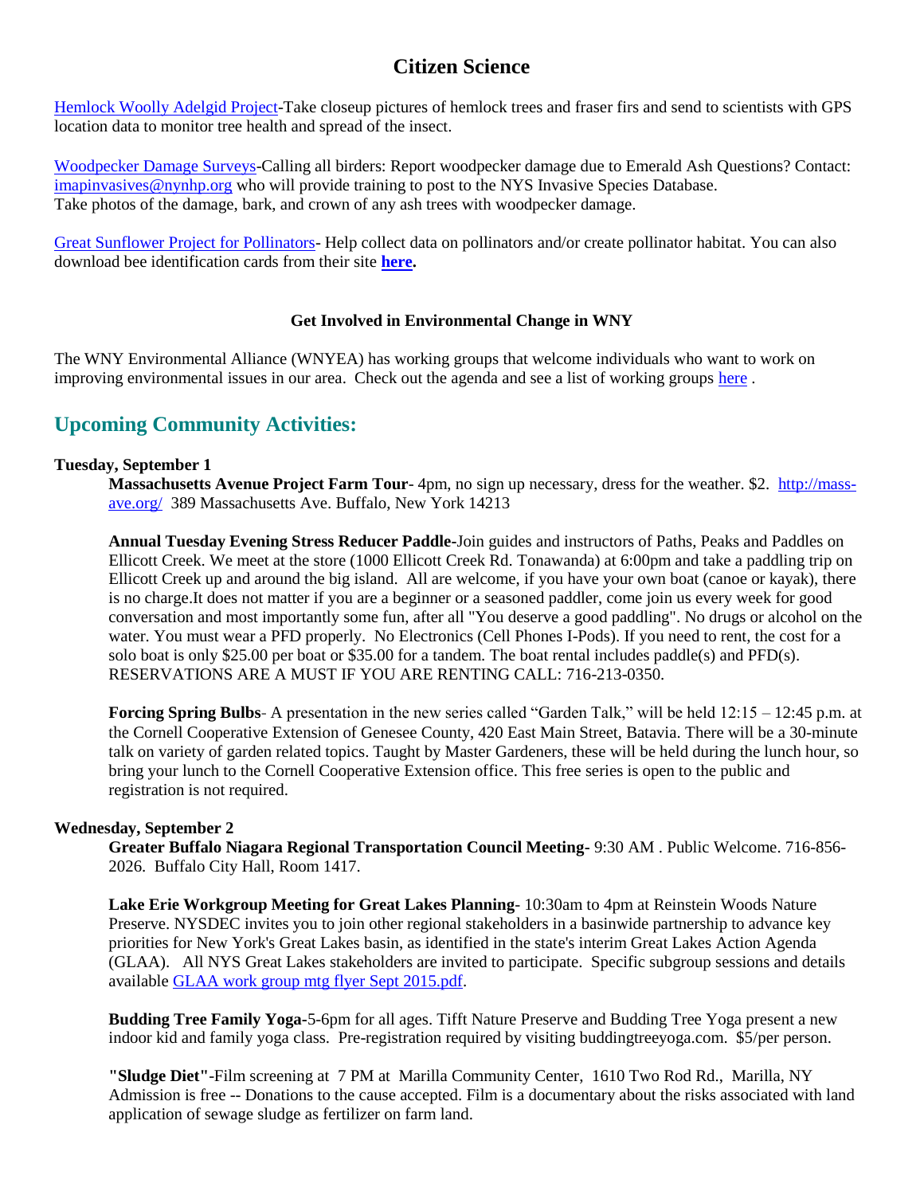## Citizen Science

[Hemlock Woolly Adelgid Project]-Take closeup pictures of hemlock trees and fraser firs and send to scientists with GPS location data to monitor tree health and spread of the insect.

[Woodpecker Damage Surveys]-Calling all birders: Report woodpecker damage due to Emerald Ash Questions? Contact: imapinvasives@nynhp.org who will provide training to post to the NYS Invasive Species Database. Take photos of the damage, bark, and crown of any ash trees with woodpecker damage.

[Great Sunflower Project for Pollinators]- Help collect data on pollinators and/or create pollinator habitat. You can also download bee identification cards from their site **here.**

**Get Involved in Environmental Change in WNY**

The WNY Environmental Alliance (WNYEA) has working groups that welcome individuals who want to work on improving environmental issues in our area. Check out the agenda and see a list of working groups here .

## Upcoming Community Activities:

**Tuesday, September 1**

**Massachusetts Avenue Project Farm Tour**- 4pm, no sign up necessary, dress for the weather. $2. http://mass-ave.org/ 389 Massachusetts Ave. Buffalo, New York 14213

**Annual Tuesday Evening Stress Reducer Paddle**-Join guides and instructors of Paths, Peaks and Paddles on Ellicott Creek. We meet at the store (1000 Ellicott Creek Rd. Tonawanda) at 6:00pm and take a paddling trip on Ellicott Creek up and around the big island. All are welcome, if you have your own boat (canoe or kayak), there is no charge.It does not matter if you are a beginner or a seasoned paddler, come join us every week for good conversation and most importantly some fun, after all "You deserve a good paddling". No drugs or alcohol on the water. You must wear a PFD properly. No Electronics (Cell Phones I-Pods). If you need to rent, the cost for a solo boat is only $25.00 per boat or $35.00 for a tandem. The boat rental includes paddle(s) and PFD(s). RESERVATIONS ARE A MUST IF YOU ARE RENTING CALL: 716-213-0350.

**Forcing Spring Bulbs**- A presentation in the new series called "Garden Talk," will be held 12:15 – 12:45 p.m. at the Cornell Cooperative Extension of Genesee County, 420 East Main Street, Batavia. There will be a 30-minute talk on variety of garden related topics. Taught by Master Gardeners, these will be held during the lunch hour, so bring your lunch to the Cornell Cooperative Extension office. This free series is open to the public and registration is not required.

**Wednesday, September 2**

**Greater Buffalo Niagara Regional Transportation Council Meeting**- 9:30 AM . Public Welcome. 716-856-2026. Buffalo City Hall, Room 1417.

**Lake Erie Workgroup Meeting for Great Lakes Planning**- 10:30am to 4pm at Reinstein Woods Nature Preserve. NYSDEC invites you to join other regional stakeholders in a basinwide partnership to advance key priorities for New York's Great Lakes basin, as identified in the state's interim Great Lakes Action Agenda (GLAA). All NYS Great Lakes stakeholders are invited to participate. Specific subgroup sessions and details available GLAA work group mtg flyer Sept 2015.pdf.

**Budding Tree Family Yoga**-5-6pm for all ages. Tifft Nature Preserve and Budding Tree Yoga present a new indoor kid and family yoga class. Pre-registration required by visiting buddingtreeyoga.com. $5/per person.

**"Sludge Diet"**-Film screening at 7 PM at Marilla Community Center, 1610 Two Rod Rd., Marilla, NY Admission is free -- Donations to the cause accepted. Film is a documentary about the risks associated with land application of sewage sludge as fertilizer on farm land.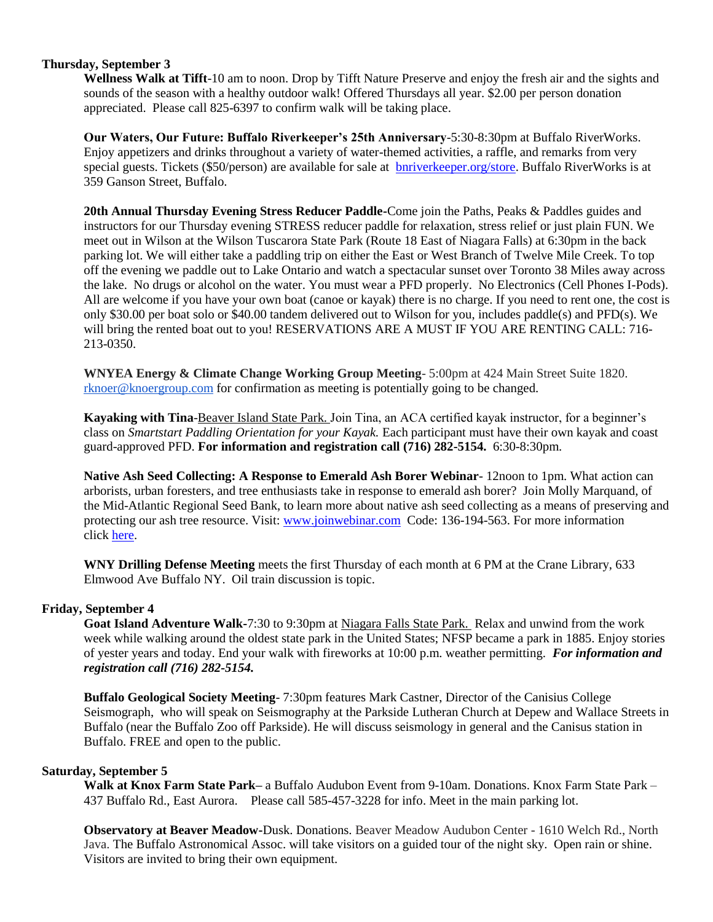**Thursday, September 3**

**Wellness Walk at Tifft**-10 am to noon. Drop by Tifft Nature Preserve and enjoy the fresh air and the sights and sounds of the season with a healthy outdoor walk! Offered Thursdays all year. $2.00 per person donation appreciated. Please call 825-6397 to confirm walk will be taking place.

**Our Waters, Our Future: Buffalo Riverkeeper's 25th Anniversary**-5:30-8:30pm at Buffalo RiverWorks. Enjoy appetizers and drinks throughout a variety of water-themed activities, a raffle, and remarks from very special guests. Tickets ($50/person) are available for sale at [bnriverkeeper.org/store](bnriverkeeper.org/store). Buffalo RiverWorks is at 359 Ganson Street, Buffalo.

**20th Annual Thursday Evening Stress Reducer Paddle**-Come join the Paths, Peaks & Paddles guides and instructors for our Thursday evening STRESS reducer paddle for relaxation, stress relief or just plain FUN. We meet out in Wilson at the Wilson Tuscarora State Park (Route 18 East of Niagara Falls) at 6:30pm in the back parking lot. We will either take a paddling trip on either the East or West Branch of Twelve Mile Creek. To top off the evening we paddle out to Lake Ontario and watch a spectacular sunset over Toronto 38 Miles away across the lake. No drugs or alcohol on the water. You must wear a PFD properly. No Electronics (Cell Phones I-Pods). All are welcome if you have your own boat (canoe or kayak) there is no charge. If you need to rent one, the cost is only $30.00 per boat solo or $40.00 tandem delivered out to Wilson for you, includes paddle(s) and PFD(s). We will bring the rented boat out to you! RESERVATIONS ARE A MUST IF YOU ARE RENTING CALL: 716-213-0350.

**WNYEA Energy & Climate Change Working Group Meeting**- 5:00pm at 424 Main Street Suite 1820. [rknoer@knoergroup.com](mailto:rknoer@knoergroup.com) for confirmation as meeting is potentially going to be changed.

**Kayaking with Tina**-Beaver Island State Park. Join Tina, an ACA certified kayak instructor, for a beginner's class on *Smartstart Paddling Orientation for your Kayak.* Each participant must have their own kayak and coast guard-approved PFD. **For information and registration call (716) 282-5154.** 6:30-8:30pm.

**Native Ash Seed Collecting: A Response to Emerald Ash Borer Webinar**- 12noon to 1pm. What action can arborists, urban foresters, and tree enthusiasts take in response to emerald ash borer? Join Molly Marquand, of the Mid-Atlantic Regional Seed Bank, to learn more about native ash seed collecting as a means of preserving and protecting our ash tree resource. Visit: [www.joinwebinar.com](www.joinwebinar.com) Code: 136-194-563. For more information click here.

**WNY Drilling Defense Meeting** meets the first Thursday of each month at 6 PM at the Crane Library, 633 Elmwood Ave Buffalo NY. Oil train discussion is topic.

**Friday, September 4**

**Goat Island Adventure Walk**-7:30 to 9:30pm at Niagara Falls State Park. Relax and unwind from the work week while walking around the oldest state park in the United States; NFSP became a park in 1885. Enjoy stories of yester years and today. End your walk with fireworks at 10:00 p.m. weather permitting. ***For information and registration call (716) 282-5154.***

**Buffalo Geological Society Meeting**- 7:30pm features Mark Castner, Director of the Canisius College Seismograph, who will speak on Seismography at the Parkside Lutheran Church at Depew and Wallace Streets in Buffalo (near the Buffalo Zoo off Parkside). He will discuss seismology in general and the Canisus station in Buffalo. FREE and open to the public.

**Saturday, September 5**

**Walk at Knox Farm State Park**– a Buffalo Audubon Event from 9-10am. Donations. Knox Farm State Park – 437 Buffalo Rd., East Aurora. Please call 585-457-3228 for info. Meet in the main parking lot.

**Observatory at Beaver Meadow**-Dusk. Donations. Beaver Meadow Audubon Center - 1610 Welch Rd., North Java. The Buffalo Astronomical Assoc. will take visitors on a guided tour of the night sky. Open rain or shine. Visitors are invited to bring their own equipment.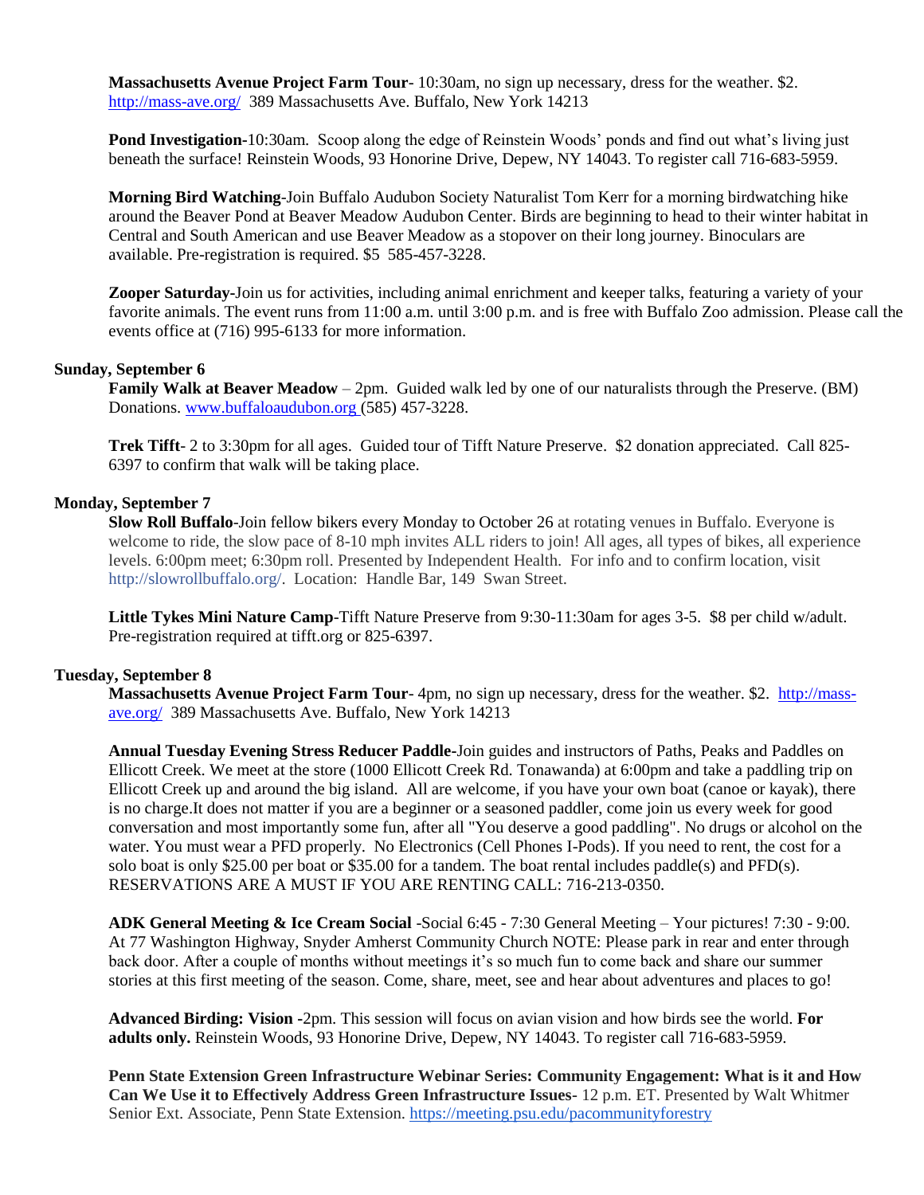**Massachusetts Avenue Project Farm Tour**- 10:30am, no sign up necessary, dress for the weather. $2. http://mass-ave.org/ 389 Massachusetts Ave. Buffalo, New York 14213

**Pond Investigation**-10:30am. Scoop along the edge of Reinstein Woods' ponds and find out what's living just beneath the surface! Reinstein Woods, 93 Honorine Drive, Depew, NY 14043. To register call 716-683-5959.

**Morning Bird Watching**-Join Buffalo Audubon Society Naturalist Tom Kerr for a morning birdwatching hike around the Beaver Pond at Beaver Meadow Audubon Center. Birds are beginning to head to their winter habitat in Central and South American and use Beaver Meadow as a stopover on their long journey. Binoculars are available. Pre-registration is required. $5 585-457-3228.

**Zooper Saturday**-Join us for activities, including animal enrichment and keeper talks, featuring a variety of your favorite animals. The event runs from 11:00 a.m. until 3:00 p.m. and is free with Buffalo Zoo admission. Please call the events office at (716) 995-6133 for more information.

**Sunday, September 6**

**Family Walk at Beaver Meadow** – 2pm. Guided walk led by one of our naturalists through the Preserve. (BM) Donations. www.buffaloaudubon.org (585) 457-3228.

**Trek Tifft**- 2 to 3:30pm for all ages. Guided tour of Tifft Nature Preserve. $2 donation appreciated. Call 825-6397 to confirm that walk will be taking place.

**Monday, September 7**

**Slow Roll Buffalo**-Join fellow bikers every Monday to October 26 at rotating venues in Buffalo. Everyone is welcome to ride, the slow pace of 8-10 mph invites ALL riders to join! All ages, all types of bikes, all experience levels. 6:00pm meet; 6:30pm roll. Presented by Independent Health. For info and to confirm location, visit http://slowrollbuffalo.org/. Location: Handle Bar, 149 Swan Street.

**Little Tykes Mini Nature Camp**-Tifft Nature Preserve from 9:30-11:30am for ages 3-5. $8 per child w/adult. Pre-registration required at tifft.org or 825-6397.

**Tuesday, September 8**

**Massachusetts Avenue Project Farm Tour**- 4pm, no sign up necessary, dress for the weather. $2. http://mass-ave.org/ 389 Massachusetts Ave. Buffalo, New York 14213

**Annual Tuesday Evening Stress Reducer Paddle**-Join guides and instructors of Paths, Peaks and Paddles on Ellicott Creek. We meet at the store (1000 Ellicott Creek Rd. Tonawanda) at 6:00pm and take a paddling trip on Ellicott Creek up and around the big island. All are welcome, if you have your own boat (canoe or kayak), there is no charge.It does not matter if you are a beginner or a seasoned paddler, come join us every week for good conversation and most importantly some fun, after all "You deserve a good paddling". No drugs or alcohol on the water. You must wear a PFD properly. No Electronics (Cell Phones I-Pods). If you need to rent, the cost for a solo boat is only $25.00 per boat or $35.00 for a tandem. The boat rental includes paddle(s) and PFD(s). RESERVATIONS ARE A MUST IF YOU ARE RENTING CALL: 716-213-0350.

**ADK General Meeting & Ice Cream Social** -Social 6:45 - 7:30 General Meeting – Your pictures! 7:30 - 9:00. At 77 Washington Highway, Snyder Amherst Community Church NOTE: Please park in rear and enter through back door. After a couple of months without meetings it's so much fun to come back and share our summer stories at this first meeting of the season. Come, share, meet, see and hear about adventures and places to go!

**Advanced Birding: Vision** -2pm. This session will focus on avian vision and how birds see the world. **For adults only.** Reinstein Woods, 93 Honorine Drive, Depew, NY 14043. To register call 716-683-5959.

**Penn State Extension Green Infrastructure Webinar Series: Community Engagement: What is it and How Can We Use it to Effectively Address Green Infrastructure Issues**- 12 p.m. ET. Presented by Walt Whitmer Senior Ext. Associate, Penn State Extension. https://meeting.psu.edu/pacommunityforestry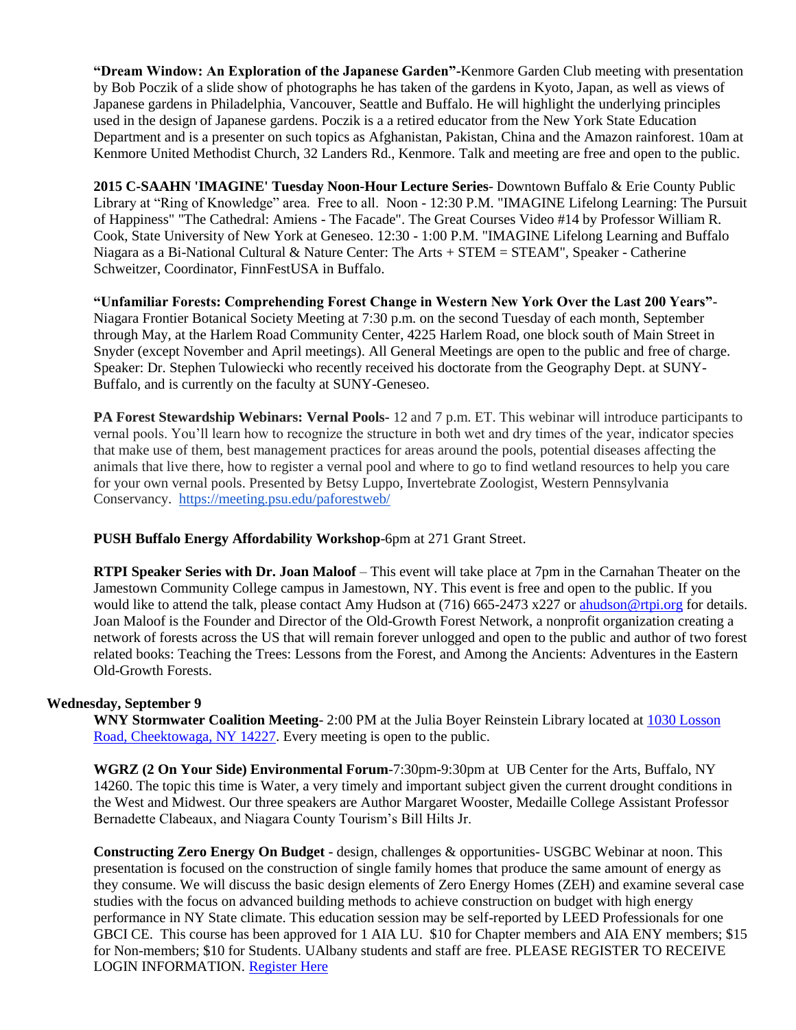**"Dream Window: An Exploration of the Japanese Garden"**-Kenmore Garden Club meeting with presentation by Bob Poczik of a slide show of photographs he has taken of the gardens in Kyoto, Japan, as well as views of Japanese gardens in Philadelphia, Vancouver, Seattle and Buffalo. He will highlight the underlying principles used in the design of Japanese gardens. Poczik is a a retired educator from the New York State Education Department and is a presenter on such topics as Afghanistan, Pakistan, China and the Amazon rainforest. 10am at Kenmore United Methodist Church, 32 Landers Rd., Kenmore. Talk and meeting are free and open to the public.

**2015 C-SAAHN 'IMAGINE' Tuesday Noon-Hour Lecture Series**- Downtown Buffalo & Erie County Public Library at "Ring of Knowledge" area. Free to all. Noon - 12:30 P.M. "IMAGINE Lifelong Learning: The Pursuit of Happiness" "The Cathedral: Amiens - The Facade". The Great Courses Video #14 by Professor William R. Cook, State University of New York at Geneseo. 12:30 - 1:00 P.M. "IMAGINE Lifelong Learning and Buffalo Niagara as a Bi-National Cultural & Nature Center: The Arts + STEM = STEAM", Speaker - Catherine Schweitzer, Coordinator, FinnFestUSA in Buffalo.

**"Unfamiliar Forests: Comprehending Forest Change in Western New York Over the Last 200 Years"**- Niagara Frontier Botanical Society Meeting at 7:30 p.m. on the second Tuesday of each month, September through May, at the Harlem Road Community Center, 4225 Harlem Road, one block south of Main Street in Snyder (except November and April meetings). All General Meetings are open to the public and free of charge. Speaker: Dr. Stephen Tulowiecki who recently received his doctorate from the Geography Dept. at SUNY-Buffalo, and is currently on the faculty at SUNY-Geneseo.

**PA Forest Stewardship Webinars: Vernal Pools-** 12 and 7 p.m. ET. This webinar will introduce participants to vernal pools. You'll learn how to recognize the structure in both wet and dry times of the year, indicator species that make use of them, best management practices for areas around the pools, potential diseases affecting the animals that live there, how to register a vernal pool and where to go to find wetland resources to help you care for your own vernal pools. Presented by Betsy Luppo, Invertebrate Zoologist, Western Pennsylvania Conservancy. https://meeting.psu.edu/paforestweb/

**PUSH Buffalo Energy Affordability Workshop**-6pm at 271 Grant Street.

**RTPI Speaker Series with Dr. Joan Maloof** – This event will take place at 7pm in the Carnahan Theater on the Jamestown Community College campus in Jamestown, NY. This event is free and open to the public. If you would like to attend the talk, please contact Amy Hudson at (716) 665-2473 x227 or ahudson@rtpi.org for details. Joan Maloof is the Founder and Director of the Old-Growth Forest Network, a nonprofit organization creating a network of forests across the US that will remain forever unlogged and open to the public and author of two forest related books: Teaching the Trees: Lessons from the Forest, and Among the Ancients: Adventures in the Eastern Old-Growth Forests.

**Wednesday, September 9**

**WNY Stormwater Coalition Meeting**- 2:00 PM at the Julia Boyer Reinstein Library located at 1030 Losson Road, Cheektowaga, NY 14227. Every meeting is open to the public.

**WGRZ (2 On Your Side) Environmental Forum**-7:30pm-9:30pm at UB Center for the Arts, Buffalo, NY 14260. The topic this time is Water, a very timely and important subject given the current drought conditions in the West and Midwest. Our three speakers are Author Margaret Wooster, Medaille College Assistant Professor Bernadette Clabeaux, and Niagara County Tourism's Bill Hilts Jr.

**Constructing Zero Energy On Budget** - design, challenges & opportunities- USGBC Webinar at noon. This presentation is focused on the construction of single family homes that produce the same amount of energy as they consume. We will discuss the basic design elements of Zero Energy Homes (ZEH) and examine several case studies with the focus on advanced building methods to achieve construction on budget with high energy performance in NY State climate. This education session may be self-reported by LEED Professionals for one GBCI CE. This course has been approved for 1 AIA LU. $10 for Chapter members and AIA ENY members; $15 for Non-members; $10 for Students. UAlbany students and staff are free. PLEASE REGISTER TO RECEIVE LOGIN INFORMATION. Register Here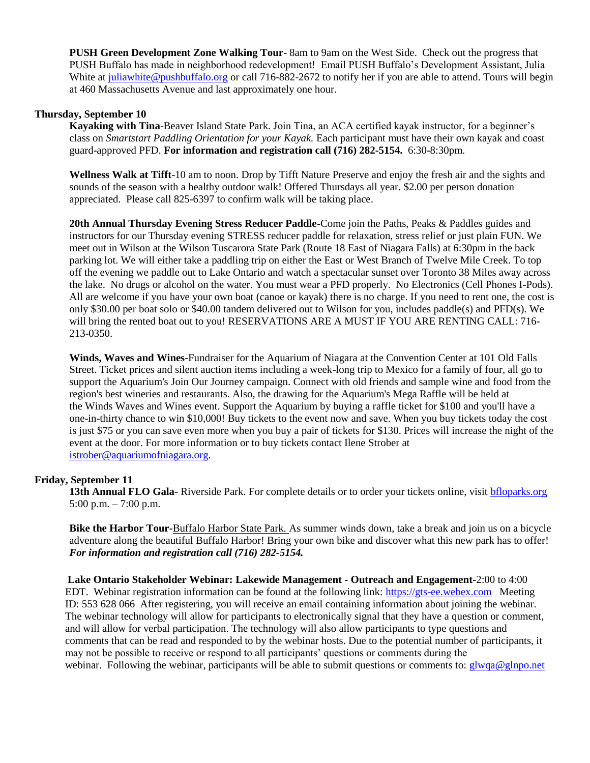**PUSH Green Development Zone Walking Tour**- 8am to 9am on the West Side. Check out the progress that PUSH Buffalo has made in neighborhood redevelopment! Email PUSH Buffalo's Development Assistant, Julia White at juliawhite@pushbuffalo.org or call 716-882-2672 to notify her if you are able to attend. Tours will begin at 460 Massachusetts Avenue and last approximately one hour.

**Thursday, September 10**

**Kayaking with Tina**-Beaver Island State Park. Join Tina, an ACA certified kayak instructor, for a beginner's class on *Smartstart Paddling Orientation for your Kayak.* Each participant must have their own kayak and coast guard-approved PFD. **For information and registration call (716) 282-5154.** 6:30-8:30pm.

**Wellness Walk at Tifft**-10 am to noon. Drop by Tifft Nature Preserve and enjoy the fresh air and the sights and sounds of the season with a healthy outdoor walk! Offered Thursdays all year. $2.00 per person donation appreciated. Please call 825-6397 to confirm walk will be taking place.

**20th Annual Thursday Evening Stress Reducer Paddle**-Come join the Paths, Peaks & Paddles guides and instructors for our Thursday evening STRESS reducer paddle for relaxation, stress relief or just plain FUN. We meet out in Wilson at the Wilson Tuscarora State Park (Route 18 East of Niagara Falls) at 6:30pm in the back parking lot. We will either take a paddling trip on either the East or West Branch of Twelve Mile Creek. To top off the evening we paddle out to Lake Ontario and watch a spectacular sunset over Toronto 38 Miles away across the lake. No drugs or alcohol on the water. You must wear a PFD properly. No Electronics (Cell Phones I-Pods). All are welcome if you have your own boat (canoe or kayak) there is no charge. If you need to rent one, the cost is only $30.00 per boat solo or $40.00 tandem delivered out to Wilson for you, includes paddle(s) and PFD(s). We will bring the rented boat out to you! RESERVATIONS ARE A MUST IF YOU ARE RENTING CALL: 716-213-0350.

**Winds, Waves and Wines**-Fundraiser for the Aquarium of Niagara at the Convention Center at 101 Old Falls Street. Ticket prices and silent auction items including a week-long trip to Mexico for a family of four, all go to support the Aquarium's Join Our Journey campaign. Connect with old friends and sample wine and food from the region's best wineries and restaurants. Also, the drawing for the Aquarium's Mega Raffle will be held at the Winds Waves and Wines event. Support the Aquarium by buying a raffle ticket for $100 and you'll have a one-in-thirty chance to win $10,000! Buy tickets to the event now and save. When you buy tickets today the cost is just $75 or you can save even more when you buy a pair of tickets for $130. Prices will increase the night of the event at the door. For more information or to buy tickets contact Ilene Strober at istrober@aquariumofniagara.org.

**Friday, September 11**

**13th Annual FLO Gala**- Riverside Park. For complete details or to order your tickets online, visit bfloparks.org 5:00 p.m. – 7:00 p.m.

**Bike the Harbor Tour-**Buffalo Harbor State Park. As summer winds down, take a break and join us on a bicycle adventure along the beautiful Buffalo Harbor! Bring your own bike and discover what this new park has to offer! ***For information and registration call (716) 282-5154.***

**Lake Ontario Stakeholder Webinar: Lakewide Management - Outreach and Engagement**-2:00 to 4:00 EDT. Webinar registration information can be found at the following link: https://gts-ee.webex.com Meeting ID: 553 628 066 After registering, you will receive an email containing information about joining the webinar. The webinar technology will allow for participants to electronically signal that they have a question or comment, and will allow for verbal participation. The technology will also allow participants to type questions and comments that can be read and responded to by the webinar hosts. Due to the potential number of participants, it may not be possible to receive or respond to all participants' questions or comments during the webinar. Following the webinar, participants will be able to submit questions or comments to: glwqa@glnpo.net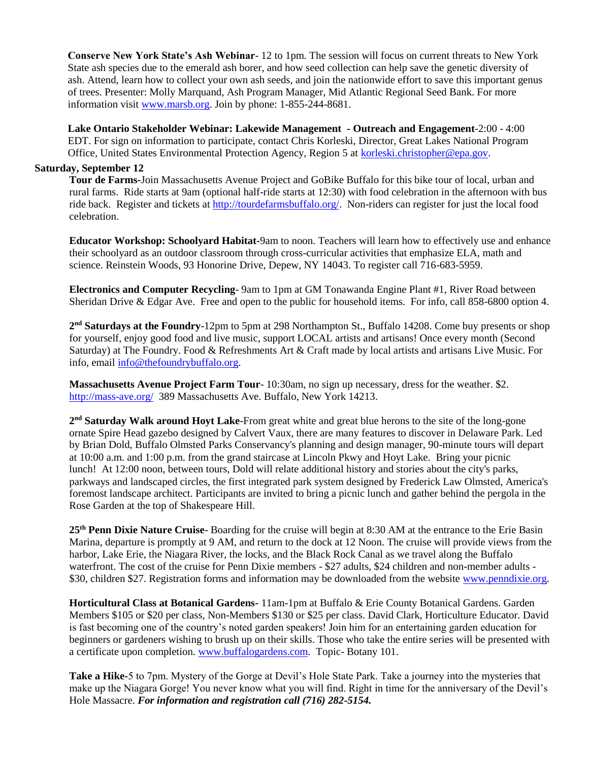**Conserve New York State's Ash Webinar**- 12 to 1pm. The session will focus on current threats to New York State ash species due to the emerald ash borer, and how seed collection can help save the genetic diversity of ash. Attend, learn how to collect your own ash seeds, and join the nationwide effort to save this important genus of trees. Presenter: Molly Marquand, Ash Program Manager, Mid Atlantic Regional Seed Bank. For more information visit www.marsb.org. Join by phone: 1-855-244-8681.

**Lake Ontario Stakeholder Webinar: Lakewide Management - Outreach and Engagement**-2:00 - 4:00 EDT. For sign on information to participate, contact Chris Korleski, Director, Great Lakes National Program Office, United States Environmental Protection Agency, Region 5 at korleski.christopher@epa.gov.

**Saturday, September 12**

**Tour de Farms-**Join Massachusetts Avenue Project and GoBike Buffalo for this bike tour of local, urban and rural farms. Ride starts at 9am (optional half-ride starts at 12:30) with food celebration in the afternoon with bus ride back. Register and tickets at http://tourdefarmsbuffalo.org/. Non-riders can register for just the local food celebration.

**Educator Workshop: Schoolyard Habitat-**9am to noon. Teachers will learn how to effectively use and enhance their schoolyard as an outdoor classroom through cross-curricular activities that emphasize ELA, math and science. Reinstein Woods, 93 Honorine Drive, Depew, NY 14043. To register call 716-683-5959.

**Electronics and Computer Recycling**- 9am to 1pm at GM Tonawanda Engine Plant #1, River Road between Sheridan Drive & Edgar Ave. Free and open to the public for household items. For info, call 858-6800 option 4.

**2nd Saturdays at the Foundry**-12pm to 5pm at 298 Northampton St., Buffalo 14208. Come buy presents or shop for yourself, enjoy good food and live music, support LOCAL artists and artisans! Once every month (Second Saturday) at The Foundry. Food & Refreshments Art & Craft made by local artists and artisans Live Music. For info, email info@thefoundrybuffalo.org.

**Massachusetts Avenue Project Farm Tour**- 10:30am, no sign up necessary, dress for the weather. $2. http://mass-ave.org/ 389 Massachusetts Ave. Buffalo, New York 14213.

**2nd Saturday Walk around Hoyt Lake**-From great white and great blue herons to the site of the long-gone ornate Spire Head gazebo designed by Calvert Vaux, there are many features to discover in Delaware Park. Led by Brian Dold, Buffalo Olmsted Parks Conservancy's planning and design manager, 90-minute tours will depart at 10:00 a.m. and 1:00 p.m. from the grand staircase at Lincoln Pkwy and Hoyt Lake. Bring your picnic lunch! At 12:00 noon, between tours, Dold will relate additional history and stories about the city's parks, parkways and landscaped circles, the first integrated park system designed by Frederick Law Olmsted, America's foremost landscape architect. Participants are invited to bring a picnic lunch and gather behind the pergola in the Rose Garden at the top of Shakespeare Hill.

**25th Penn Dixie Nature Cruise**- Boarding for the cruise will begin at 8:30 AM at the entrance to the Erie Basin Marina, departure is promptly at 9 AM, and return to the dock at 12 Noon. The cruise will provide views from the harbor, Lake Erie, the Niagara River, the locks, and the Black Rock Canal as we travel along the Buffalo waterfront. The cost of the cruise for Penn Dixie members - $27 adults, $24 children and non-member adults - $30, children $27. Registration forms and information may be downloaded from the website www.penndixie.org.

**Horticultural Class at Botanical Gardens**- 11am-1pm at Buffalo & Erie County Botanical Gardens. Garden Members $105 or $20 per class, Non-Members $130 or $25 per class. David Clark, Horticulture Educator. David is fast becoming one of the country's noted garden speakers! Join him for an entertaining garden education for beginners or gardeners wishing to brush up on their skills. Those who take the entire series will be presented with a certificate upon completion. www.buffalogardens.com. Topic- Botany 101.

**Take a Hike-**5 to 7pm. Mystery of the Gorge at Devil's Hole State Park. Take a journey into the mysteries that make up the Niagara Gorge! You never know what you will find. Right in time for the anniversary of the Devil's Hole Massacre. ***For information and registration call (716) 282-5154.***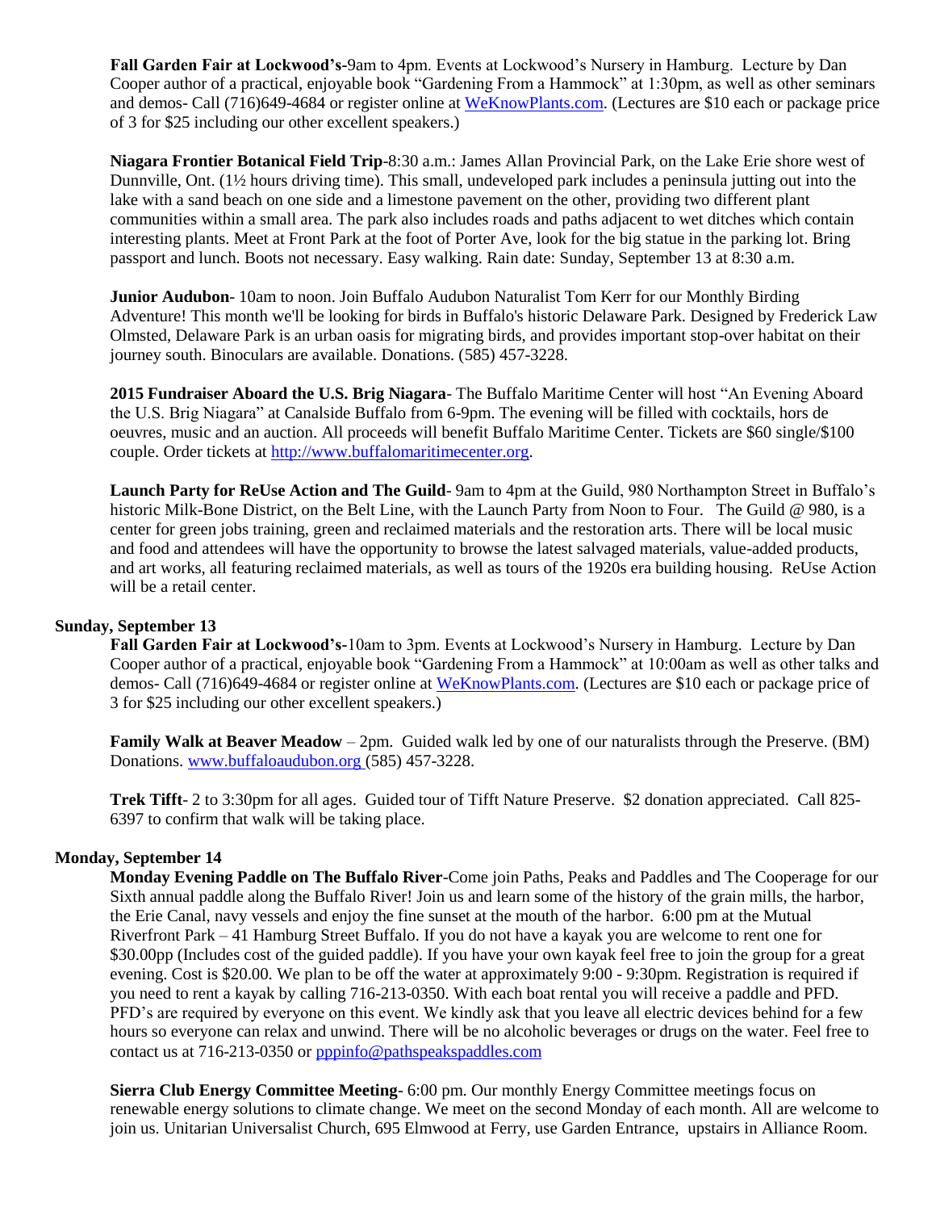**Fall Garden Fair at Lockwood's-**9am to 4pm. Events at Lockwood's Nursery in Hamburg. Lecture by Dan Cooper author of a practical, enjoyable book "Gardening From a Hammock" at 1:30pm, as well as other seminars and demos- Call (716)649-4684 or register online at WeKnowPlants.com. (Lectures are $10 each or package price of 3 for $25 including our other excellent speakers.)

**Niagara Frontier Botanical Field Trip**-8:30 a.m.: James Allan Provincial Park, on the Lake Erie shore west of Dunnville, Ont. (1½ hours driving time). This small, undeveloped park includes a peninsula jutting out into the lake with a sand beach on one side and a limestone pavement on the other, providing two different plant communities within a small area. The park also includes roads and paths adjacent to wet ditches which contain interesting plants. Meet at Front Park at the foot of Porter Ave, look for the big statue in the parking lot. Bring passport and lunch. Boots not necessary. Easy walking. Rain date: Sunday, September 13 at 8:30 a.m.

**Junior Audubon**- 10am to noon. Join Buffalo Audubon Naturalist Tom Kerr for our Monthly Birding Adventure! This month we'll be looking for birds in Buffalo's historic Delaware Park. Designed by Frederick Law Olmsted, Delaware Park is an urban oasis for migrating birds, and provides important stop-over habitat on their journey south. Binoculars are available. Donations. (585) 457-3228.

**2015 Fundraiser Aboard the U.S. Brig Niagara**- The Buffalo Maritime Center will host "An Evening Aboard the U.S. Brig Niagara" at Canalside Buffalo from 6-9pm. The evening will be filled with cocktails, hors de oeuvres, music and an auction. All proceeds will benefit Buffalo Maritime Center. Tickets are $60 single/$100 couple. Order tickets at http://www.buffalomaritimecenter.org.

**Launch Party for ReUse Action and The Guild**- 9am to 4pm at the Guild, 980 Northampton Street in Buffalo's historic Milk-Bone District, on the Belt Line, with the Launch Party from Noon to Four. The Guild @ 980, is a center for green jobs training, green and reclaimed materials and the restoration arts. There will be local music and food and attendees will have the opportunity to browse the latest salvaged materials, value-added products, and art works, all featuring reclaimed materials, as well as tours of the 1920s era building housing. ReUse Action will be a retail center.

**Sunday, September 13**

**Fall Garden Fair at Lockwood's-**10am to 3pm. Events at Lockwood's Nursery in Hamburg. Lecture by Dan Cooper author of a practical, enjoyable book "Gardening From a Hammock" at 10:00am as well as other talks and demos- Call (716)649-4684 or register online at WeKnowPlants.com. (Lectures are $10 each or package price of 3 for $25 including our other excellent speakers.)

**Family Walk at Beaver Meadow** – 2pm. Guided walk led by one of our naturalists through the Preserve. (BM) Donations. www.buffaloaudubon.org (585) 457-3228.

**Trek Tifft**- 2 to 3:30pm for all ages. Guided tour of Tifft Nature Preserve. $2 donation appreciated. Call 825-6397 to confirm that walk will be taking place.

**Monday, September 14**

**Monday Evening Paddle on The Buffalo River**-Come join Paths, Peaks and Paddles and The Cooperage for our Sixth annual paddle along the Buffalo River! Join us and learn some of the history of the grain mills, the harbor, the Erie Canal, navy vessels and enjoy the fine sunset at the mouth of the harbor. 6:00 pm at the Mutual Riverfront Park – 41 Hamburg Street Buffalo. If you do not have a kayak you are welcome to rent one for $30.00pp (Includes cost of the guided paddle). If you have your own kayak feel free to join the group for a great evening. Cost is $20.00. We plan to be off the water at approximately 9:00 - 9:30pm. Registration is required if you need to rent a kayak by calling 716-213-0350. With each boat rental you will receive a paddle and PFD. PFD's are required by everyone on this event. We kindly ask that you leave all electric devices behind for a few hours so everyone can relax and unwind. There will be no alcoholic beverages or drugs on the water. Feel free to contact us at 716-213-0350 or pppinfo@pathspeakspaddles.com

**Sierra Club Energy Committee Meeting**- 6:00 pm. Our monthly Energy Committee meetings focus on renewable energy solutions to climate change. We meet on the second Monday of each month. All are welcome to join us. Unitarian Universalist Church, 695 Elmwood at Ferry, use Garden Entrance, upstairs in Alliance Room.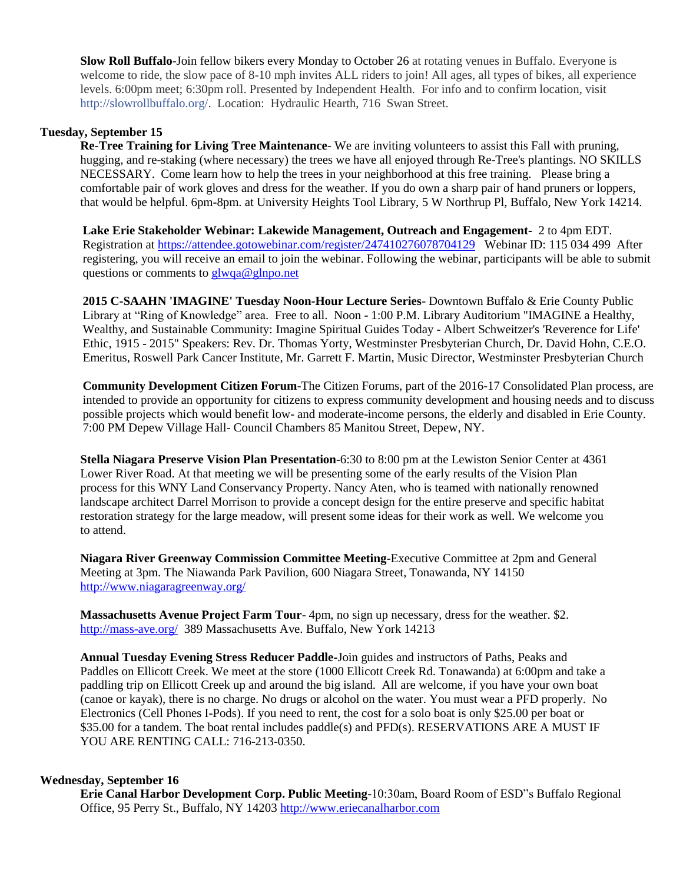**Slow Roll Buffalo**-Join fellow bikers every Monday to October 26 at rotating venues in Buffalo. Everyone is welcome to ride, the slow pace of 8-10 mph invites ALL riders to join! All ages, all types of bikes, all experience levels. 6:00pm meet; 6:30pm roll. Presented by Independent Health. For info and to confirm location, visit http://slowrollbuffalo.org/. Location: Hydraulic Hearth, 716 Swan Street.

**Tuesday, September 15**

**Re-Tree Training for Living Tree Maintenance**- We are inviting volunteers to assist this Fall with pruning, hugging, and re-staking (where necessary) the trees we have all enjoyed through Re-Tree's plantings. NO SKILLS NECESSARY. Come learn how to help the trees in your neighborhood at this free training. Please bring a comfortable pair of work gloves and dress for the weather. If you do own a sharp pair of hand pruners or loppers, that would be helpful. 6pm-8pm. at University Heights Tool Library, 5 W Northrup Pl, Buffalo, New York 14214.

**Lake Erie Stakeholder Webinar: Lakewide Management, Outreach and Engagement**- 2 to 4pm EDT. Registration at https://attendee.gotowebinar.com/register/247410276078704129 Webinar ID: 115 034 499 After registering, you will receive an email to join the webinar. Following the webinar, participants will be able to submit questions or comments to glwqa@glnpo.net

**2015 C-SAAHN 'IMAGINE' Tuesday Noon-Hour Lecture Series**- Downtown Buffalo & Erie County Public Library at "Ring of Knowledge" area. Free to all. Noon - 1:00 P.M. Library Auditorium "IMAGINE a Healthy, Wealthy, and Sustainable Community: Imagine Spiritual Guides Today - Albert Schweitzer's 'Reverence for Life' Ethic, 1915 - 2015" Speakers: Rev. Dr. Thomas Yorty, Westminster Presbyterian Church, Dr. David Hohn, C.E.O. Emeritus, Roswell Park Cancer Institute, Mr. Garrett F. Martin, Music Director, Westminster Presbyterian Church

**Community Development Citizen Forum**-The Citizen Forums, part of the 2016-17 Consolidated Plan process, are intended to provide an opportunity for citizens to express community development and housing needs and to discuss possible projects which would benefit low- and moderate-income persons, the elderly and disabled in Erie County. 7:00 PM Depew Village Hall- Council Chambers 85 Manitou Street, Depew, NY.

**Stella Niagara Preserve Vision Plan Presentation**-6:30 to 8:00 pm at the Lewiston Senior Center at 4361 Lower River Road. At that meeting we will be presenting some of the early results of the Vision Plan process for this WNY Land Conservancy Property. Nancy Aten, who is teamed with nationally renowned landscape architect Darrel Morrison to provide a concept design for the entire preserve and specific habitat restoration strategy for the large meadow, will present some ideas for their work as well. We welcome you to attend.

**Niagara River Greenway Commission Committee Meeting**-Executive Committee at 2pm and General Meeting at 3pm. The Niawanda Park Pavilion, 600 Niagara Street, Tonawanda, NY 14150 http://www.niagaragreenway.org/

**Massachusetts Avenue Project Farm Tour**- 4pm, no sign up necessary, dress for the weather. $2. http://mass-ave.org/ 389 Massachusetts Ave. Buffalo, New York 14213

**Annual Tuesday Evening Stress Reducer Paddle**-Join guides and instructors of Paths, Peaks and Paddles on Ellicott Creek. We meet at the store (1000 Ellicott Creek Rd. Tonawanda) at 6:00pm and take a paddling trip on Ellicott Creek up and around the big island. All are welcome, if you have your own boat (canoe or kayak), there is no charge. No drugs or alcohol on the water. You must wear a PFD properly. No Electronics (Cell Phones I-Pods). If you need to rent, the cost for a solo boat is only $25.00 per boat or $35.00 for a tandem. The boat rental includes paddle(s) and PFD(s). RESERVATIONS ARE A MUST IF YOU ARE RENTING CALL: 716-213-0350.

**Wednesday, September 16**

**Erie Canal Harbor Development Corp. Public Meeting**-10:30am, Board Room of ESD"s Buffalo Regional Office, 95 Perry St., Buffalo, NY 14203 http://www.eriecanalharbor.com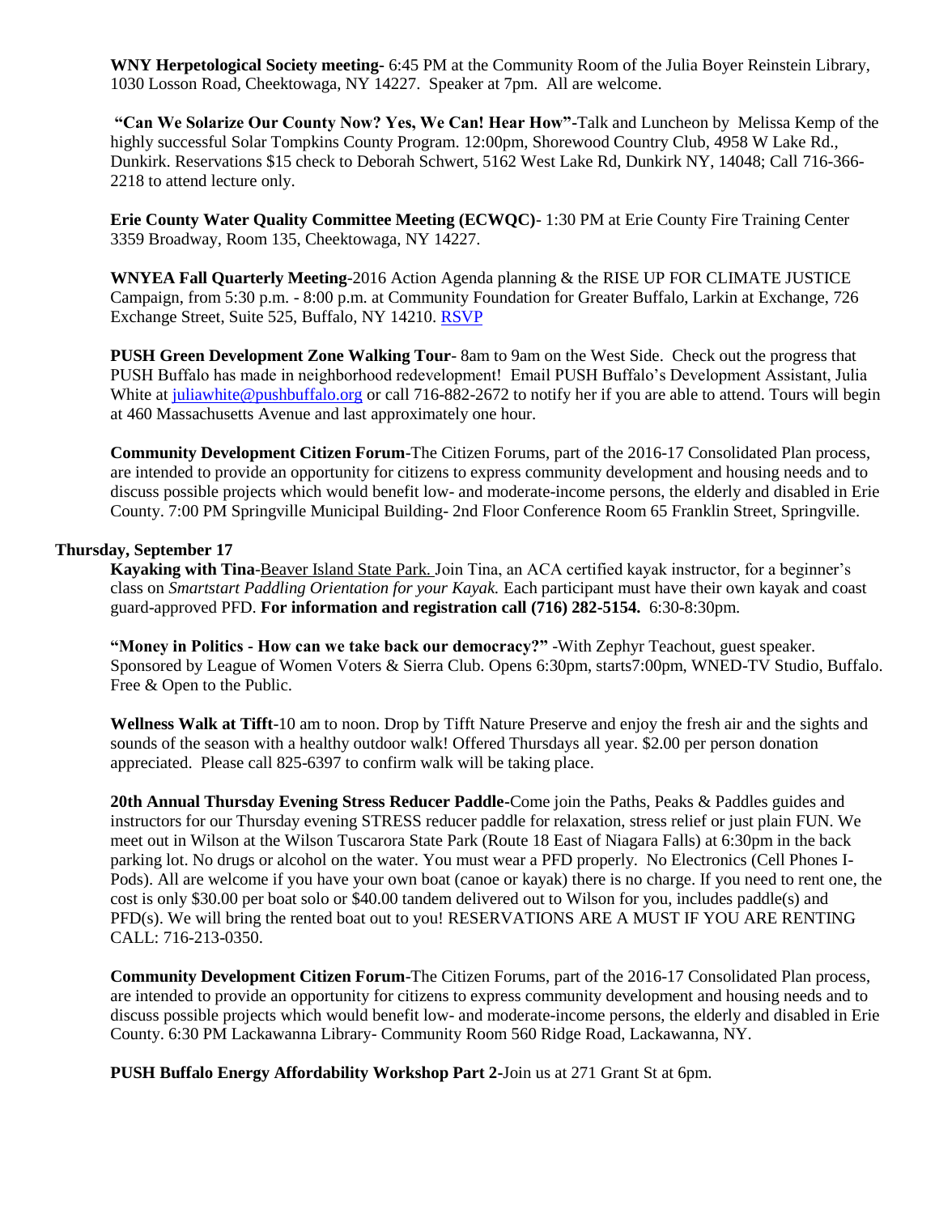**WNY Herpetological Society meeting**- 6:45 PM at the Community Room of the Julia Boyer Reinstein Library, 1030 Losson Road, Cheektowaga, NY 14227. Speaker at 7pm. All are welcome.

**"Can We Solarize Our County Now? Yes, We Can! Hear How"**-Talk and Luncheon by Melissa Kemp of the highly successful Solar Tompkins County Program. 12:00pm, Shorewood Country Club, 4958 W Lake Rd., Dunkirk. Reservations $15 check to Deborah Schwert, 5162 West Lake Rd, Dunkirk NY, 14048; Call 716-366-2218 to attend lecture only.

**Erie County Water Quality Committee Meeting (ECWQC)**- 1:30 PM at Erie County Fire Training Center 3359 Broadway, Room 135, Cheektowaga, NY 14227.

**WNYEA Fall Quarterly Meeting**-2016 Action Agenda planning & the RISE UP FOR CLIMATE JUSTICE Campaign, from 5:30 p.m. - 8:00 p.m. at Community Foundation for Greater Buffalo, Larkin at Exchange, 726 Exchange Street, Suite 525, Buffalo, NY 14210. RSVP

**PUSH Green Development Zone Walking Tour**- 8am to 9am on the West Side. Check out the progress that PUSH Buffalo has made in neighborhood redevelopment! Email PUSH Buffalo's Development Assistant, Julia White at juliawhite@pushbuffalo.org or call 716-882-2672 to notify her if you are able to attend. Tours will begin at 460 Massachusetts Avenue and last approximately one hour.

**Community Development Citizen Forum**-The Citizen Forums, part of the 2016-17 Consolidated Plan process, are intended to provide an opportunity for citizens to express community development and housing needs and to discuss possible projects which would benefit low- and moderate-income persons, the elderly and disabled in Erie County. 7:00 PM Springville Municipal Building- 2nd Floor Conference Room 65 Franklin Street, Springville.

**Thursday, September 17**

**Kayaking with Tina**-Beaver Island State Park. Join Tina, an ACA certified kayak instructor, for a beginner's class on *Smartstart Paddling Orientation for your Kayak.* Each participant must have their own kayak and coast guard-approved PFD. **For information and registration call (716) 282-5154.** 6:30-8:30pm.

**"Money in Politics - How can we take back our democracy?"** -With Zephyr Teachout, guest speaker. Sponsored by League of Women Voters & Sierra Club. Opens 6:30pm, starts7:00pm, WNED-TV Studio, Buffalo. Free & Open to the Public.

**Wellness Walk at Tifft**-10 am to noon. Drop by Tifft Nature Preserve and enjoy the fresh air and the sights and sounds of the season with a healthy outdoor walk! Offered Thursdays all year. $2.00 per person donation appreciated. Please call 825-6397 to confirm walk will be taking place.

**20th Annual Thursday Evening Stress Reducer Paddle**-Come join the Paths, Peaks & Paddles guides and instructors for our Thursday evening STRESS reducer paddle for relaxation, stress relief or just plain FUN. We meet out in Wilson at the Wilson Tuscarora State Park (Route 18 East of Niagara Falls) at 6:30pm in the back parking lot. No drugs or alcohol on the water. You must wear a PFD properly. No Electronics (Cell Phones I-Pods). All are welcome if you have your own boat (canoe or kayak) there is no charge. If you need to rent one, the cost is only $30.00 per boat solo or $40.00 tandem delivered out to Wilson for you, includes paddle(s) and PFD(s). We will bring the rented boat out to you! RESERVATIONS ARE A MUST IF YOU ARE RENTING CALL: 716-213-0350.

**Community Development Citizen Forum**-The Citizen Forums, part of the 2016-17 Consolidated Plan process, are intended to provide an opportunity for citizens to express community development and housing needs and to discuss possible projects which would benefit low- and moderate-income persons, the elderly and disabled in Erie County. 6:30 PM Lackawanna Library- Community Room 560 Ridge Road, Lackawanna, NY.

**PUSH Buffalo Energy Affordability Workshop Part 2**-Join us at 271 Grant St at 6pm.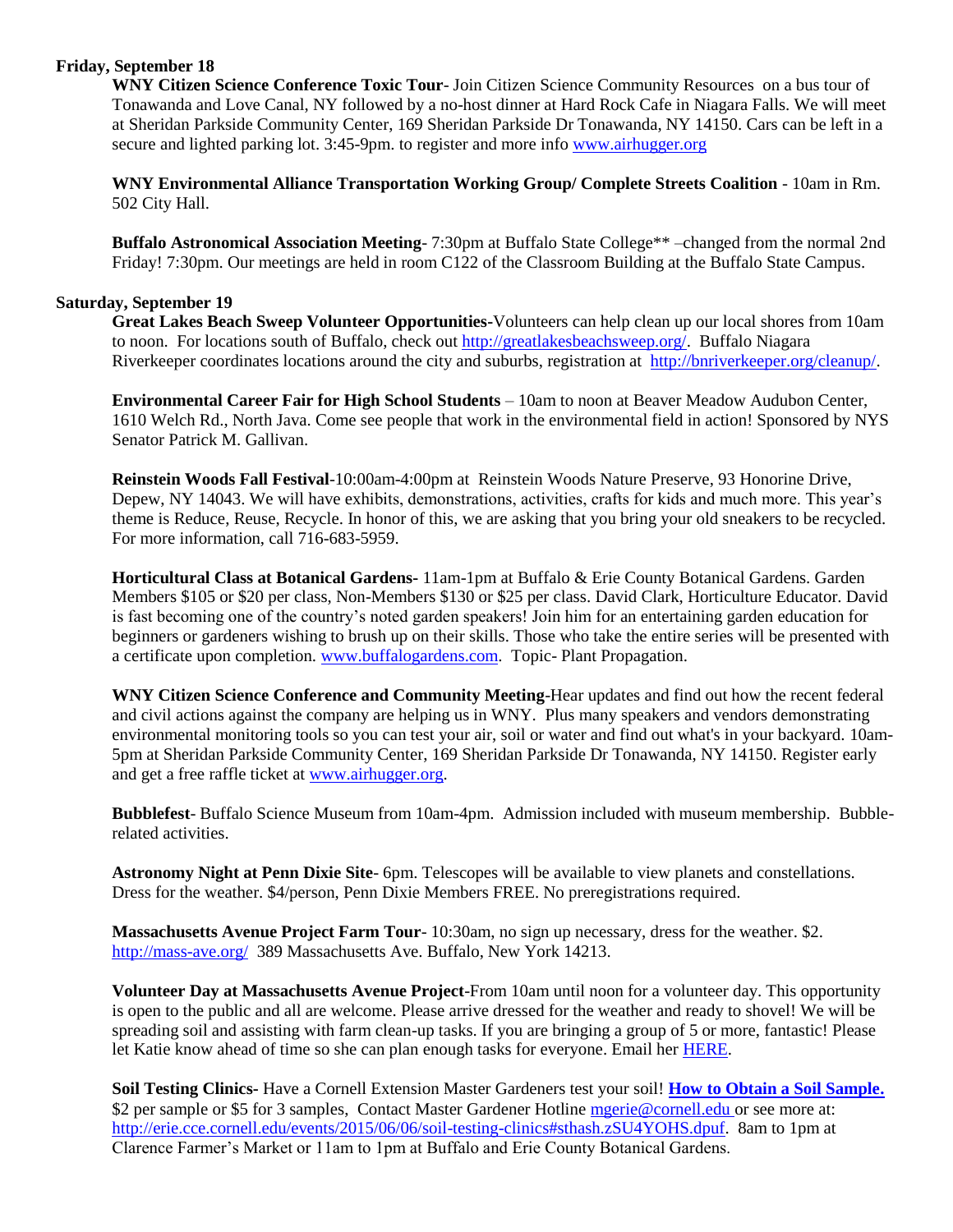**Friday, September 18**

**WNY Citizen Science Conference Toxic Tour**- Join Citizen Science Community Resources on a bus tour of Tonawanda and Love Canal, NY followed by a no-host dinner at Hard Rock Cafe in Niagara Falls. We will meet at Sheridan Parkside Community Center, 169 Sheridan Parkside Dr Tonawanda, NY 14150. Cars can be left in a secure and lighted parking lot. 3:45-9pm. to register and more info [www.airhugger.org](www.airhugger.org)

**WNY Environmental Alliance Transportation Working Group/ Complete Streets Coalition** - 10am in Rm. 502 City Hall.

**Buffalo Astronomical Association Meeting**- 7:30pm at Buffalo State College** –changed from the normal 2nd Friday! 7:30pm. Our meetings are held in room C122 of the Classroom Building at the Buffalo State Campus.

**Saturday, September 19**

**Great Lakes Beach Sweep Volunteer Opportunities-**Volunteers can help clean up our local shores from 10am to noon. For locations south of Buffalo, check out [http://greatlakesbeachsweep.org/](http://greatlakesbeachsweep.org/). Buffalo Niagara Riverkeeper coordinates locations around the city and suburbs, registration at [http://bnriverkeeper.org/cleanup/](http://bnriverkeeper.org/cleanup/).

**Environmental Career Fair for High School Students** – 10am to noon at Beaver Meadow Audubon Center, 1610 Welch Rd., North Java. Come see people that work in the environmental field in action! Sponsored by NYS Senator Patrick M. Gallivan.

**Reinstein Woods Fall Festival**-10:00am-4:00pm at Reinstein Woods Nature Preserve, 93 Honorine Drive, Depew, NY 14043. We will have exhibits, demonstrations, activities, crafts for kids and much more. This year's theme is Reduce, Reuse, Recycle. In honor of this, we are asking that you bring your old sneakers to be recycled. For more information, call 716-683-5959.

**Horticultural Class at Botanical Gardens-** 11am-1pm at Buffalo & Erie County Botanical Gardens. Garden Members $105 or $20 per class, Non-Members $130 or $25 per class. David Clark, Horticulture Educator. David is fast becoming one of the country's noted garden speakers! Join him for an entertaining garden education for beginners or gardeners wishing to brush up on their skills. Those who take the entire series will be presented with a certificate upon completion. [www.buffalogardens.com](www.buffalogardens.com). Topic- Plant Propagation.

**WNY Citizen Science Conference and Community Meeting**-Hear updates and find out how the recent federal and civil actions against the company are helping us in WNY. Plus many speakers and vendors demonstrating environmental monitoring tools so you can test your air, soil or water and find out what's in your backyard. 10am-5pm at Sheridan Parkside Community Center, 169 Sheridan Parkside Dr Tonawanda, NY 14150. Register early and get a free raffle ticket at [www.airhugger.org](www.airhugger.org).

**Bubblefest**- Buffalo Science Museum from 10am-4pm. Admission included with museum membership. Bubble-related activities.

**Astronomy Night at Penn Dixie Site**- 6pm. Telescopes will be available to view planets and constellations. Dress for the weather. $4/person, Penn Dixie Members FREE. No preregistrations required.

**Massachusetts Avenue Project Farm Tour**- 10:30am, no sign up necessary, dress for the weather. $2. [http://mass-ave.org/](http://mass-ave.org/) 389 Massachusetts Ave. Buffalo, New York 14213.

**Volunteer Day at Massachusetts Avenue Project**-From 10am until noon for a volunteer day. This opportunity is open to the public and all are welcome. Please arrive dressed for the weather and ready to shovel! We will be spreading soil and assisting with farm clean-up tasks. If you are bringing a group of 5 or more, fantastic! Please let Katie know ahead of time so she can plan enough tasks for everyone. Email her HERE.

**Soil Testing Clinics**- Have a Cornell Extension Master Gardeners test your soil! **How to Obtain a Soil Sample.** $2 per sample or $5 for 3 samples, Contact Master Gardener Hotline [mgerie@cornell.edu](mailto:mgerie@cornell.edu) or see more at: [http://erie.cce.cornell.edu/events/2015/06/06/soil-testing-clinics#sthash.zSU4YOHS.dpuf](http://erie.cce.cornell.edu/events/2015/06/06/soil-testing-clinics#sthash.zSU4YOHS.dpuf). 8am to 1pm at Clarence Farmer's Market or 11am to 1pm at Buffalo and Erie County Botanical Gardens.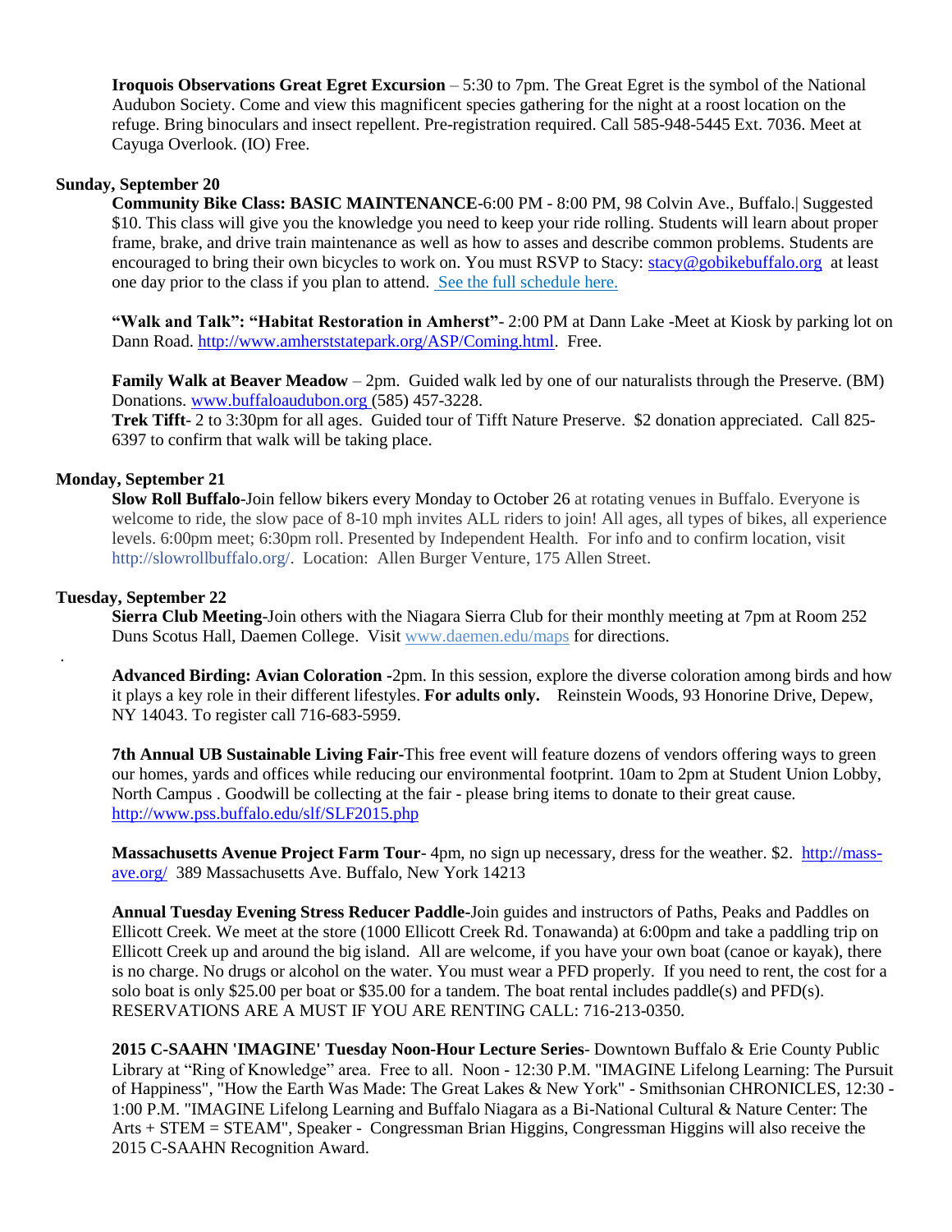**Iroquois Observations Great Egret Excursion** – 5:30 to 7pm. The Great Egret is the symbol of the National Audubon Society. Come and view this magnificent species gathering for the night at a roost location on the refuge. Bring binoculars and insect repellent. Pre-registration required. Call 585-948-5445 Ext. 7036. Meet at Cayuga Overlook. (IO) Free.

**Sunday, September 20**

**Community Bike Class: BASIC MAINTENANCE**-6:00 PM - 8:00 PM, 98 Colvin Ave., Buffalo.| Suggested $10. This class will give you the knowledge you need to keep your ride rolling. Students will learn about proper frame, brake, and drive train maintenance as well as how to asses and describe common problems. Students are encouraged to bring their own bicycles to work on. You must RSVP to Stacy: stacy@gobikebuffalo.org at least one day prior to the class if you plan to attend. See the full schedule here.

**"Walk and Talk": "Habitat Restoration in Amherst"**- 2:00 PM at Dann Lake -Meet at Kiosk by parking lot on Dann Road. http://www.amherststatepark.org/ASP/Coming.html. Free.

**Family Walk at Beaver Meadow** – 2pm. Guided walk led by one of our naturalists through the Preserve. (BM) Donations. www.buffaloaudubon.org (585) 457-3228.

**Trek Tifft**- 2 to 3:30pm for all ages. Guided tour of Tifft Nature Preserve. $2 donation appreciated. Call 825-6397 to confirm that walk will be taking place.

**Monday, September 21**

**Slow Roll Buffalo**-Join fellow bikers every Monday to October 26 at rotating venues in Buffalo. Everyone is welcome to ride, the slow pace of 8-10 mph invites ALL riders to join! All ages, all types of bikes, all experience levels. 6:00pm meet; 6:30pm roll. Presented by Independent Health. For info and to confirm location, visit http://slowrollbuffalo.org/. Location: Allen Burger Venture, 175 Allen Street.

**Tuesday, September 22**

**Sierra Club Meeting**-Join others with the Niagara Sierra Club for their monthly meeting at 7pm at Room 252 Duns Scotus Hall, Daemen College. Visit www.daemen.edu/maps for directions.

**Advanced Birding: Avian Coloration** -2pm. In this session, explore the diverse coloration among birds and how it plays a key role in their different lifestyles. **For adults only.** Reinstein Woods, 93 Honorine Drive, Depew, NY 14043. To register call 716-683-5959.

**7th Annual UB Sustainable Living Fair**-This free event will feature dozens of vendors offering ways to green our homes, yards and offices while reducing our environmental footprint. 10am to 2pm at Student Union Lobby, North Campus . Goodwill be collecting at the fair - please bring items to donate to their great cause. http://www.pss.buffalo.edu/slf/SLF2015.php

**Massachusetts Avenue Project Farm Tour**- 4pm, no sign up necessary, dress for the weather. $2. http://mass-ave.org/ 389 Massachusetts Ave. Buffalo, New York 14213

**Annual Tuesday Evening Stress Reducer Paddle**-Join guides and instructors of Paths, Peaks and Paddles on Ellicott Creek. We meet at the store (1000 Ellicott Creek Rd. Tonawanda) at 6:00pm and take a paddling trip on Ellicott Creek up and around the big island. All are welcome, if you have your own boat (canoe or kayak), there is no charge. No drugs or alcohol on the water. You must wear a PFD properly. If you need to rent, the cost for a solo boat is only $25.00 per boat or $35.00 for a tandem. The boat rental includes paddle(s) and PFD(s). RESERVATIONS ARE A MUST IF YOU ARE RENTING CALL: 716-213-0350.

**2015 C-SAAHN 'IMAGINE' Tuesday Noon-Hour Lecture Series**- Downtown Buffalo & Erie County Public Library at "Ring of Knowledge" area. Free to all. Noon - 12:30 P.M. "IMAGINE Lifelong Learning: The Pursuit of Happiness", "How the Earth Was Made: The Great Lakes & New York" - Smithsonian CHRONICLES, 12:30 - 1:00 P.M. "IMAGINE Lifelong Learning and Buffalo Niagara as a Bi-National Cultural & Nature Center: The Arts + STEM = STEAM", Speaker - Congressman Brian Higgins, Congressman Higgins will also receive the 2015 C-SAAHN Recognition Award.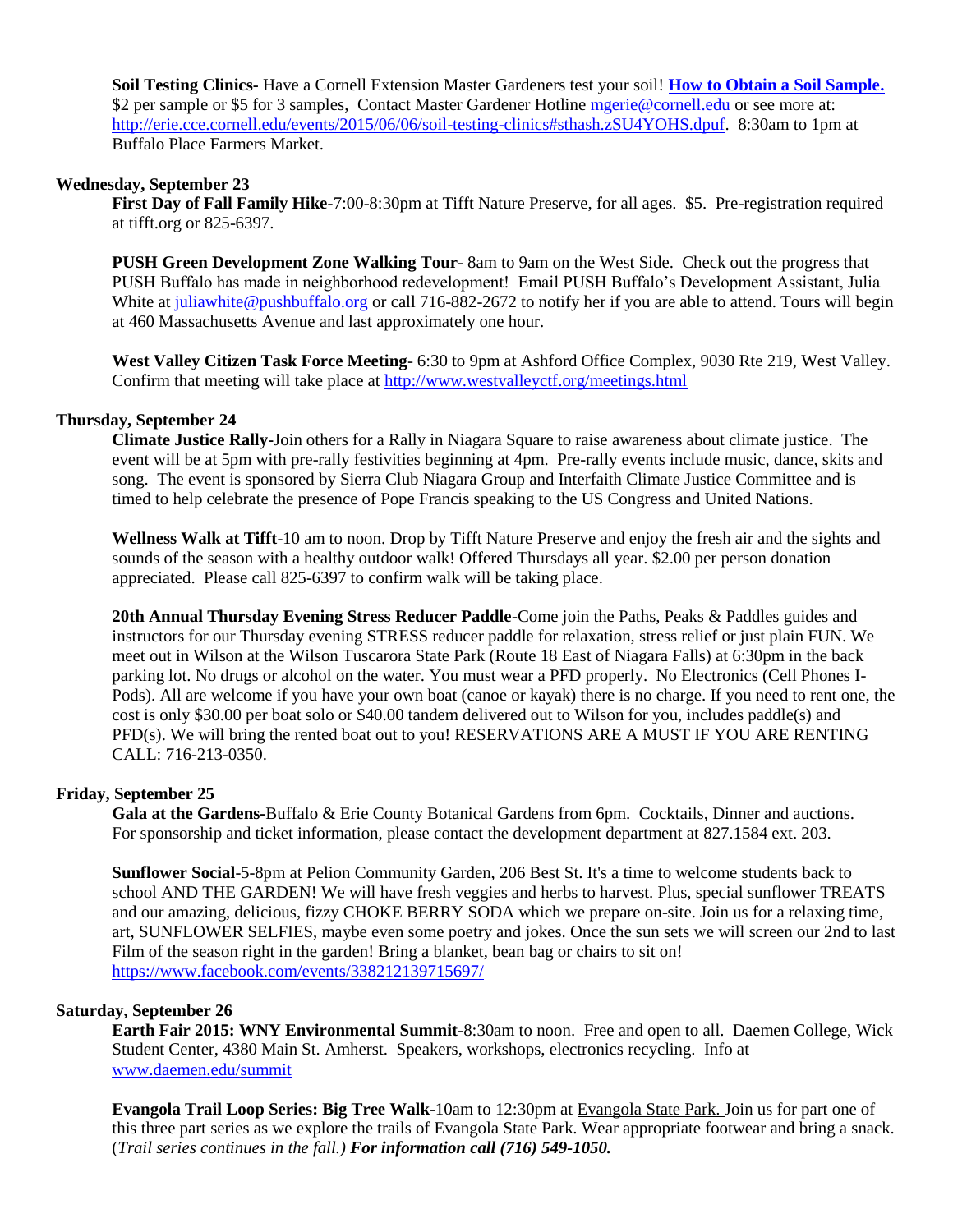**Soil Testing Clinics-** Have a Cornell Extension Master Gardeners test your soil! **How to Obtain a Soil Sample.** $2 per sample or $5 for 3 samples, Contact Master Gardener Hotline mgerie@cornell.edu or see more at: http://erie.cce.cornell.edu/events/2015/06/06/soil-testing-clinics#sthash.zSU4YOHS.dpuf. 8:30am to 1pm at Buffalo Place Farmers Market.

**Wednesday, September 23**

**First Day of Fall Family Hike-**7:00-8:30pm at Tifft Nature Preserve, for all ages. $5. Pre-registration required at tifft.org or 825-6397.

**PUSH Green Development Zone Walking Tour**- 8am to 9am on the West Side. Check out the progress that PUSH Buffalo has made in neighborhood redevelopment! Email PUSH Buffalo's Development Assistant, Julia White at juliawhite@pushbuffalo.org or call 716-882-2672 to notify her if you are able to attend. Tours will begin at 460 Massachusetts Avenue and last approximately one hour.

**West Valley Citizen Task Force Meeting**- 6:30 to 9pm at Ashford Office Complex, 9030 Rte 219, West Valley. Confirm that meeting will take place at http://www.westvalleyctf.org/meetings.html

**Thursday, September 24**

**Climate Justice Rally-**Join others for a Rally in Niagara Square to raise awareness about climate justice. The event will be at 5pm with pre-rally festivities beginning at 4pm. Pre-rally events include music, dance, skits and song. The event is sponsored by Sierra Club Niagara Group and Interfaith Climate Justice Committee and is timed to help celebrate the presence of Pope Francis speaking to the US Congress and United Nations.

**Wellness Walk at Tifft**-10 am to noon. Drop by Tifft Nature Preserve and enjoy the fresh air and the sights and sounds of the season with a healthy outdoor walk! Offered Thursdays all year. $2.00 per person donation appreciated. Please call 825-6397 to confirm walk will be taking place.

**20th Annual Thursday Evening Stress Reducer Paddle-**Come join the Paths, Peaks & Paddles guides and instructors for our Thursday evening STRESS reducer paddle for relaxation, stress relief or just plain FUN. We meet out in Wilson at the Wilson Tuscarora State Park (Route 18 East of Niagara Falls) at 6:30pm in the back parking lot. No drugs or alcohol on the water. You must wear a PFD properly. No Electronics (Cell Phones I-Pods). All are welcome if you have your own boat (canoe or kayak) there is no charge. If you need to rent one, the cost is only $30.00 per boat solo or $40.00 tandem delivered out to Wilson for you, includes paddle(s) and PFD(s). We will bring the rented boat out to you! RESERVATIONS ARE A MUST IF YOU ARE RENTING CALL: 716-213-0350.

**Friday, September 25**

**Gala at the Gardens-**Buffalo & Erie County Botanical Gardens from 6pm. Cocktails, Dinner and auctions. For sponsorship and ticket information, please contact the development department at 827.1584 ext. 203.

**Sunflower Social**-5-8pm at Pelion Community Garden, 206 Best St. It's a time to welcome students back to school AND THE GARDEN! We will have fresh veggies and herbs to harvest. Plus, special sunflower TREATS and our amazing, delicious, fizzy CHOKE BERRY SODA which we prepare on-site. Join us for a relaxing time, art, SUNFLOWER SELFIES, maybe even some poetry and jokes. Once the sun sets we will screen our 2nd to last Film of the season right in the garden! Bring a blanket, bean bag or chairs to sit on! https://www.facebook.com/events/338212139715697/

**Saturday, September 26**

**Earth Fair 2015: WNY Environmental Summit-**8:30am to noon. Free and open to all. Daemen College, Wick Student Center, 4380 Main St. Amherst. Speakers, workshops, electronics recycling. Info at www.daemen.edu/summit

**Evangola Trail Loop Series: Big Tree Walk**-10am to 12:30pm at Evangola State Park. Join us for part one of this three part series as we explore the trails of Evangola State Park. Wear appropriate footwear and bring a snack. (*Trail series continues in the fall.) **For information call (716) 549-1050.***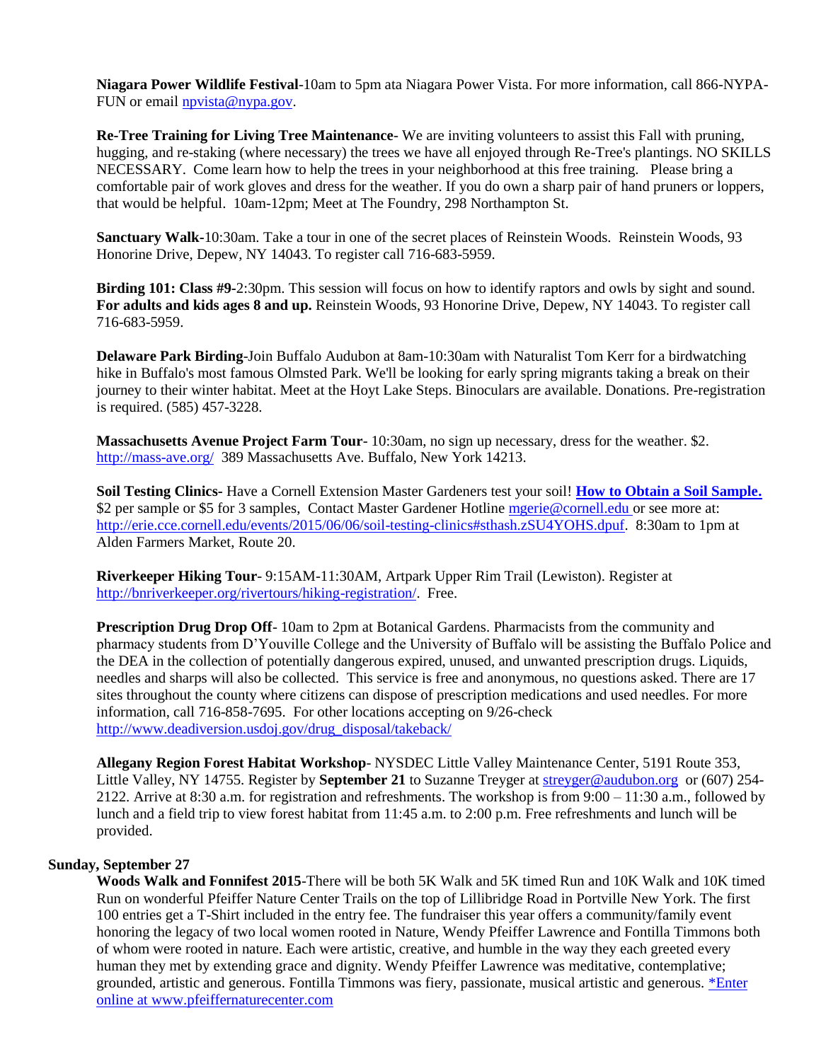**Niagara Power Wildlife Festival**-10am to 5pm ata Niagara Power Vista. For more information, call 866-NYPA-FUN or email npvista@nypa.gov.

**Re-Tree Training for Living Tree Maintenance**- We are inviting volunteers to assist this Fall with pruning, hugging, and re-staking (where necessary) the trees we have all enjoyed through Re-Tree's plantings. NO SKILLS NECESSARY. Come learn how to help the trees in your neighborhood at this free training. Please bring a comfortable pair of work gloves and dress for the weather. If you do own a sharp pair of hand pruners or loppers, that would be helpful. 10am-12pm; Meet at The Foundry, 298 Northampton St.

**Sanctuary Walk**-10:30am. Take a tour in one of the secret places of Reinstein Woods. Reinstein Woods, 93 Honorine Drive, Depew, NY 14043. To register call 716-683-5959.

**Birding 101: Class #9**-2:30pm. This session will focus on how to identify raptors and owls by sight and sound. **For adults and kids ages 8 and up.** Reinstein Woods, 93 Honorine Drive, Depew, NY 14043. To register call 716-683-5959.

**Delaware Park Birding**-Join Buffalo Audubon at 8am-10:30am with Naturalist Tom Kerr for a birdwatching hike in Buffalo's most famous Olmsted Park. We'll be looking for early spring migrants taking a break on their journey to their winter habitat. Meet at the Hoyt Lake Steps. Binoculars are available. Donations. Pre-registration is required. (585) 457-3228.

**Massachusetts Avenue Project Farm Tour**- 10:30am, no sign up necessary, dress for the weather. $2. http://mass-ave.org/ 389 Massachusetts Ave. Buffalo, New York 14213.

**Soil Testing Clinics**- Have a Cornell Extension Master Gardeners test your soil! **How to Obtain a Soil Sample.** $2 per sample or $5 for 3 samples, Contact Master Gardener Hotline mgerie@cornell.edu or see more at: http://erie.cce.cornell.edu/events/2015/06/06/soil-testing-clinics#sthash.zSU4YOHS.dpuf. 8:30am to 1pm at Alden Farmers Market, Route 20.

**Riverkeeper Hiking Tour**- 9:15AM-11:30AM, Artpark Upper Rim Trail (Lewiston). Register at http://bnriverkeeper.org/rivertours/hiking-registration/. Free.

**Prescription Drug Drop Off**- 10am to 2pm at Botanical Gardens. Pharmacists from the community and pharmacy students from D'Youville College and the University of Buffalo will be assisting the Buffalo Police and the DEA in the collection of potentially dangerous expired, unused, and unwanted prescription drugs. Liquids, needles and sharps will also be collected. This service is free and anonymous, no questions asked. There are 17 sites throughout the county where citizens can dispose of prescription medications and used needles. For more information, call 716-858-7695. For other locations accepting on 9/26-check http://www.deadiversion.usdoj.gov/drug_disposal/takeback/

**Allegany Region Forest Habitat Workshop**- NYSDEC Little Valley Maintenance Center, 5191 Route 353, Little Valley, NY 14755. Register by **September 21** to Suzanne Treyger at streyger@audubon.org or (607) 254-2122. Arrive at 8:30 a.m. for registration and refreshments. The workshop is from 9:00 – 11:30 a.m., followed by lunch and a field trip to view forest habitat from 11:45 a.m. to 2:00 p.m. Free refreshments and lunch will be provided.

**Sunday, September 27**

**Woods Walk and Fonnifest 2015**-There will be both 5K Walk and 5K timed Run and 10K Walk and 10K timed Run on wonderful Pfeiffer Nature Center Trails on the top of Lillibridge Road in Portville New York. The first 100 entries get a T-Shirt included in the entry fee. The fundraiser this year offers a community/family event honoring the legacy of two local women rooted in Nature, Wendy Pfeiffer Lawrence and Fontilla Timmons both of whom were rooted in nature. Each were artistic, creative, and humble in the way they each greeted every human they met by extending grace and dignity. Wendy Pfeiffer Lawrence was meditative, contemplative; grounded, artistic and generous. Fontilla Timmons was fiery, passionate, musical artistic and generous. *Enter online at www.pfeiffernaturecenter.com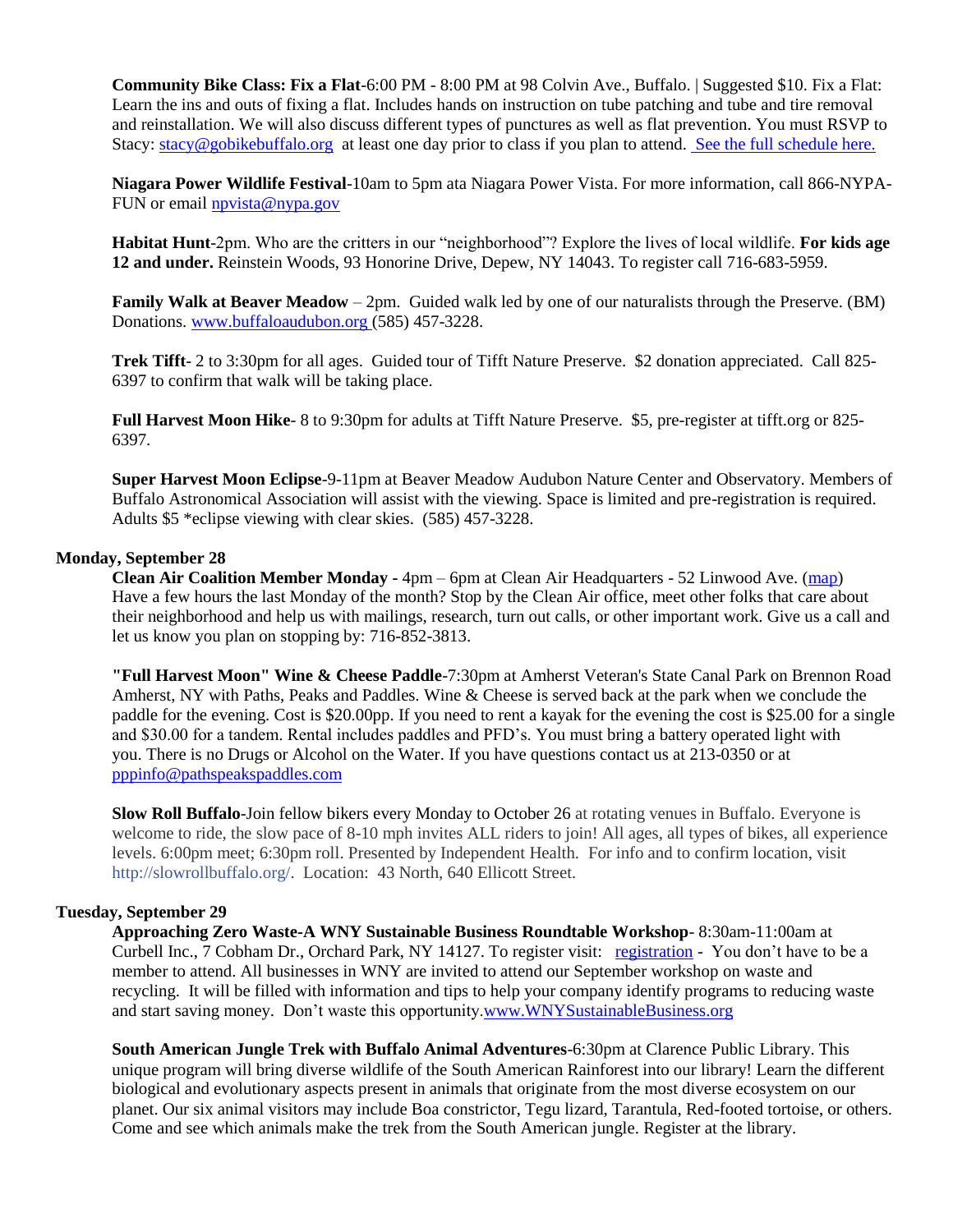**Community Bike Class: Fix a Flat**-6:00 PM - 8:00 PM at 98 Colvin Ave., Buffalo. | Suggested $10. Fix a Flat: Learn the ins and outs of fixing a flat. Includes hands on instruction on tube patching and tube and tire removal and reinstallation. We will also discuss different types of punctures as well as flat prevention. You must RSVP to Stacy: stacy@gobikebuffalo.org at least one day prior to class if you plan to attend. See the full schedule here.

**Niagara Power Wildlife Festival**-10am to 5pm ata Niagara Power Vista. For more information, call 866-NYPA-FUN or email npvista@nypa.gov

**Habitat Hunt**-2pm. Who are the critters in our "neighborhood"? Explore the lives of local wildlife. **For kids age 12 and under.** Reinstein Woods, 93 Honorine Drive, Depew, NY 14043. To register call 716-683-5959.

**Family Walk at Beaver Meadow** – 2pm. Guided walk led by one of our naturalists through the Preserve. (BM) Donations. www.buffaloaudubon.org (585) 457-3228.

**Trek Tifft**- 2 to 3:30pm for all ages. Guided tour of Tifft Nature Preserve. $2 donation appreciated. Call 825-6397 to confirm that walk will be taking place.

**Full Harvest Moon Hike**- 8 to 9:30pm for adults at Tifft Nature Preserve. $5, pre-register at tifft.org or 825-6397.

**Super Harvest Moon Eclipse**-9-11pm at Beaver Meadow Audubon Nature Center and Observatory. Members of Buffalo Astronomical Association will assist with the viewing. Space is limited and pre-registration is required. Adults $5 *eclipse viewing with clear skies. (585) 457-3228.

**Monday, September 28**

**Clean Air Coalition Member Monday -** 4pm – 6pm at Clean Air Headquarters - 52 Linwood Ave. (map) Have a few hours the last Monday of the month? Stop by the Clean Air office, meet other folks that care about their neighborhood and help us with mailings, research, turn out calls, or other important work. Give us a call and let us know you plan on stopping by: 716-852-3813.

**"Full Harvest Moon" Wine & Cheese Paddle**-7:30pm at Amherst Veteran's State Canal Park on Brennon Road Amherst, NY with Paths, Peaks and Paddles. Wine & Cheese is served back at the park when we conclude the paddle for the evening. Cost is $20.00pp. If you need to rent a kayak for the evening the cost is $25.00 for a single and $30.00 for a tandem. Rental includes paddles and PFD's. You must bring a battery operated light with you. There is no Drugs or Alcohol on the Water. If you have questions contact us at 213-0350 or at pppinfo@pathspeakspaddles.com

**Slow Roll Buffalo**-Join fellow bikers every Monday to October 26 at rotating venues in Buffalo. Everyone is welcome to ride, the slow pace of 8-10 mph invites ALL riders to join! All ages, all types of bikes, all experience levels. 6:00pm meet; 6:30pm roll. Presented by Independent Health. For info and to confirm location, visit http://slowrollbuffalo.org/. Location: 43 North, 640 Ellicott Street.

**Tuesday, September 29**

**Approaching Zero Waste-A WNY Sustainable Business Roundtable Workshop**- 8:30am-11:00am at Curbell Inc., 7 Cobham Dr., Orchard Park, NY 14127. To register visit: registration - You don't have to be a member to attend. All businesses in WNY are invited to attend our September workshop on waste and recycling. It will be filled with information and tips to help your company identify programs to reducing waste and start saving money. Don't waste this opportunity.www.WNYSustainableBusiness.org

**South American Jungle Trek with Buffalo Animal Adventures**-6:30pm at Clarence Public Library. This unique program will bring diverse wildlife of the South American Rainforest into our library! Learn the different biological and evolutionary aspects present in animals that originate from the most diverse ecosystem on our planet. Our six animal visitors may include Boa constrictor, Tegu lizard, Tarantula, Red-footed tortoise, or others. Come and see which animals make the trek from the South American jungle. Register at the library.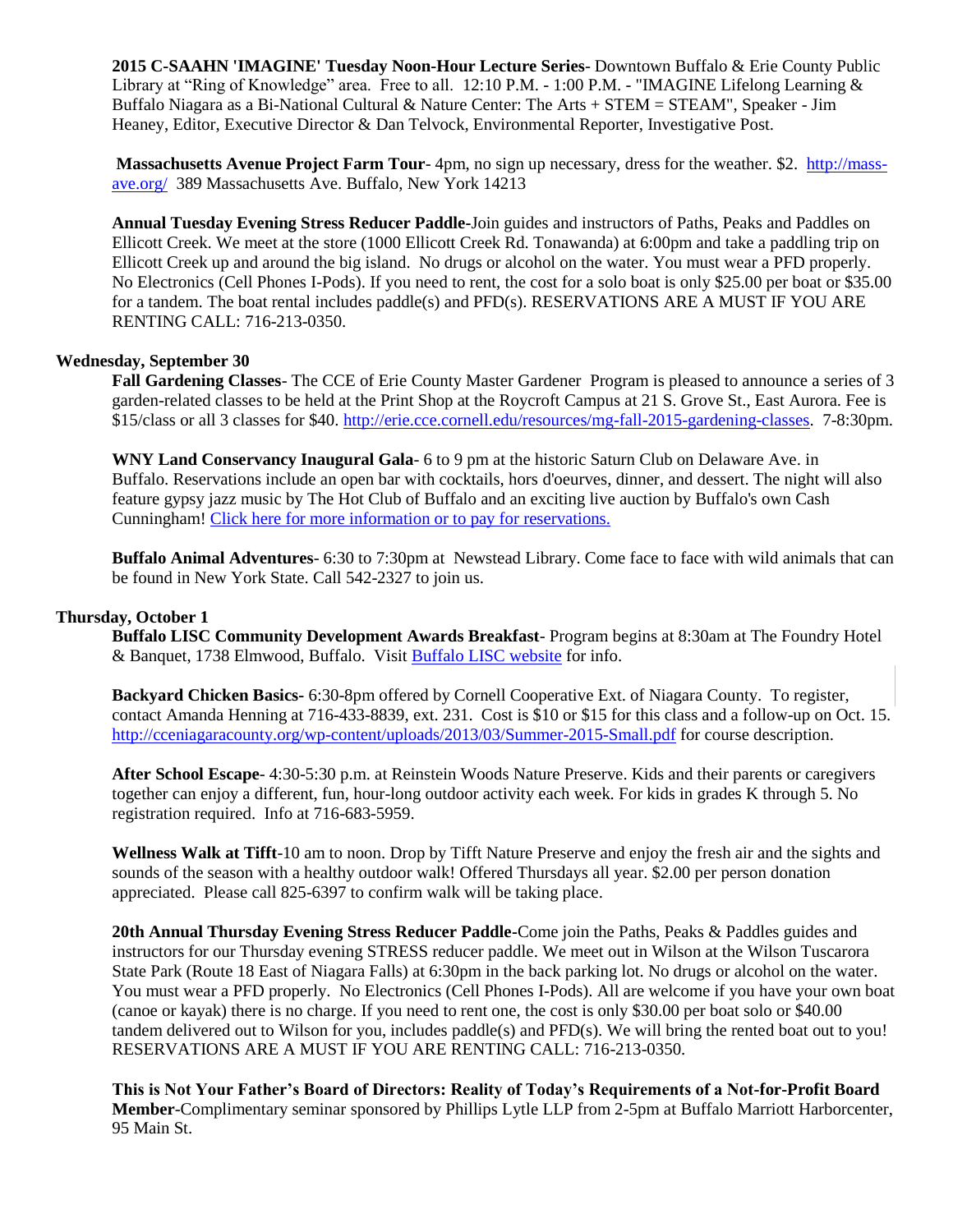**2015 C-SAAHN 'IMAGINE' Tuesday Noon-Hour Lecture Series**- Downtown Buffalo & Erie County Public Library at "Ring of Knowledge" area. Free to all. 12:10 P.M. - 1:00 P.M. - "IMAGINE Lifelong Learning & Buffalo Niagara as a Bi-National Cultural & Nature Center: The Arts + STEM = STEAM", Speaker - Jim Heaney, Editor, Executive Director & Dan Telvock, Environmental Reporter, Investigative Post.

**Massachusetts Avenue Project Farm Tour**- 4pm, no sign up necessary, dress for the weather. $2. [http://mass-ave.org/](http://mass-ave.org/) 389 Massachusetts Ave. Buffalo, New York 14213

**Annual Tuesday Evening Stress Reducer Paddle**-Join guides and instructors of Paths, Peaks and Paddles on Ellicott Creek. We meet at the store (1000 Ellicott Creek Rd. Tonawanda) at 6:00pm and take a paddling trip on Ellicott Creek up and around the big island. No drugs or alcohol on the water. You must wear a PFD properly. No Electronics (Cell Phones I-Pods). If you need to rent, the cost for a solo boat is only $25.00 per boat or $35.00 for a tandem. The boat rental includes paddle(s) and PFD(s). RESERVATIONS ARE A MUST IF YOU ARE RENTING CALL: 716-213-0350.

**Wednesday, September 30**

**Fall Gardening Classes**- The CCE of Erie County Master Gardener Program is pleased to announce a series of 3 garden-related classes to be held at the Print Shop at the Roycroft Campus at 21 S. Grove St., East Aurora. Fee is $15/class or all 3 classes for $40. [http://erie.cce.cornell.edu/resources/mg-fall-2015-gardening-classes](http://erie.cce.cornell.edu/resources/mg-fall-2015-gardening-classes). 7-8:30pm.

**WNY Land Conservancy Inaugural Gala**- 6 to 9 pm at the historic Saturn Club on Delaware Ave. in Buffalo. Reservations include an open bar with cocktails, hors d'oeurves, dinner, and dessert. The night will also feature gypsy jazz music by The Hot Club of Buffalo and an exciting live auction by Buffalo's own Cash Cunningham! Click here for more information or to pay for reservations.

**Buffalo Animal Adventures**- 6:30 to 7:30pm at Newstead Library. Come face to face with wild animals that can be found in New York State. Call 542-2327 to join us.

**Thursday, October 1**

**Buffalo LISC Community Development Awards Breakfast**- Program begins at 8:30am at The Foundry Hotel & Banquet, 1738 Elmwood, Buffalo. Visit Buffalo LISC website for info.

**Backyard Chicken Basics-** 6:30-8pm offered by Cornell Cooperative Ext. of Niagara County. To register, contact Amanda Henning at 716-433-8839, ext. 231. Cost is $10 or $15 for this class and a follow-up on Oct. 15. [http://cceniagaracounty.org/wp-content/uploads/2013/03/Summer-2015-Small.pdf](http://cceniagaracounty.org/wp-content/uploads/2013/03/Summer-2015-Small.pdf) for course description.

**After School Escape**- 4:30-5:30 p.m. at Reinstein Woods Nature Preserve. Kids and their parents or caregivers together can enjoy a different, fun, hour-long outdoor activity each week. For kids in grades K through 5. No registration required. Info at 716-683-5959.

**Wellness Walk at Tifft**-10 am to noon. Drop by Tifft Nature Preserve and enjoy the fresh air and the sights and sounds of the season with a healthy outdoor walk! Offered Thursdays all year. $2.00 per person donation appreciated. Please call 825-6397 to confirm walk will be taking place.

**20th Annual Thursday Evening Stress Reducer Paddle**-Come join the Paths, Peaks & Paddles guides and instructors for our Thursday evening STRESS reducer paddle. We meet out in Wilson at the Wilson Tuscarora State Park (Route 18 East of Niagara Falls) at 6:30pm in the back parking lot. No drugs or alcohol on the water. You must wear a PFD properly. No Electronics (Cell Phones I-Pods). All are welcome if you have your own boat (canoe or kayak) there is no charge. If you need to rent one, the cost is only $30.00 per boat solo or $40.00 tandem delivered out to Wilson for you, includes paddle(s) and PFD(s). We will bring the rented boat out to you! RESERVATIONS ARE A MUST IF YOU ARE RENTING CALL: 716-213-0350.

**This is Not Your Father's Board of Directors: Reality of Today's Requirements of a Not-for-Profit Board Member**-Complimentary seminar sponsored by Phillips Lytle LLP from 2-5pm at Buffalo Marriott Harborcenter, 95 Main St.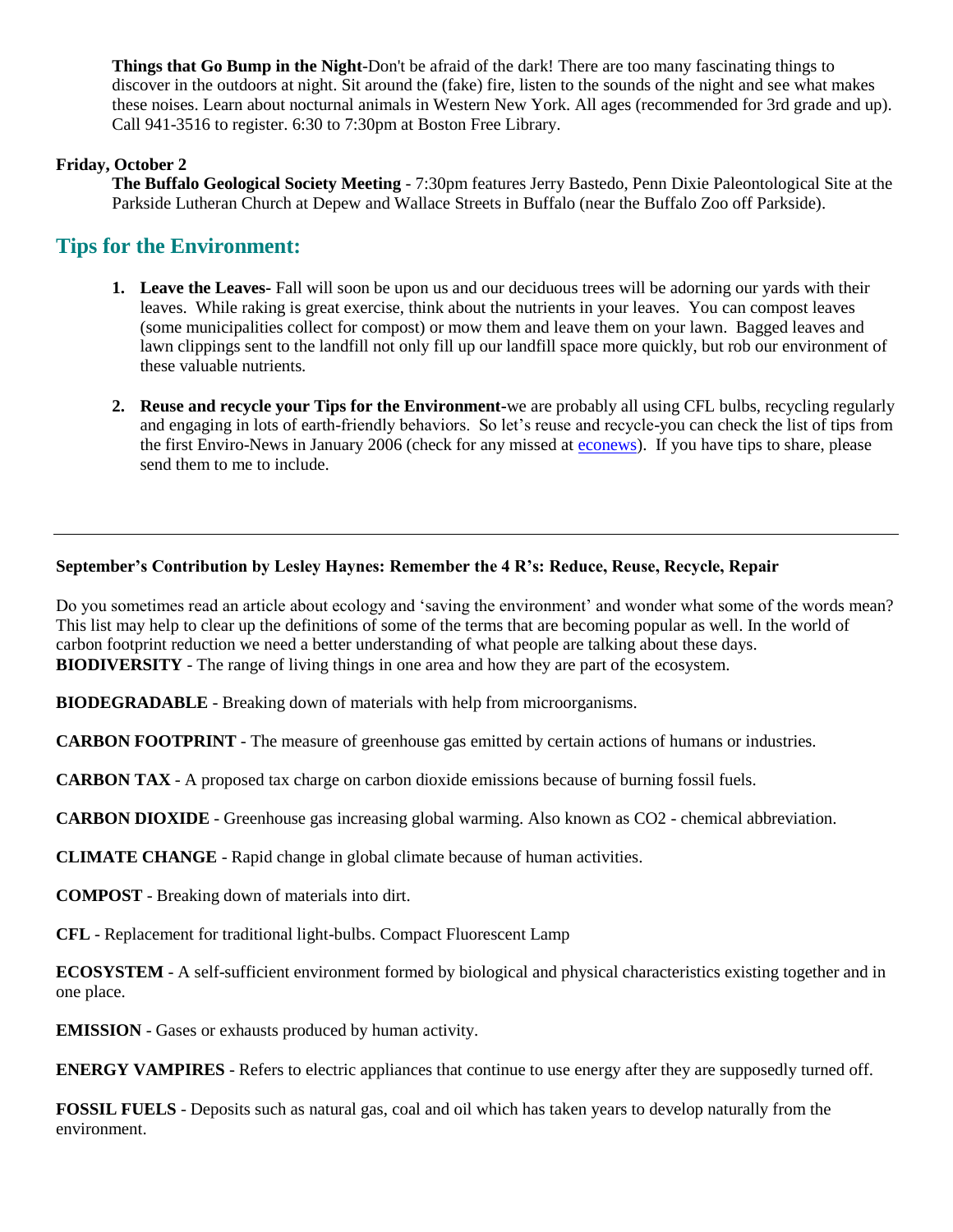**Things that Go Bump in the Night**-Don't be afraid of the dark! There are too many fascinating things to discover in the outdoors at night. Sit around the (fake) fire, listen to the sounds of the night and see what makes these noises. Learn about nocturnal animals in Western New York. All ages (recommended for 3rd grade and up). Call 941-3516 to register. 6:30 to 7:30pm at Boston Free Library.

**Friday, October 2**

**The Buffalo Geological Society Meeting** - 7:30pm features Jerry Bastedo, Penn Dixie Paleontological Site at the Parkside Lutheran Church at Depew and Wallace Streets in Buffalo (near the Buffalo Zoo off Parkside).

## Tips for the Environment:

1. **Leave the Leaves-** Fall will soon be upon us and our deciduous trees will be adorning our yards with their leaves. While raking is great exercise, think about the nutrients in your leaves. You can compost leaves (some municipalities collect for compost) or mow them and leave them on your lawn. Bagged leaves and lawn clippings sent to the landfill not only fill up our landfill space more quickly, but rob our environment of these valuable nutrients.

2. **Reuse and recycle your Tips for the Environment**-we are probably all using CFL bulbs, recycling regularly and engaging in lots of earth-friendly behaviors. So let's reuse and recycle-you can check the list of tips from the first Enviro-News in January 2006 (check for any missed at econews). If you have tips to share, please send them to me to include.

---

**September's Contribution by Lesley Haynes: Remember the 4 R's: Reduce, Reuse, Recycle, Repair**

Do you sometimes read an article about ecology and 'saving the environment' and wonder what some of the words mean? This list may help to clear up the definitions of some of the terms that are becoming popular as well. In the world of carbon footprint reduction we need a better understanding of what people are talking about these days.

**BIODIVERSITY** - The range of living things in one area and how they are part of the ecosystem.

**BIODEGRADABLE** - Breaking down of materials with help from microorganisms.

**CARBON FOOTPRINT** - The measure of greenhouse gas emitted by certain actions of humans or industries.

**CARBON TAX** - A proposed tax charge on carbon dioxide emissions because of burning fossil fuels.

**CARBON DIOXIDE** - Greenhouse gas increasing global warming. Also known as $CO_2$ - chemical abbreviation.

**CLIMATE CHANGE** - Rapid change in global climate because of human activities.

**COMPOST** - Breaking down of materials into dirt.

**CFL** - Replacement for traditional light-bulbs. Compact Fluorescent Lamp

**ECOSYSTEM** - A self-sufficient environment formed by biological and physical characteristics existing together and in one place.

**EMISSION** - Gases or exhausts produced by human activity.

**ENERGY VAMPIRES** - Refers to electric appliances that continue to use energy after they are supposedly turned off.

**FOSSIL FUELS** - Deposits such as natural gas, coal and oil which has taken years to develop naturally from the environment.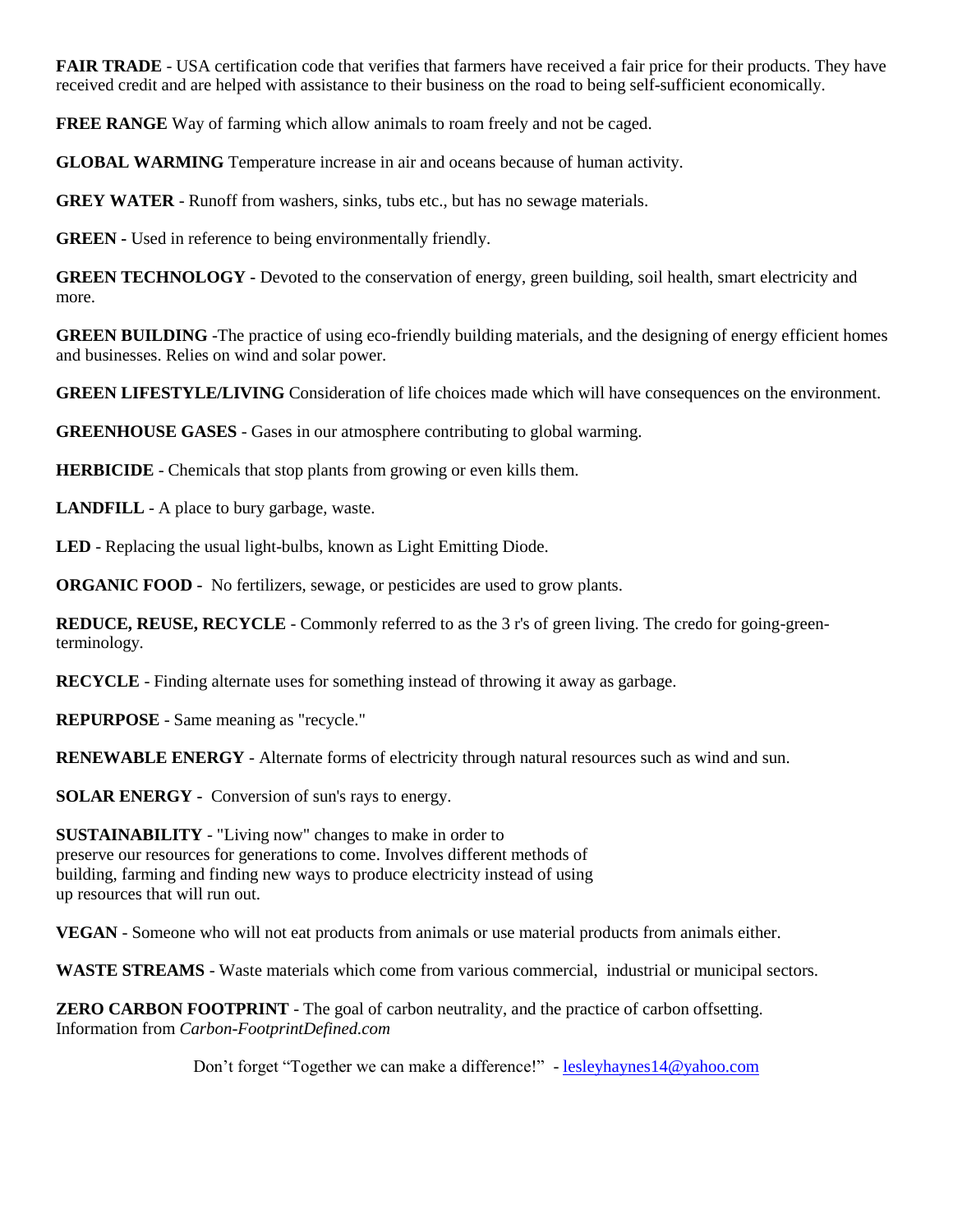**FAIR TRADE** - USA certification code that verifies that farmers have received a fair price for their products. They have received credit and are helped with assistance to their business on the road to being self-sufficient economically.

**FREE RANGE** Way of farming which allow animals to roam freely and not be caged.

**GLOBAL WARMING** Temperature increase in air and oceans because of human activity.

**GREY WATER** - Runoff from washers, sinks, tubs etc., but has no sewage materials.

**GREEN -** Used in reference to being environmentally friendly.

**GREEN TECHNOLOGY -** Devoted to the conservation of energy, green building, soil health, smart electricity and more.

**GREEN BUILDING** -The practice of using eco-friendly building materials, and the designing of energy efficient homes and businesses. Relies on wind and solar power.

**GREEN LIFESTYLE/LIVING** Consideration of life choices made which will have consequences on the environment.

**GREENHOUSE GASES** - Gases in our atmosphere contributing to global warming.

**HERBICIDE** - Chemicals that stop plants from growing or even kills them.

**LANDFILL** - A place to bury garbage, waste.

**LED** - Replacing the usual light-bulbs, known as Light Emitting Diode.

**ORGANIC FOOD -** No fertilizers, sewage, or pesticides are used to grow plants.

**REDUCE, REUSE, RECYCLE** - Commonly referred to as the 3 r's of green living. The credo for going-green-terminology.

**RECYCLE** - Finding alternate uses for something instead of throwing it away as garbage.

**REPURPOSE** - Same meaning as "recycle."

**RENEWABLE ENERGY** - Alternate forms of electricity through natural resources such as wind and sun.

**SOLAR ENERGY -** Conversion of sun's rays to energy.

**SUSTAINABILITY** - "Living now" changes to make in order to preserve our resources for generations to come. Involves different methods of building, farming and finding new ways to produce electricity instead of using up resources that will run out.

**VEGAN** - Someone who will not eat products from animals or use material products from animals either.

**WASTE STREAMS** - Waste materials which come from various commercial, industrial or municipal sectors.

**ZERO CARBON FOOTPRINT** - The goal of carbon neutrality, and the practice of carbon offsetting.
Information from *Carbon-FootprintDefined.com*

Don't forget "Together we can make a difference!" - lesleyhaynes14@yahoo.com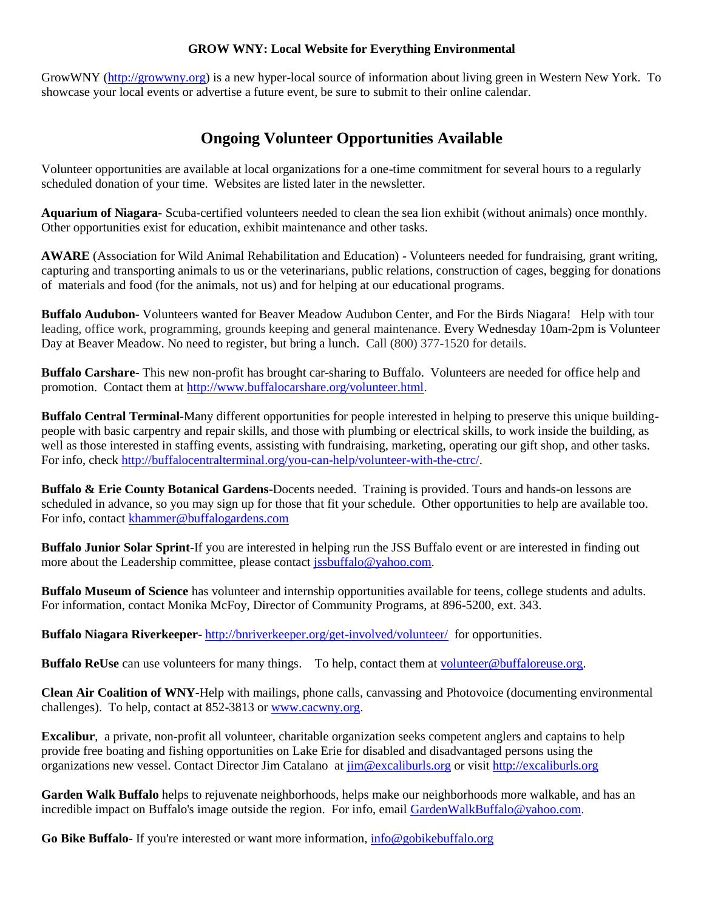**GROW WNY: Local Website for Everything Environmental**

GrowWNY (http://growwny.org) is a new hyper-local source of information about living green in Western New York. To showcase your local events or advertise a future event, be sure to submit to their online calendar.

## Ongoing Volunteer Opportunities Available

Volunteer opportunities are available at local organizations for a one-time commitment for several hours to a regularly scheduled donation of your time. Websites are listed later in the newsletter.

**Aquarium of Niagara-** Scuba-certified volunteers needed to clean the sea lion exhibit (without animals) once monthly. Other opportunities exist for education, exhibit maintenance and other tasks.

**AWARE** (Association for Wild Animal Rehabilitation and Education) - Volunteers needed for fundraising, grant writing, capturing and transporting animals to us or the veterinarians, public relations, construction of cages, begging for donations of materials and food (for the animals, not us) and for helping at our educational programs.

**Buffalo Audubon**- Volunteers wanted for Beaver Meadow Audubon Center, and For the Birds Niagara! Help with tour leading, office work, programming, grounds keeping and general maintenance. Every Wednesday 10am-2pm is Volunteer Day at Beaver Meadow. No need to register, but bring a lunch. Call (800) 377-1520 for details.

**Buffalo Carshare-** This new non-profit has brought car-sharing to Buffalo. Volunteers are needed for office help and promotion. Contact them at http://www.buffalocarshare.org/volunteer.html.

**Buffalo Central Terminal**-Many different opportunities for people interested in helping to preserve this unique building-people with basic carpentry and repair skills, and those with plumbing or electrical skills, to work inside the building, as well as those interested in staffing events, assisting with fundraising, marketing, operating our gift shop, and other tasks. For info, check http://buffalocentralterminal.org/you-can-help/volunteer-with-the-ctrc/.

**Buffalo & Erie County Botanical Gardens**-Docents needed. Training is provided. Tours and hands-on lessons are scheduled in advance, so you may sign up for those that fit your schedule. Other opportunities to help are available too. For info, contact khammer@buffalogardens.com

**Buffalo Junior Solar Sprint**-If you are interested in helping run the JSS Buffalo event or are interested in finding out more about the Leadership committee, please contact jssbuffalo@yahoo.com.

**Buffalo Museum of Science** has volunteer and internship opportunities available for teens, college students and adults. For information, contact Monika McFoy, Director of Community Programs, at 896-5200, ext. 343.

**Buffalo Niagara Riverkeeper**- http://bnriverkeeper.org/get-involved/volunteer/ for opportunities.

**Buffalo ReUse** can use volunteers for many things. To help, contact them at volunteer@buffaloreuse.org.

**Clean Air Coalition of WNY**-Help with mailings, phone calls, canvassing and Photovoice (documenting environmental challenges). To help, contact at 852-3813 or www.cacwny.org.

**Excalibur**, a private, non-profit all volunteer, charitable organization seeks competent anglers and captains to help provide free boating and fishing opportunities on Lake Erie for disabled and disadvantaged persons using the organizations new vessel. Contact Director Jim Catalano at jim@excaliburls.org or visit http://excaliburls.org

**Garden Walk Buffalo** helps to rejuvenate neighborhoods, helps make our neighborhoods more walkable, and has an incredible impact on Buffalo's image outside the region. For info, email GardenWalkBuffalo@yahoo.com.

**Go Bike Buffalo**- If you're interested or want more information, info@gobikebuffalo.org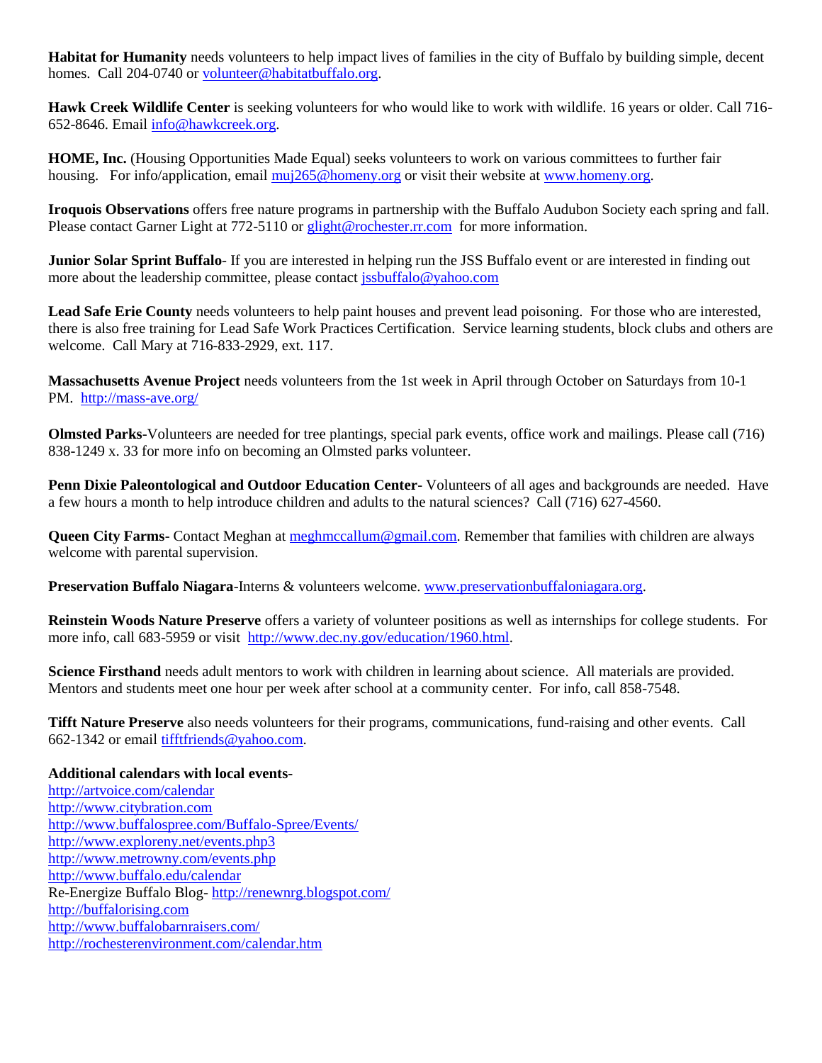**Habitat for Humanity** needs volunteers to help impact lives of families in the city of Buffalo by building simple, decent homes. Call 204-0740 or volunteer@habitatbuffalo.org.

**Hawk Creek Wildlife Center** is seeking volunteers for who would like to work with wildlife. 16 years or older. Call 716-652-8646. Email info@hawkcreek.org.

**HOME, Inc.** (Housing Opportunities Made Equal) seeks volunteers to work on various committees to further fair housing. For info/application, email muj265@homeny.org or visit their website at www.homeny.org.

**Iroquois Observations** offers free nature programs in partnership with the Buffalo Audubon Society each spring and fall. Please contact Garner Light at 772-5110 or glight@rochester.rr.com for more information.

**Junior Solar Sprint Buffalo**- If you are interested in helping run the JSS Buffalo event or are interested in finding out more about the leadership committee, please contact jssbuffalo@yahoo.com

**Lead Safe Erie County** needs volunteers to help paint houses and prevent lead poisoning. For those who are interested, there is also free training for Lead Safe Work Practices Certification. Service learning students, block clubs and others are welcome. Call Mary at 716-833-2929, ext. 117.

**Massachusetts Avenue Project** needs volunteers from the 1st week in April through October on Saturdays from 10-1 PM. http://mass-ave.org/

**Olmsted Parks**-Volunteers are needed for tree plantings, special park events, office work and mailings. Please call (716) 838-1249 x. 33 for more info on becoming an Olmsted parks volunteer.

**Penn Dixie Paleontological and Outdoor Education Center**- Volunteers of all ages and backgrounds are needed. Have a few hours a month to help introduce children and adults to the natural sciences? Call (716) 627-4560.

**Queen City Farms**- Contact Meghan at meghmccallum@gmail.com. Remember that families with children are always welcome with parental supervision.

**Preservation Buffalo Niagara**-Interns & volunteers welcome. www.preservationbuffaloniagara.org.

**Reinstein Woods Nature Preserve** offers a variety of volunteer positions as well as internships for college students. For more info, call 683-5959 or visit http://www.dec.ny.gov/education/1960.html.

**Science Firsthand** needs adult mentors to work with children in learning about science. All materials are provided. Mentors and students meet one hour per week after school at a community center. For info, call 858-7548.

**Tifft Nature Preserve** also needs volunteers for their programs, communications, fund-raising and other events. Call 662-1342 or email tifftfriends@yahoo.com.

**Additional calendars with local events-**

http://artvoice.com/calendar
http://www.citybration.com
http://www.buffalospree.com/Buffalo-Spree/Events/
http://www.exploreny.net/events.php3
http://www.metrowny.com/events.php
http://www.buffalo.edu/calendar
Re-Energize Buffalo Blog- http://renewnrg.blogspot.com/
http://buffalorising.com
http://www.buffalobarnraisers.com/
http://rochesterenvironment.com/calendar.htm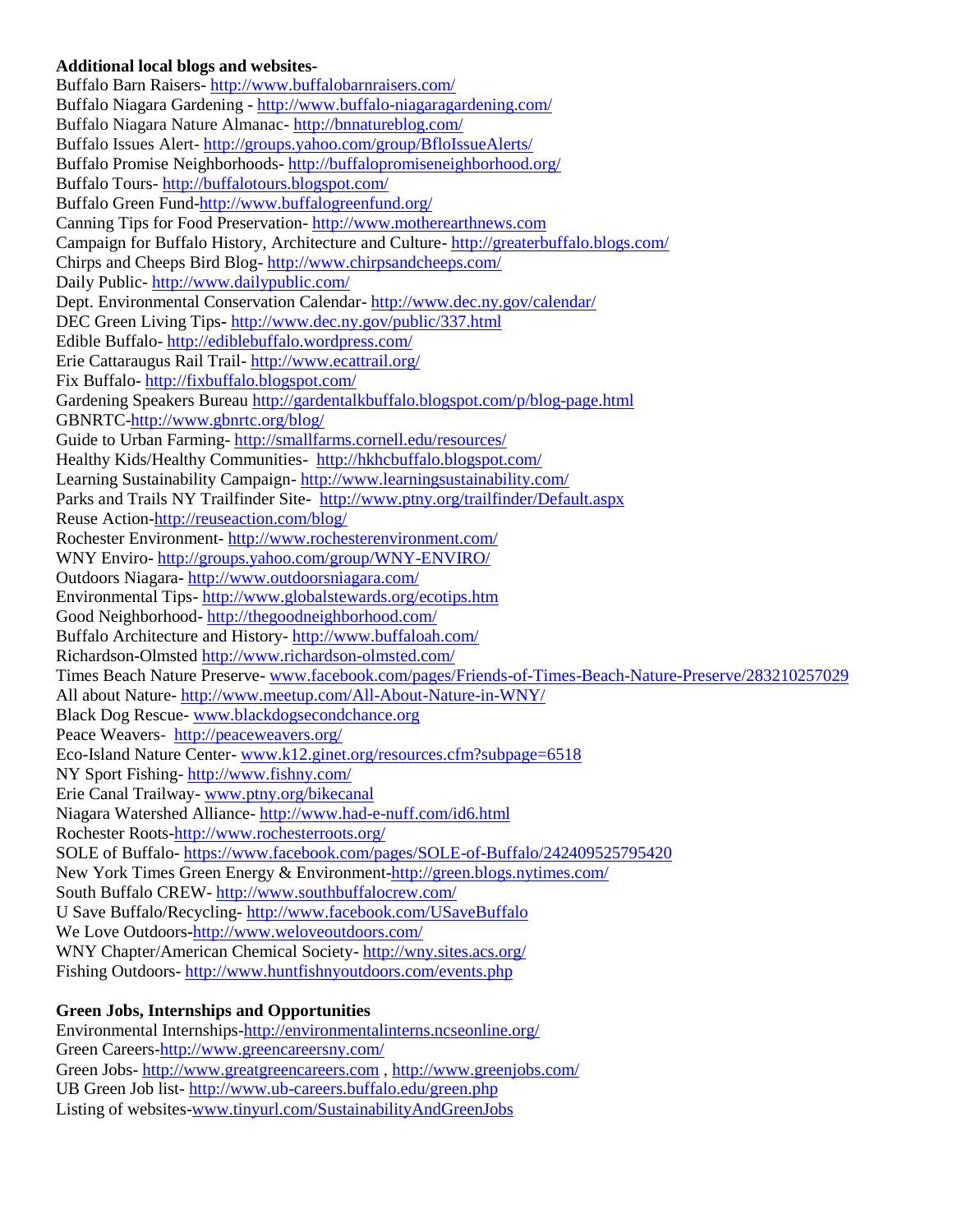**Additional local blogs and websites-**

Buffalo Barn Raisers- http://www.buffalobarnraisers.com/
Buffalo Niagara Gardening - http://www.buffalo-niagaragardening.com/
Buffalo Niagara Nature Almanac- http://bnnatureblog.com/
Buffalo Issues Alert- http://groups.yahoo.com/group/BfloIssueAlerts/
Buffalo Promise Neighborhoods- http://buffalopromiseneighborhood.org/
Buffalo Tours- http://buffalotours.blogspot.com/
Buffalo Green Fund-http://www.buffalogreenfund.org/
Canning Tips for Food Preservation- http://www.motherearthnews.com
Campaign for Buffalo History, Architecture and Culture- http://greaterbuffalo.blogs.com/
Chirps and Cheeps Bird Blog- http://www.chirpsandcheeps.com/
Daily Public- http://www.dailypublic.com/
Dept. Environmental Conservation Calendar- http://www.dec.ny.gov/calendar/
DEC Green Living Tips- http://www.dec.ny.gov/public/337.html
Edible Buffalo- http://ediblebuffalo.wordpress.com/
Erie Cattaraugus Rail Trail- http://www.ecattrail.org/
Fix Buffalo- http://fixbuffalo.blogspot.com/
Gardening Speakers Bureau http://gardentalkbuffalo.blogspot.com/p/blog-page.html
GBNRTC-http://www.gbnrtc.org/blog/
Guide to Urban Farming- http://smallfarms.cornell.edu/resources/
Healthy Kids/Healthy Communities- http://hkhcbuffalo.blogspot.com/
Learning Sustainability Campaign- http://www.learningsustainability.com/
Parks and Trails NY Trailfinder Site- http://www.ptny.org/trailfinder/Default.aspx
Reuse Action-http://reuseaction.com/blog/
Rochester Environment- http://www.rochesterenvironment.com/
WNY Enviro- http://groups.yahoo.com/group/WNY-ENVIRO/
Outdoors Niagara- http://www.outdoorsniagara.com/
Environmental Tips- http://www.globalstewards.org/ecotips.htm
Good Neighborhood- http://thegoodneighborhood.com/
Buffalo Architecture and History- http://www.buffaloah.com/
Richardson-Olmsted http://www.richardson-olmsted.com/
Times Beach Nature Preserve- www.facebook.com/pages/Friends-of-Times-Beach-Nature-Preserve/283210257029
All about Nature- http://www.meetup.com/All-About-Nature-in-WNY/
Black Dog Rescue- www.blackdogsecondchance.org
Peace Weavers- http://peaceweavers.org/
Eco-Island Nature Center- www.k12.ginet.org/resources.cfm?subpage=6518
NY Sport Fishing- http://www.fishny.com/
Erie Canal Trailway- www.ptny.org/bikecanal
Niagara Watershed Alliance- http://www.had-e-nuff.com/id6.html
Rochester Roots-http://www.rochesterroots.org/
SOLE of Buffalo- https://www.facebook.com/pages/SOLE-of-Buffalo/242409525795420
New York Times Green Energy & Environment-http://green.blogs.nytimes.com/
South Buffalo CREW- http://www.southbuffalocrew.com/
U Save Buffalo/Recycling- http://www.facebook.com/USaveBuffalo
We Love Outdoors-http://www.weloveoutdoors.com/
WNY Chapter/American Chemical Society- http://wny.sites.acs.org/
Fishing Outdoors- http://www.huntfishnyoutdoors.com/events.php

**Green Jobs, Internships and Opportunities**

Environmental Internships-http://environmentalinterns.ncseonline.org/
Green Careers-http://www.greencareersny.com/
Green Jobs- http://www.greatgreencareers.com , http://www.greenjobs.com/
UB Green Job list- http://www.ub-careers.buffalo.edu/green.php
Listing of websites-www.tinyurl.com/SustainabilityAndGreenJobs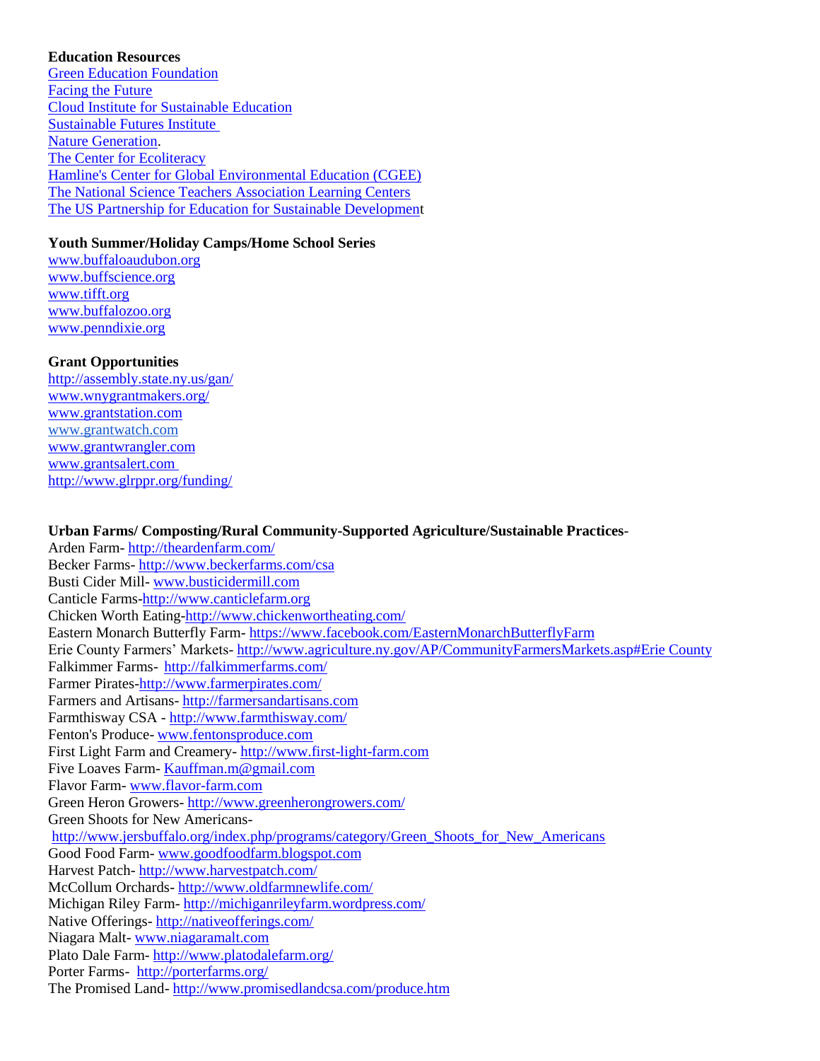**Education Resources**

[Green Education Foundation]
[Facing the Future]
[Cloud Institute for Sustainable Education]
[Sustainable Futures Institute]
[Nature Generation].
[The Center for Ecoliteracy]
[Hamline's Center for Global Environmental Education (CGEE)]
[The National Science Teachers Association Learning Centers]
[The US Partnership for Education for Sustainable Development]

**Youth Summer/Holiday Camps/Home School Series**

www.buffaloaudubon.org
www.buffscience.org
www.tifft.org
www.buffalozoo.org
www.penndixie.org

**Grant Opportunities**

http://assembly.state.ny.us/gan/
www.wnygrantmakers.org/
www.grantstation.com
www.grantwatch.com
www.grantwrangler.com
www.grantsalert.com
http://www.glrppr.org/funding/

**Urban Farms/ Composting/Rural Community-Supported Agriculture/Sustainable Practices**-

Arden Farm- http://theardenfarm.com/
Becker Farms- http://www.beckerfarms.com/csa
Busti Cider Mill- www.busticidermill.com
Canticle Farms-http://www.canticlefarm.org
Chicken Worth Eating-http://www.chickenwortheating.com/
Eastern Monarch Butterfly Farm- https://www.facebook.com/EasternMonarchButterflyFarm
Erie County Farmers' Markets- http://www.agriculture.ny.gov/AP/CommunityFarmersMarkets.asp#Erie County
Falkimmer Farms- http://falkimmerfarms.com/
Farmer Pirates-http://www.farmerpirates.com/
Farmers and Artisans- http://farmersandartisans.com
Farmthisway CSA - http://www.farmthisway.com/
Fenton's Produce- www.fentonsproduce.com
First Light Farm and Creamery- http://www.first-light-farm.com
Five Loaves Farm- Kauffman.m@gmail.com
Flavor Farm- www.flavor-farm.com
Green Heron Growers- http://www.greenherongrowers.com/
Green Shoots for New Americans-
http://www.jersbuffalo.org/index.php/programs/category/Green_Shoots_for_New_Americans
Good Food Farm- www.goodfoodfarm.blogspot.com
Harvest Patch- http://www.harvestpatch.com/
McCollum Orchards- http://www.oldfarmnewlife.com/
Michigan Riley Farm- http://michiganrileyfarm.wordpress.com/
Native Offerings- http://nativeofferings.com/
Niagara Malt- www.niagaramalt.com
Plato Dale Farm- http://www.platodalefarm.org/
Porter Farms- http://porterfarms.org/
The Promised Land- http://www.promisedlandcsa.com/produce.htm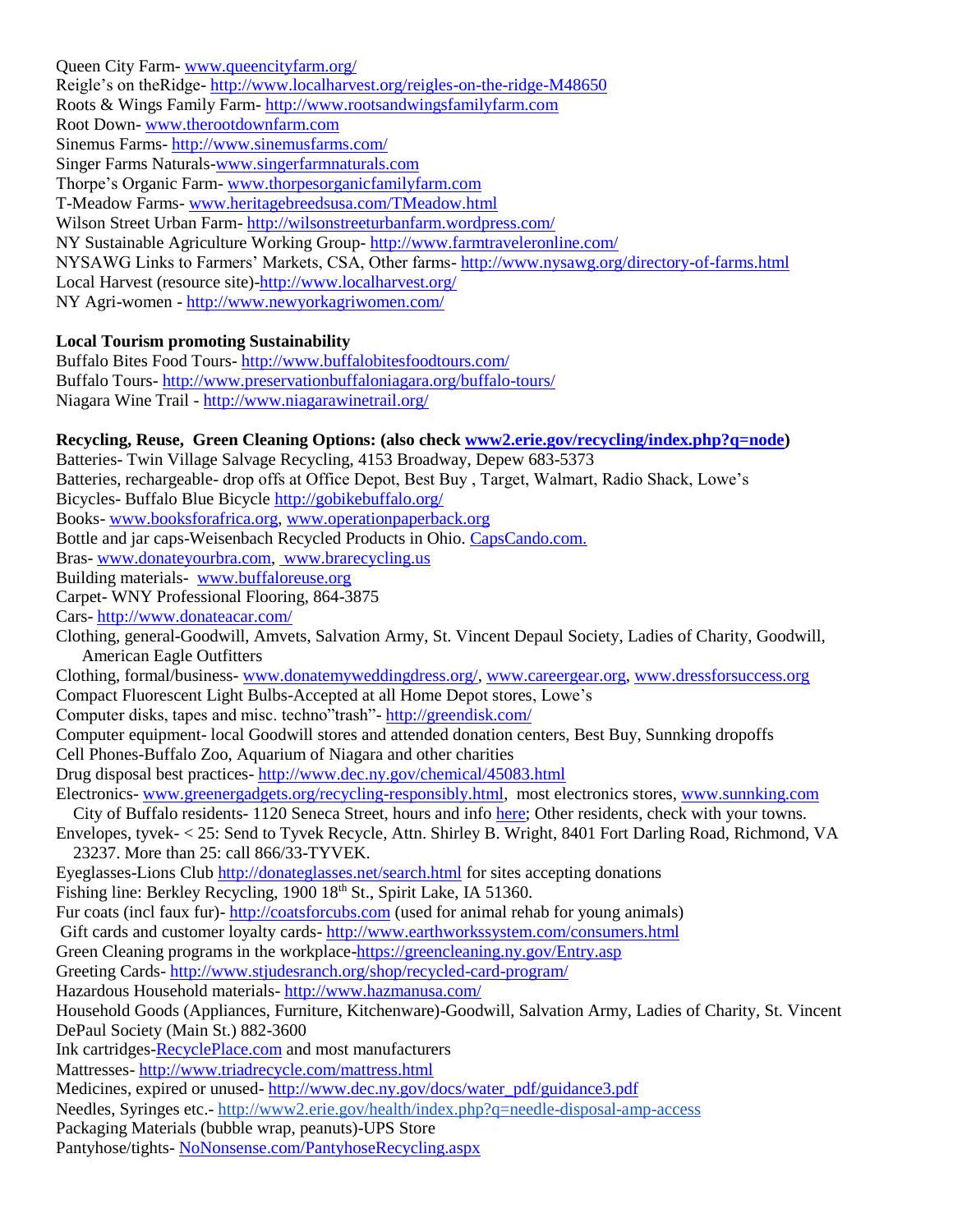Queen City Farm- www.queencityfarm.org/
Reigle's on theRidge- http://www.localharvest.org/reigles-on-the-ridge-M48650
Roots & Wings Family Farm- http://www.rootsandwingsfamilyfarm.com
Root Down- www.therootdownfarm.com
Sinemus Farms- http://www.sinemusfarms.com/
Singer Farms Naturals-www.singerfarmnaturals.com
Thorpe's Organic Farm- www.thorpesorganicfamilyfarm.com
T-Meadow Farms- www.heritagebreedsusa.com/TMeadow.html
Wilson Street Urban Farm- http://wilsonstreeturbanfarm.wordpress.com/
NY Sustainable Agriculture Working Group- http://www.farmtraveleronline.com/
NYSAWG Links to Farmers' Markets, CSA, Other farms- http://www.nysawg.org/directory-of-farms.html
Local Harvest (resource site)-http://www.localharvest.org/
NY Agri-women - http://www.newyorkagriwomen.com/

**Local Tourism promoting Sustainability**
Buffalo Bites Food Tours- http://www.buffalobitesfoodtours.com/
Buffalo Tours- http://www.preservationbuffaloniagara.org/buffalo-tours/
Niagara Wine Trail - http://www.niagarawinetrail.org/

**Recycling, Reuse, Green Cleaning Options: (also check www2.erie.gov/recycling/index.php?q=node)**
Batteries- Twin Village Salvage Recycling, 4153 Broadway, Depew 683-5373
Batteries, rechargeable- drop offs at Office Depot, Best Buy , Target, Walmart, Radio Shack, Lowe's
Bicycles- Buffalo Blue Bicycle http://gobikebuffalo.org/
Books- www.booksforafrica.org, www.operationpaperback.org
Bottle and jar caps-Weisenbach Recycled Products in Ohio. CapsCando.com.
Bras- www.donateyourbra.com, www.brarecycling.us
Building materials- www.buffaloreuse.org
Carpet- WNY Professional Flooring, 864-3875
Cars- http://www.donateacar.com/
Clothing, general-Goodwill, Amvets, Salvation Army, St. Vincent Depaul Society, Ladies of Charity, Goodwill, American Eagle Outfitters
Clothing, formal/business- www.donatemyweddingdress.org/, www.careergear.org, www.dressforsuccess.org
Compact Fluorescent Light Bulbs-Accepted at all Home Depot stores, Lowe's
Computer disks, tapes and misc. techno"trash"- http://greendisk.com/
Computer equipment- local Goodwill stores and attended donation centers, Best Buy, Sunnking dropoffs
Cell Phones-Buffalo Zoo, Aquarium of Niagara and other charities
Drug disposal best practices- http://www.dec.ny.gov/chemical/45083.html
Electronics- www.greenergadgets.org/recycling-responsibly.html, most electronics stores, www.sunnking.com
City of Buffalo residents- 1120 Seneca Street, hours and info here; Other residents, check with your towns.
Envelopes, tyvek- < 25: Send to Tyvek Recycle, Attn. Shirley B. Wright, 8401 Fort Darling Road, Richmond, VA 23237. More than 25: call 866/33-TYVEK.
Eyeglasses-Lions Club http://donateglasses.net/search.html for sites accepting donations
Fishing line: Berkley Recycling, 1900 18th St., Spirit Lake, IA 51360.
Fur coats (incl faux fur)- http://coatsforcubs.com (used for animal rehab for young animals)
Gift cards and customer loyalty cards- http://www.earthworkssystem.com/consumers.html
Green Cleaning programs in the workplace-https://greencleaning.ny.gov/Entry.asp
Greeting Cards- http://www.stjudesranch.org/shop/recycled-card-program/
Hazardous Household materials- http://www.hazmanusa.com/
Household Goods (Appliances, Furniture, Kitchenware)-Goodwill, Salvation Army, Ladies of Charity, St. Vincent DePaul Society (Main St.) 882-3600
Ink cartridges-RecyclePlace.com and most manufacturers
Mattresses- http://www.triadrecycle.com/mattress.html
Medicines, expired or unused- http://www.dec.ny.gov/docs/water_pdf/guidance3.pdf
Needles, Syringes etc.- http://www2.erie.gov/health/index.php?q=needle-disposal-amp-access
Packaging Materials (bubble wrap, peanuts)-UPS Store
Pantyhose/tights- NoNonsense.com/PantyhoseRecycling.aspx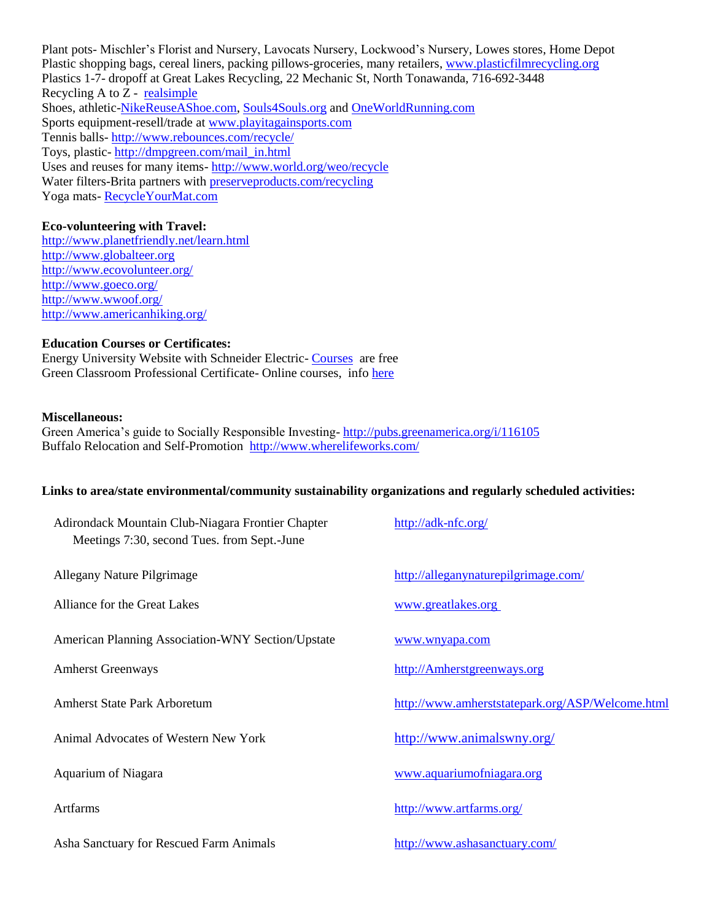Plant pots- Mischler's Florist and Nursery, Lavocats Nursery, Lockwood's Nursery, Lowes stores, Home Depot
Plastic shopping bags, cereal liners, packing pillows-groceries, many retailers, www.plasticfilmrecycling.org
Plastics 1-7- dropoff at Great Lakes Recycling, 22 Mechanic St, North Tonawanda, 716-692-3448
Recycling A to Z - realsimple
Shoes, athletic-NikeReuseAShoe.com, Souls4Souls.org and OneWorldRunning.com
Sports equipment-resell/trade at www.playitagainsports.com
Tennis balls- http://www.rebounces.com/recycle/
Toys, plastic- http://dmpgreen.com/mail_in.html
Uses and reuses for many items- http://www.world.org/weo/recycle
Water filters-Brita partners with preserveproducts.com/recycling
Yoga mats- RecycleYourMat.com

**Eco-volunteering with Travel:**
http://www.planetfriendly.net/learn.html
http://www.globalteer.org
http://www.ecovolunteer.org/
http://www.goeco.org/
http://www.wwoof.org/
http://www.americanhiking.org/

**Education Courses or Certificates:**
Energy University Website with Schneider Electric- Courses are free
Green Classroom Professional Certificate- Online courses, info here

**Miscellaneous:**
Green America's guide to Socially Responsible Investing- http://pubs.greenamerica.org/i/116105
Buffalo Relocation and Self-Promotion http://www.wherelifeworks.com/

**Links to area/state environmental/community sustainability organizations and regularly scheduled activities:**

| | |
|---|---|
| Adirondack Mountain Club-Niagara Frontier Chapter<br>Meetings 7:30, second Tues. from Sept.-June | http://adk-nfc.org/ |
| Allegany Nature Pilgrimage | http://alleganynaturepilgrimage.com/ |
| Alliance for the Great Lakes | www.greatlakes.org |
| American Planning Association-WNY Section/Upstate | www.wnyapa.com |
| Amherst Greenways | http://Amherstgreenways.org |
| Amherst State Park Arboretum | http://www.amherststatepark.org/ASP/Welcome.html |
| Animal Advocates of Western New York | http://www.animalswny.org/ |
| Aquarium of Niagara | www.aquariumofniagara.org |
| Artfarms | http://www.artfarms.org/ |
| Asha Sanctuary for Rescued Farm Animals | http://www.ashasanctuary.com/ |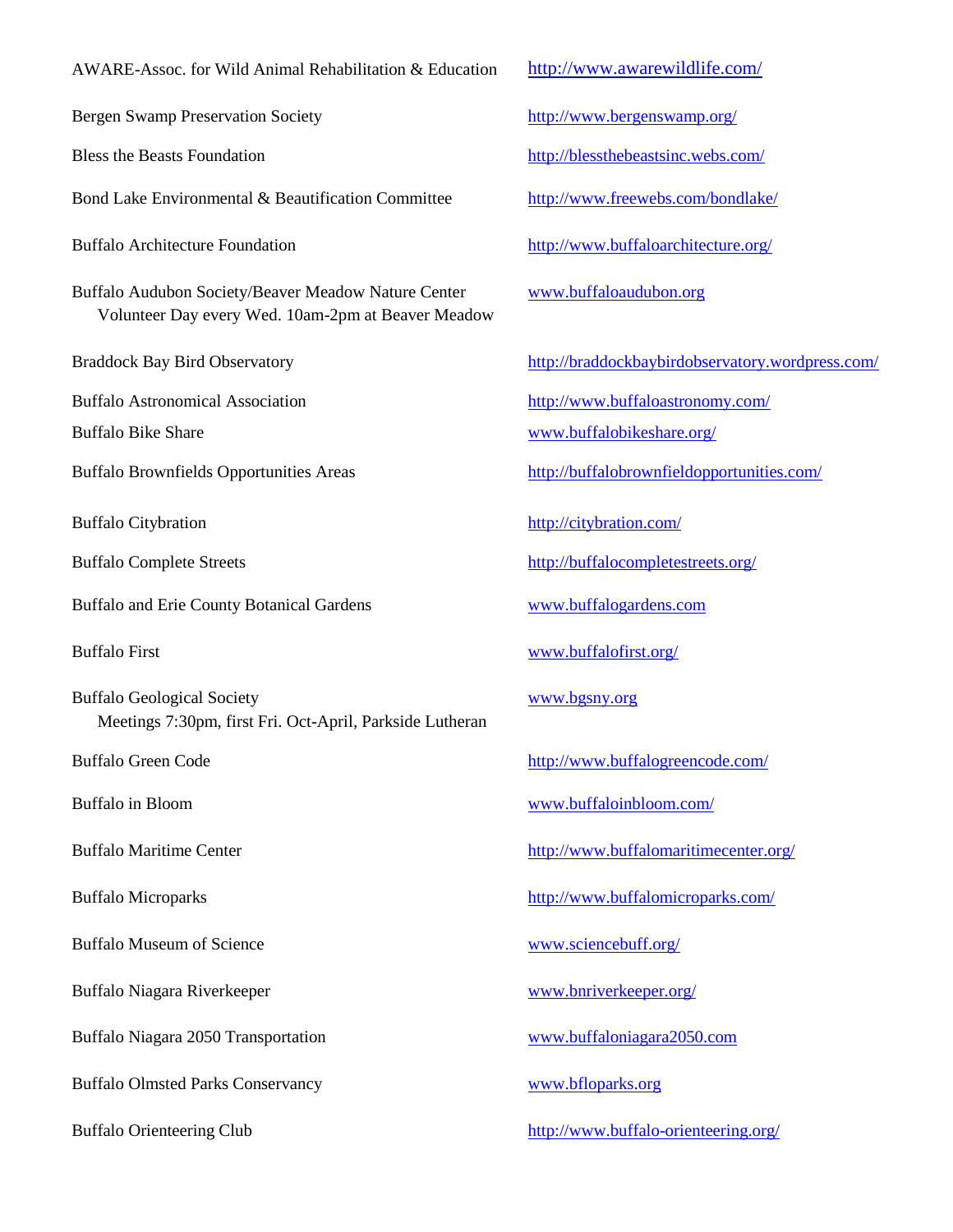| | |
|---|---|
| AWARE-Assoc. for Wild Animal Rehabilitation & Education | http://www.awarewildlife.com/ |
| Bergen Swamp Preservation Society | http://www.bergenswamp.org/ |
| Bless the Beasts Foundation | http://blessthebeastsinc.webs.com/ |
| Bond Lake Environmental & Beautification Committee | http://www.freewebs.com/bondlake/ |
| Buffalo Architecture Foundation | http://www.buffaloarchitecture.org/ |
| Buffalo Audubon Society/Beaver Meadow Nature Center<br>Volunteer Day every Wed. 10am-2pm at Beaver Meadow | www.buffaloaudubon.org |
| Braddock Bay Bird Observatory | http://braddockbaybirdobservatory.wordpress.com/ |
| Buffalo Astronomical Association | http://www.buffaloastronomy.com/ |
| Buffalo Bike Share | www.buffalobikeshare.org/ |
| Buffalo Brownfields Opportunities Areas | http://buffalobrownfieldopportunities.com/ |
| Buffalo Citybration | http://citybration.com/ |
| Buffalo Complete Streets | http://buffalocompletestreets.org/ |
| Buffalo and Erie County Botanical Gardens | www.buffalogardens.com |
| Buffalo First | www.buffalofirst.org/ |
| Buffalo Geological Society<br>Meetings 7:30pm, first Fri. Oct-April, Parkside Lutheran | www.bgsny.org |
| Buffalo Green Code | http://www.buffalogreencode.com/ |
| Buffalo in Bloom | www.buffaloinbloom.com/ |
| Buffalo Maritime Center | http://www.buffalomaritimecenter.org/ |
| Buffalo Microparks | http://www.buffalomicroparks.com/ |
| Buffalo Museum of Science | www.sciencebuff.org/ |
| Buffalo Niagara Riverkeeper | www.bnriverkeeper.org/ |
| Buffalo Niagara 2050 Transportation | www.buffaloniagara2050.com |
| Buffalo Olmsted Parks Conservancy | www.bfloparks.org |
| Buffalo Orienteering Club | http://www.buffalo-orienteering.org/ |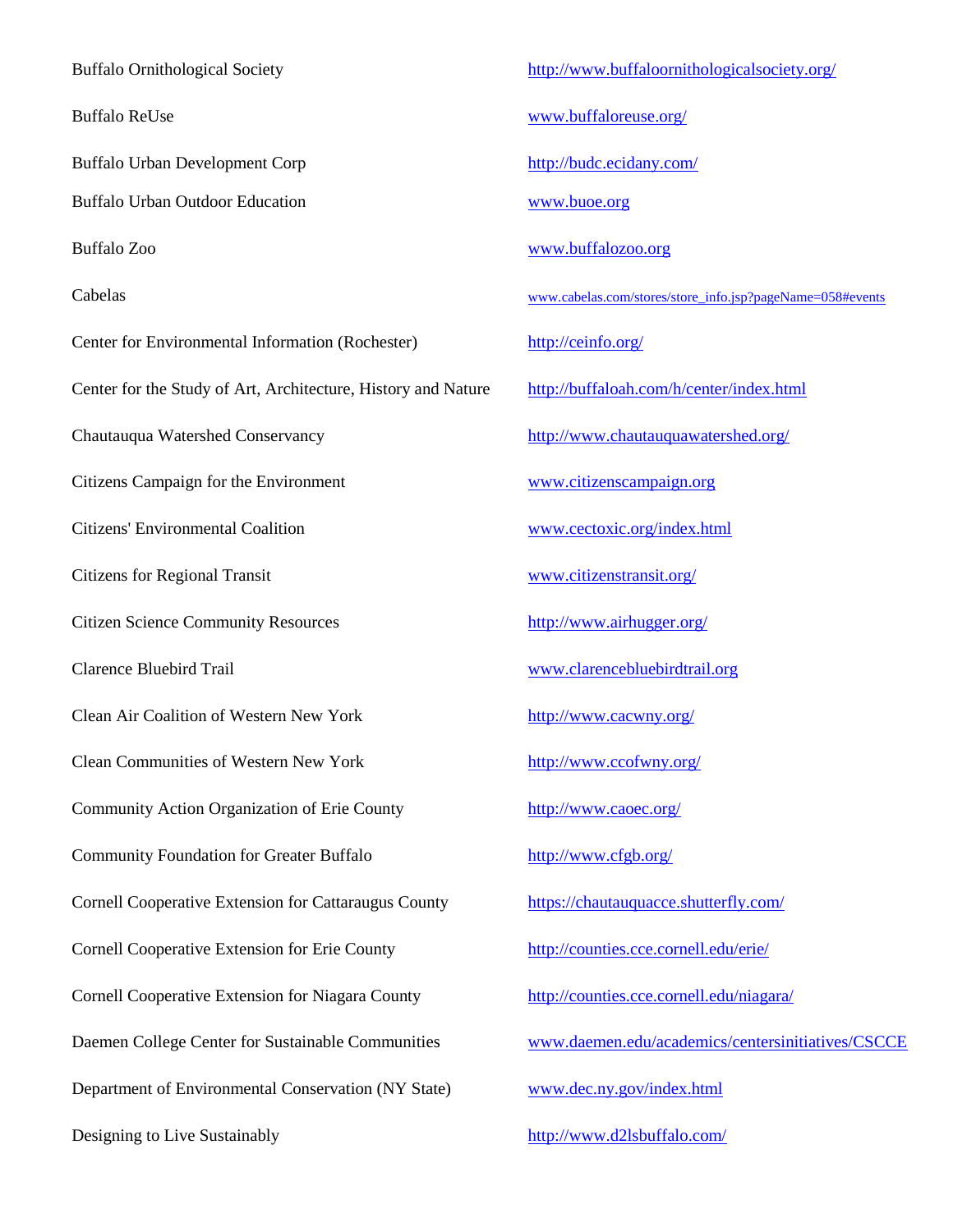| | |
|---|---|
| Buffalo Ornithological Society | http://www.buffaloornithologicalsociety.org/ |
| Buffalo ReUse | www.buffaloreuse.org/ |
| Buffalo Urban Development Corp | http://budc.ecidany.com/ |
| Buffalo Urban Outdoor Education | www.buoe.org |
| Buffalo Zoo | www.buffalozoo.org |
| Cabelas | www.cabelas.com/stores/store_info.jsp?pageName=058#events |
| Center for Environmental Information (Rochester) | http://ceinfo.org/ |
| Center for the Study of Art, Architecture, History and Nature | http://buffaloah.com/h/center/index.html |
| Chautauqua Watershed Conservancy | http://www.chautauquawatershed.org/ |
| Citizens Campaign for the Environment | www.citizenscampaign.org |
| Citizens' Environmental Coalition | www.cectoxic.org/index.html |
| Citizens for Regional Transit | www.citizenstransit.org/ |
| Citizen Science Community Resources | http://www.airhugger.org/ |
| Clarence Bluebird Trail | www.clarencebluebirdtrail.org |
| Clean Air Coalition of Western New York | http://www.cacwny.org/ |
| Clean Communities of Western New York | http://www.ccofwny.org/ |
| Community Action Organization of Erie County | http://www.caoec.org/ |
| Community Foundation for Greater Buffalo | http://www.cfgb.org/ |
| Cornell Cooperative Extension for Cattaraugus County | https://chautauquacce.shutterfly.com/ |
| Cornell Cooperative Extension for Erie County | http://counties.cce.cornell.edu/erie/ |
| Cornell Cooperative Extension for Niagara County | http://counties.cce.cornell.edu/niagara/ |
| Daemen College Center for Sustainable Communities | www.daemen.edu/academics/centersinitiatives/CSCCE |
| Department of Environmental Conservation (NY State) | www.dec.ny.gov/index.html |
| Designing to Live Sustainably | http://www.d2lsbuffalo.com/ |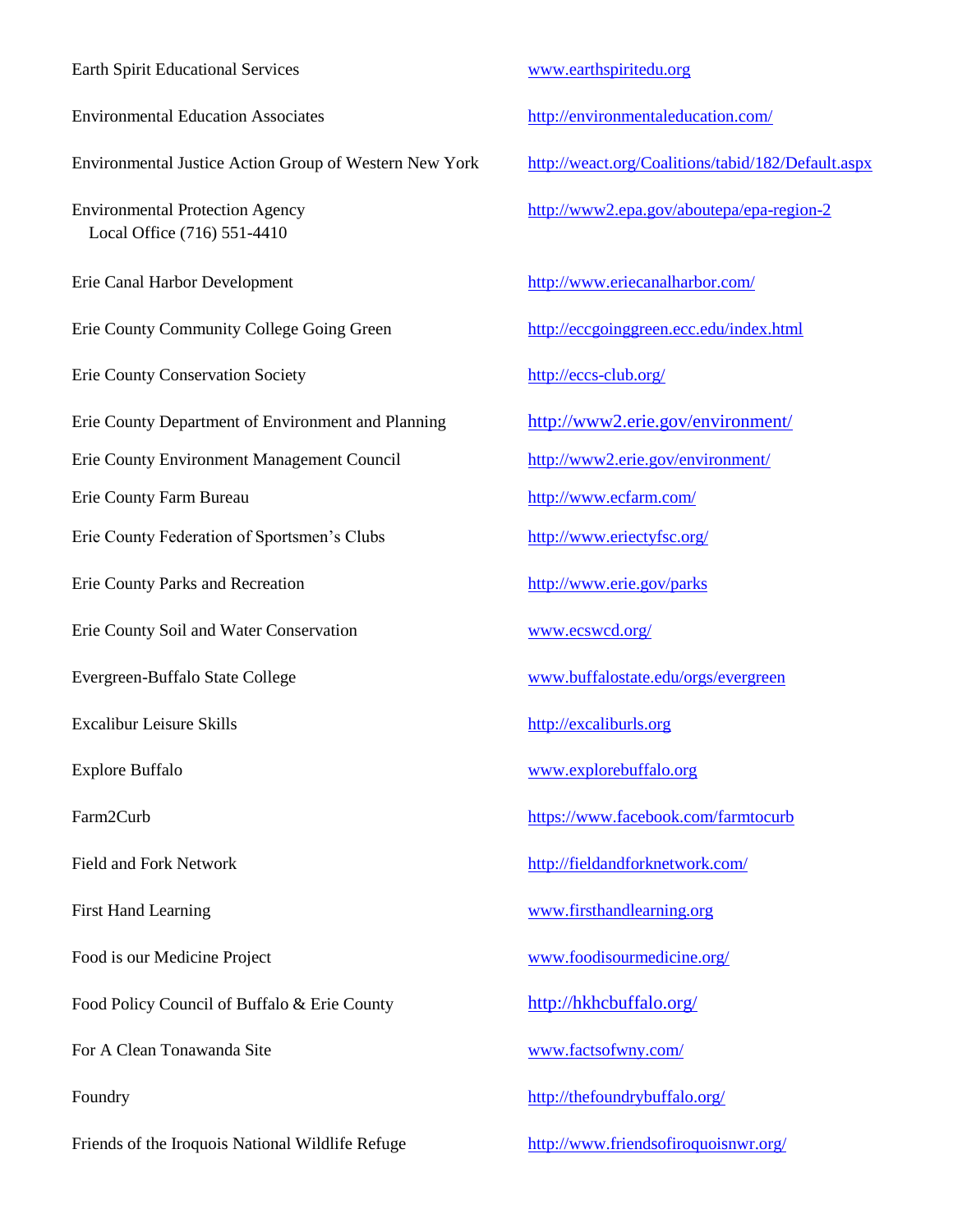| | |
|---|---|
| Earth Spirit Educational Services | www.earthspiritedu.org |
| Environmental Education Associates | http://environmentaleducation.com/ |
| Environmental Justice Action Group of Western New York | http://weact.org/Coalitions/tabid/182/Default.aspx |
| Environmental Protection Agency<br>Local Office (716) 551-4410 | http://www2.epa.gov/aboutepa/epa-region-2 |
| Erie Canal Harbor Development | http://www.eriecanalharbor.com/ |
| Erie County Community College Going Green | http://eccgoinggreen.ecc.edu/index.html |
| Erie County Conservation Society | http://eccs-club.org/ |
| Erie County Department of Environment and Planning | http://www2.erie.gov/environment/ |
| Erie County Environment Management Council | http://www2.erie.gov/environment/ |
| Erie County Farm Bureau | http://www.ecfarm.com/ |
| Erie County Federation of Sportsmen's Clubs | http://www.eriectyfsc.org/ |
| Erie County Parks and Recreation | http://www.erie.gov/parks |
| Erie County Soil and Water Conservation | www.ecswcd.org/ |
| Evergreen-Buffalo State College | www.buffalostate.edu/orgs/evergreen |
| Excalibur Leisure Skills | http://excaliburls.org |
| Explore Buffalo | www.explorebuffalo.org |
| Farm2Curb | https://www.facebook.com/farmtocurb |
| Field and Fork Network | http://fieldandforknetwork.com/ |
| First Hand Learning | www.firsthandlearning.org |
| Food is our Medicine Project | www.foodisourmedicine.org/ |
| Food Policy Council of Buffalo & Erie County | http://hkhcbuffalo.org/ |
| For A Clean Tonawanda Site | www.factsofwny.com/ |
| Foundry | http://thefoundrybuffalo.org/ |
| Friends of the Iroquois National Wildlife Refuge | http://www.friendsofiroquoisnwr.org/ |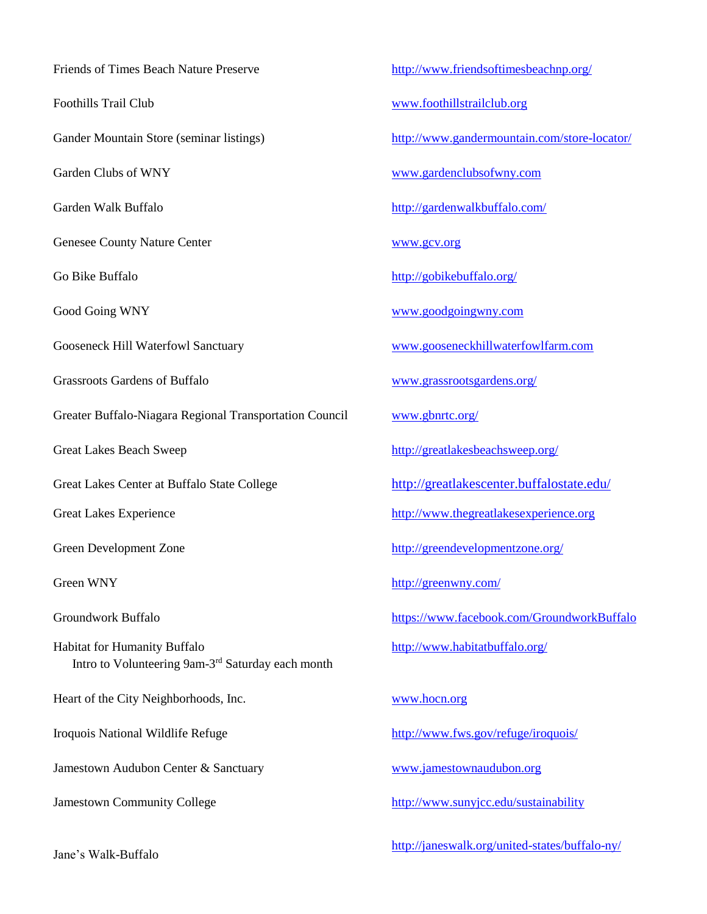| | |
|---|---|
| Friends of Times Beach Nature Preserve | http://www.friendsoftimesbeachnp.org/ |
| Foothills Trail Club | www.foothillstrailclub.org |
| Gander Mountain Store (seminar listings) | http://www.gandermountain.com/store-locator/ |
| Garden Clubs of WNY | www.gardenclubsofwny.com |
| Garden Walk Buffalo | http://gardenwalkbuffalo.com/ |
| Genesee County Nature Center | www.gcv.org |
| Go Bike Buffalo | http://gobikebuffalo.org/ |
| Good Going WNY | www.goodgoingwny.com |
| Gooseneck Hill Waterfowl Sanctuary | www.gooseneckhillwaterfowlfarm.com |
| Grassroots Gardens of Buffalo | www.grassrootsgardens.org/ |
| Greater Buffalo-Niagara Regional Transportation Council | www.gbnrtc.org/ |
| Great Lakes Beach Sweep | http://greatlakesbeachsweep.org/ |
| Great Lakes Center at Buffalo State College | http://greatlakescenter.buffalostate.edu/ |
| Great Lakes Experience | http://www.thegreatlakesexperience.org |
| Green Development Zone | http://greendevelopmentzone.org/ |
| Green WNY | http://greenwny.com/ |
| Groundwork Buffalo | https://www.facebook.com/GroundworkBuffalo |
| Habitat for Humanity Buffalo<br>Intro to Volunteering 9am-3rd Saturday each month | http://www.habitatbuffalo.org/ |
| Heart of the City Neighborhoods, Inc. | www.hocn.org |
| Iroquois National Wildlife Refuge | http://www.fws.gov/refuge/iroquois/ |
| Jamestown Audubon Center & Sanctuary | www.jamestownaudubon.org |
| Jamestown Community College | http://www.sunyjcc.edu/sustainability |
| Jane's Walk-Buffalo | http://janeswalk.org/united-states/buffalo-ny/ |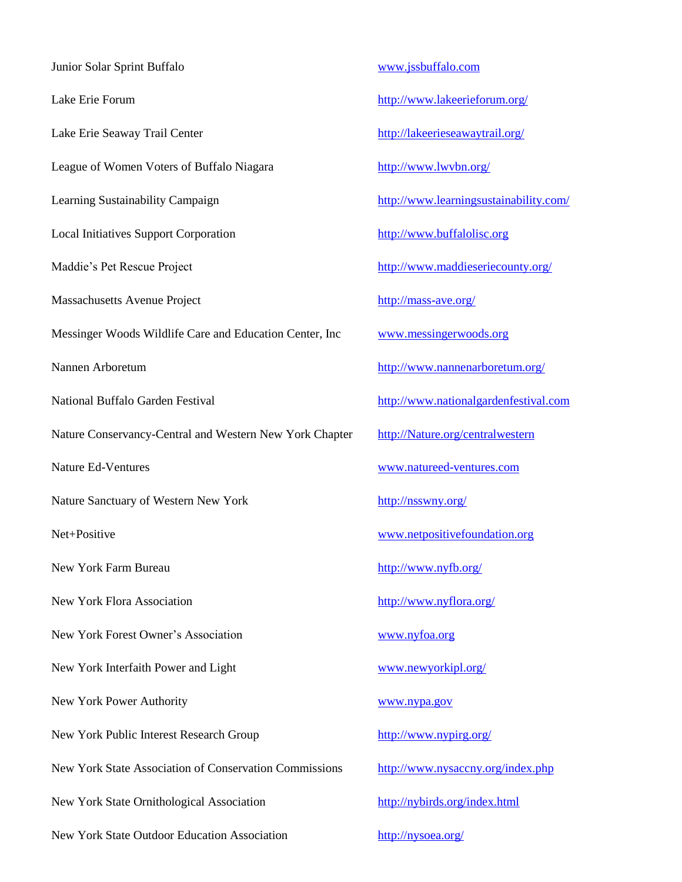| | |
|---|---|
| Junior Solar Sprint Buffalo | www.jssbuffalo.com |
| Lake Erie Forum | http://www.lakeerieforum.org/ |
| Lake Erie Seaway Trail Center | http://lakeerieseawaytrail.org/ |
| League of Women Voters of Buffalo Niagara | http://www.lwvbn.org/ |
| Learning Sustainability Campaign | http://www.learningsustainability.com/ |
| Local Initiatives Support Corporation | http://www.buffalolisc.org |
| Maddie's Pet Rescue Project | http://www.maddieseriecounty.org/ |
| Massachusetts Avenue Project | http://mass-ave.org/ |
| Messinger Woods Wildlife Care and Education Center, Inc | www.messingerwoods.org |
| Nannen Arboretum | http://www.nannenarboretum.org/ |
| National Buffalo Garden Festival | http://www.nationalgardenfestival.com |
| Nature Conservancy-Central and Western New York Chapter | http://Nature.org/centralwestern |
| Nature Ed-Ventures | www.natureed-ventures.com |
| Nature Sanctuary of Western New York | http://nsswny.org/ |
| Net+Positive | www.netpositivefoundation.org |
| New York Farm Bureau | http://www.nyfb.org/ |
| New York Flora Association | http://www.nyflora.org/ |
| New York Forest Owner's Association | www.nyfoa.org |
| New York Interfaith Power and Light | www.newyorkipl.org/ |
| New York Power Authority | www.nypa.gov |
| New York Public Interest Research Group | http://www.nypirg.org/ |
| New York State Association of Conservation Commissions | http://www.nysaccny.org/index.php |
| New York State Ornithological Association | http://nybirds.org/index.html |
| New York State Outdoor Education Association | http://nysoea.org/ |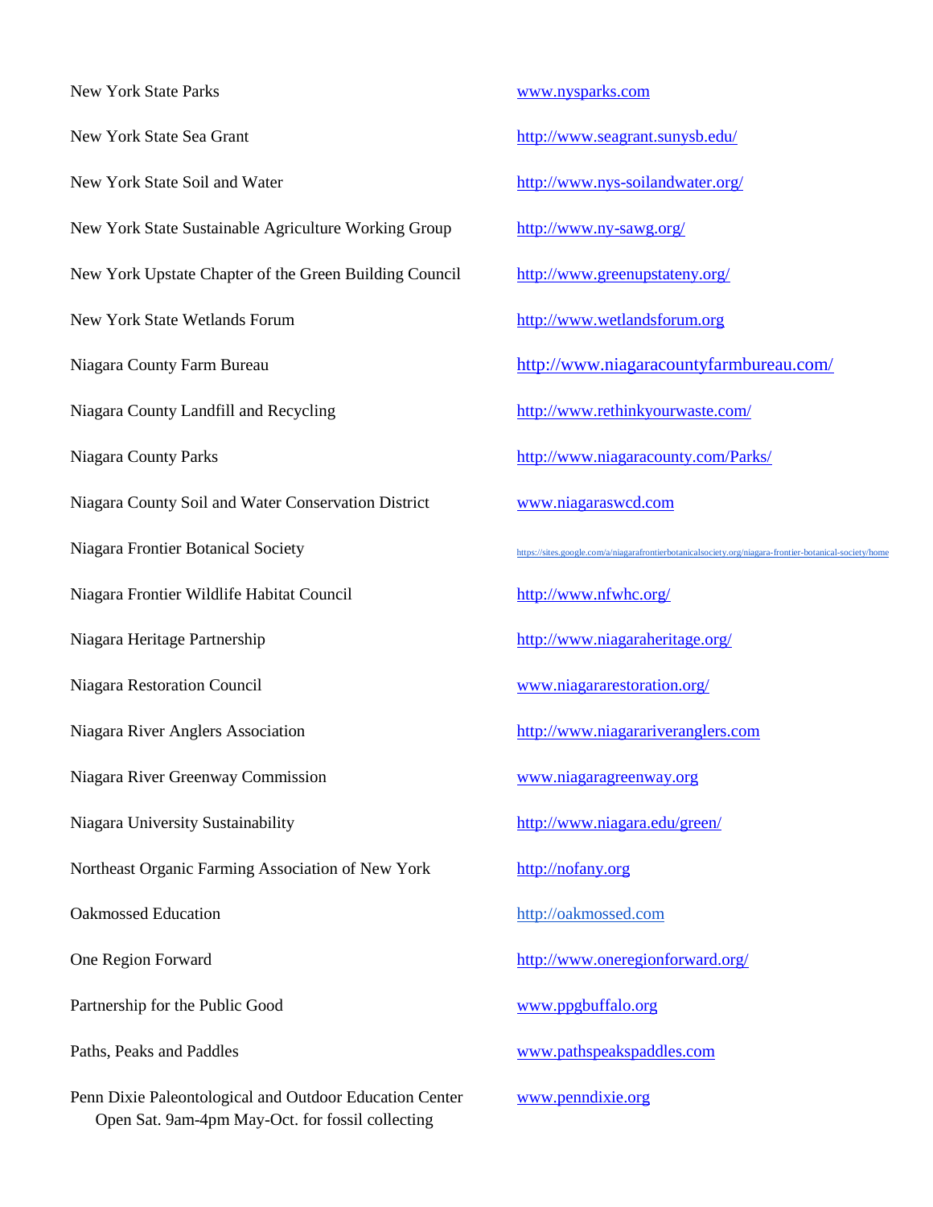| | |
|---|---|
| New York State Parks | www.nysparks.com |
| New York State Sea Grant | http://www.seagrant.sunysb.edu/ |
| New York State Soil and Water | http://www.nys-soilandwater.org/ |
| New York State Sustainable Agriculture Working Group | http://www.ny-sawg.org/ |
| New York Upstate Chapter of the Green Building Council | http://www.greenupstateny.org/ |
| New York State Wetlands Forum | http://www.wetlandsforum.org |
| Niagara County Farm Bureau | http://www.niagaracountyfarmbureau.com/ |
| Niagara County Landfill and Recycling | http://www.rethinkyourwaste.com/ |
| Niagara County Parks | http://www.niagaracounty.com/Parks/ |
| Niagara County Soil and Water Conservation District | www.niagaraswcd.com |
| Niagara Frontier Botanical Society | https://sites.google.com/a/niagarafrontierbotanicalsociety.org/niagara-frontier-botanical-society/home |
| Niagara Frontier Wildlife Habitat Council | http://www.nfwhc.org/ |
| Niagara Heritage Partnership | http://www.niagaraheritage.org/ |
| Niagara Restoration Council | www.niagararestoration.org/ |
| Niagara River Anglers Association | http://www.niagarariveranglers.com |
| Niagara River Greenway Commission | www.niagaragreenway.org |
| Niagara University Sustainability | http://www.niagara.edu/green/ |
| Northeast Organic Farming Association of New York | http://nofany.org |
| Oakmossed Education | http://oakmossed.com |
| One Region Forward | http://www.oneregionforward.org/ |
| Partnership for the Public Good | www.ppgbuffalo.org |
| Paths, Peaks and Paddles | www.pathspeakspaddles.com |
| Penn Dixie Paleontological and Outdoor Education Center<br>Open Sat. 9am-4pm May-Oct. for fossil collecting | www.penndixie.org |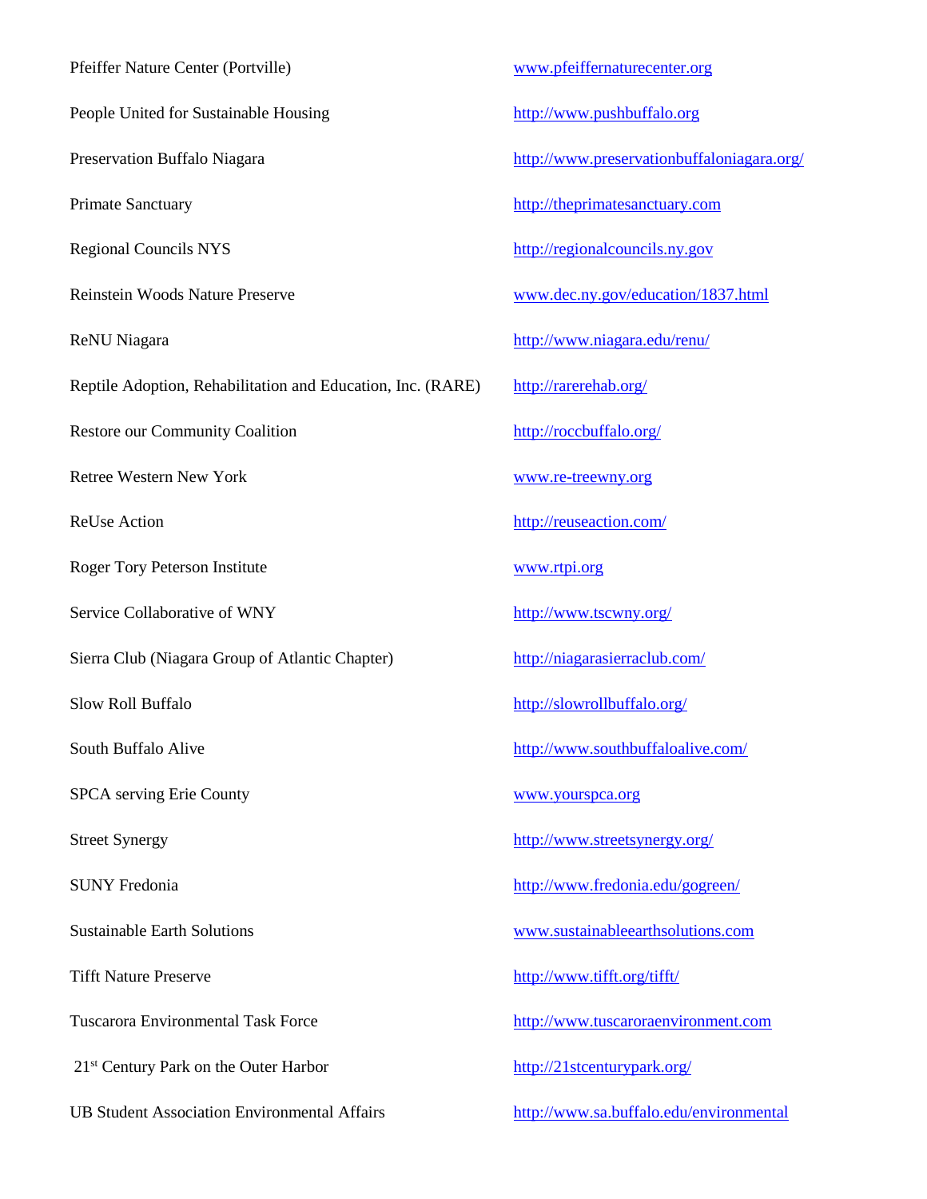| | |
|---|---|
| Pfeiffer Nature Center (Portville) | www.pfeiffernaturecenter.org |
| People United for Sustainable Housing | http://www.pushbuffalo.org |
| Preservation Buffalo Niagara | http://www.preservationbuffaloniagara.org/ |
| Primate Sanctuary | http://theprimatesanctuary.com |
| Regional Councils NYS | http://regionalcouncils.ny.gov |
| Reinstein Woods Nature Preserve | www.dec.ny.gov/education/1837.html |
| ReNU Niagara | http://www.niagara.edu/renu/ |
| Reptile Adoption, Rehabilitation and Education, Inc. (RARE) | http://rarerehab.org/ |
| Restore our Community Coalition | http://roccbuffalo.org/ |
| Retree Western New York | www.re-treewny.org |
| ReUse Action | http://reuseaction.com/ |
| Roger Tory Peterson Institute | www.rtpi.org |
| Service Collaborative of WNY | http://www.tscwny.org/ |
| Sierra Club (Niagara Group of Atlantic Chapter) | http://niagarasierraclub.com/ |
| Slow Roll Buffalo | http://slowrollbuffalo.org/ |
| South Buffalo Alive | http://www.southbuffaloalive.com/ |
| SPCA serving Erie County | www.yourspca.org |
| Street Synergy | http://www.streetsynergy.org/ |
| SUNY Fredonia | http://www.fredonia.edu/gogreen/ |
| Sustainable Earth Solutions | www.sustainableearthsolutions.com |
| Tifft Nature Preserve | http://www.tifft.org/tifft/ |
| Tuscarora Environmental Task Force | http://www.tuscaroraenvironment.com |
| 21st Century Park on the Outer Harbor | http://21stcenturypark.org/ |
| UB Student Association Environmental Affairs | http://www.sa.buffalo.edu/environmental |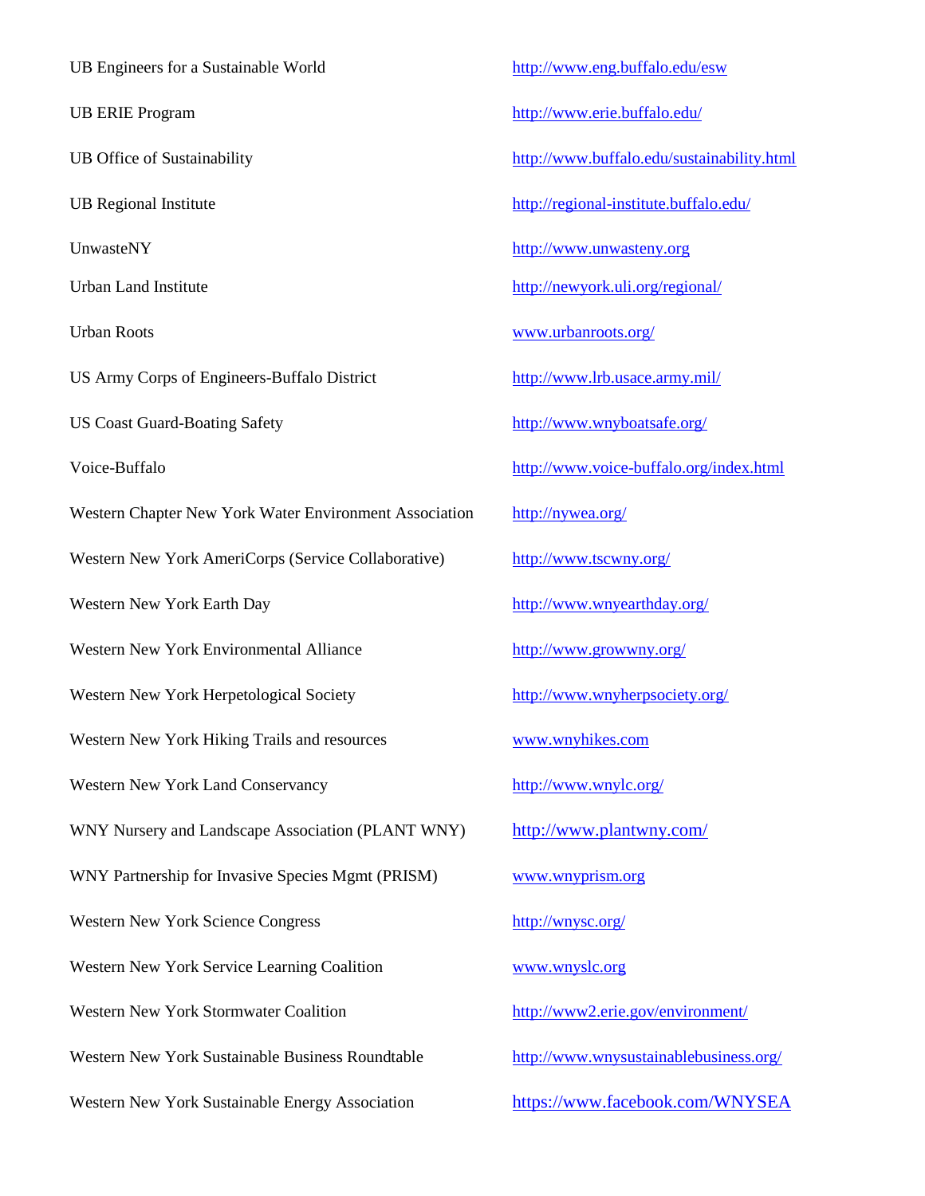| | |
|---|---|
| UB Engineers for a Sustainable World | http://www.eng.buffalo.edu/esw |
| UB ERIE Program | http://www.erie.buffalo.edu/ |
| UB Office of Sustainability | http://www.buffalo.edu/sustainability.html |
| UB Regional Institute | http://regional-institute.buffalo.edu/ |
| UnwasteNY | http://www.unwasteny.org |
| Urban Land Institute | http://newyork.uli.org/regional/ |
| Urban Roots | www.urbanroots.org/ |
| US Army Corps of Engineers-Buffalo District | http://www.lrb.usace.army.mil/ |
| US Coast Guard-Boating Safety | http://www.wnyboatsafe.org/ |
| Voice-Buffalo | http://www.voice-buffalo.org/index.html |
| Western Chapter New York Water Environment Association | http://nywea.org/ |
| Western New York AmeriCorps (Service Collaborative) | http://www.tscwny.org/ |
| Western New York Earth Day | http://www.wnyearthday.org/ |
| Western New York Environmental Alliance | http://www.growwny.org/ |
| Western New York Herpetological Society | http://www.wnyherpsociety.org/ |
| Western New York Hiking Trails and resources | www.wnyhikes.com |
| Western New York Land Conservancy | http://www.wnylc.org/ |
| WNY Nursery and Landscape Association (PLANT WNY) | http://www.plantwny.com/ |
| WNY Partnership for Invasive Species Mgmt (PRISM) | www.wnyprism.org |
| Western New York Science Congress | http://wnysc.org/ |
| Western New York Service Learning Coalition | www.wnyslc.org |
| Western New York Stormwater Coalition | http://www2.erie.gov/environment/ |
| Western New York Sustainable Business Roundtable | http://www.wnysustainablebusiness.org/ |
| Western New York Sustainable Energy Association | https://www.facebook.com/WNYSEA |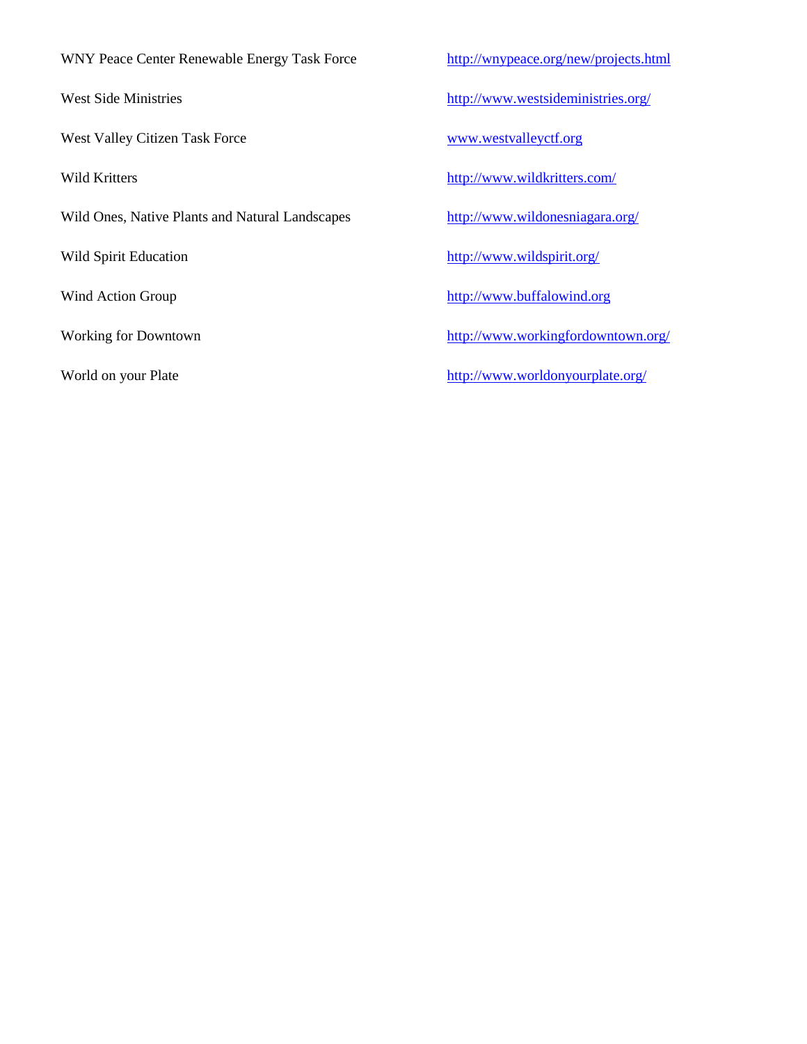| | |
|---|---|
| WNY Peace Center Renewable Energy Task Force | http://wnypeace.org/new/projects.html |
| West Side Ministries | http://www.westsideministries.org/ |
| West Valley Citizen Task Force | www.westvalleyctf.org |
| Wild Kritters | http://www.wildkritters.com/ |
| Wild Ones, Native Plants and Natural Landscapes | http://www.wildonesniagara.org/ |
| Wild Spirit Education | http://www.wildspirit.org/ |
| Wind Action Group | http://www.buffalowind.org |
| Working for Downtown | http://www.workingfordowntown.org/ |
| World on your Plate | http://www.worldonyourplate.org/ |